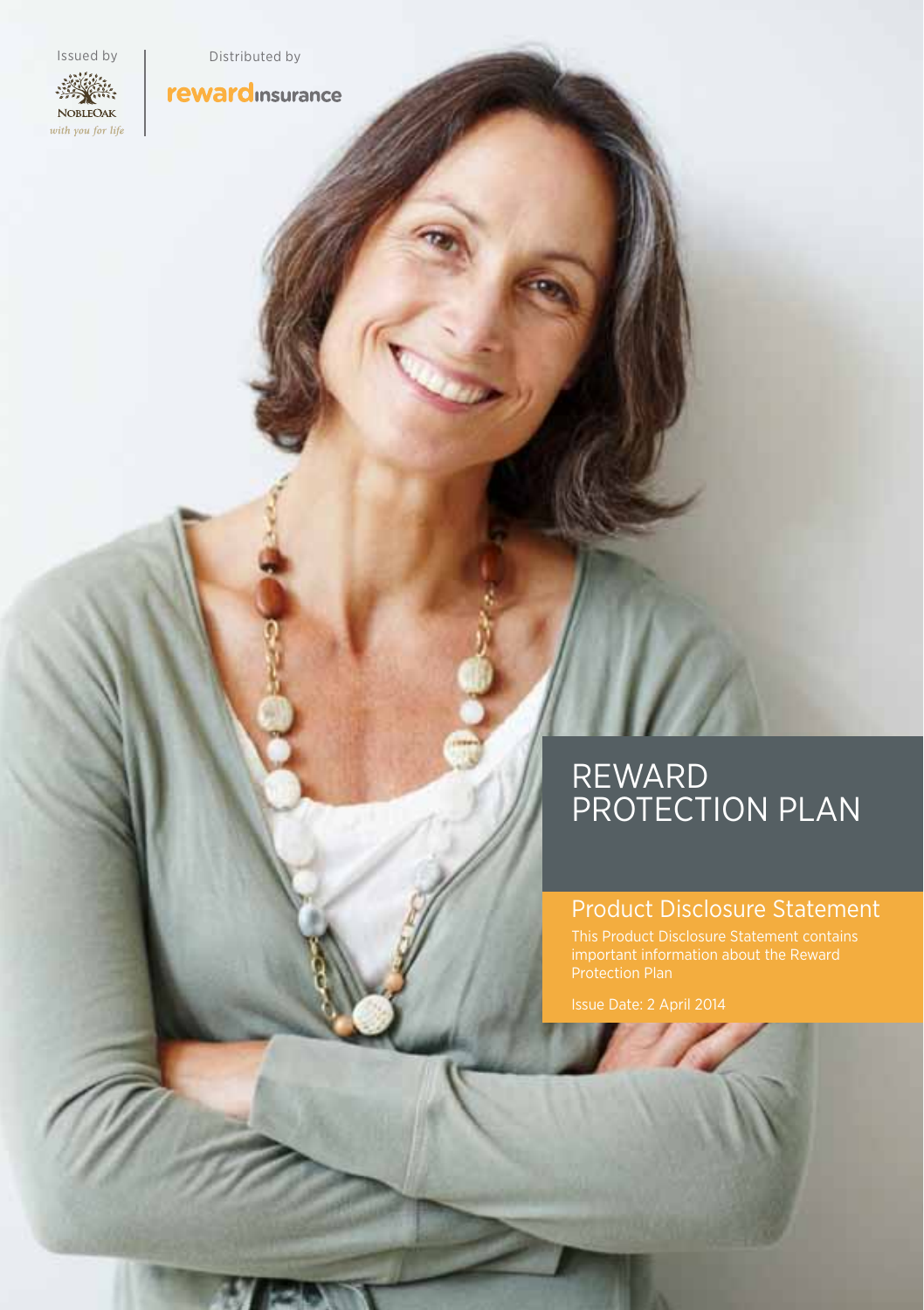Issued by

NOBLEOAK
*with you for life*

Distributed by

rewardinsurance

# REWARD PROTECTION PLAN

## Product Disclosure Statement

This Product Disclosure Statement contains important information about the Reward Protection Plan

Issue Date: 2 April 2014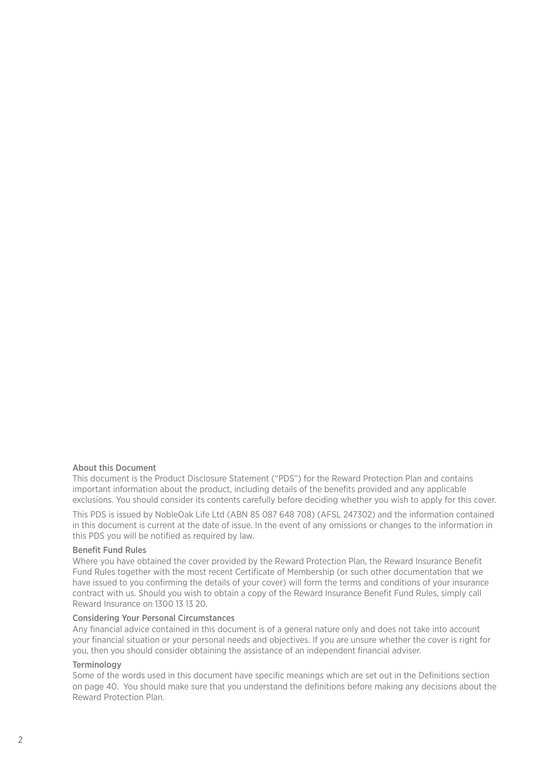## About this Document

This document is the Product Disclosure Statement ("PDS") for the Reward Protection Plan and contains important information about the product, including details of the benefits provided and any applicable exclusions. You should consider its contents carefully before deciding whether you wish to apply for this cover.

This PDS is issued by NobleOak Life Ltd (ABN 85 087 648 708) (AFSL 247302) and the information contained in this document is current at the date of issue. In the event of any omissions or changes to the information in this PDS you will be notified as required by law.

## Benefit Fund Rules

Where you have obtained the cover provided by the Reward Protection Plan, the Reward Insurance Benefit Fund Rules together with the most recent Certificate of Membership (or such other documentation that we have issued to you confirming the details of your cover) will form the terms and conditions of your insurance contract with us. Should you wish to obtain a copy of the Reward Insurance Benefit Fund Rules, simply call Reward Insurance on 1300 13 13 20.

## Considering Your Personal Circumstances

Any financial advice contained in this document is of a general nature only and does not take into account your financial situation or your personal needs and objectives. If you are unsure whether the cover is right for you, then you should consider obtaining the assistance of an independent financial adviser.

## Terminology

Some of the words used in this document have specific meanings which are set out in the Definitions section on page 40. You should make sure that you understand the definitions before making any decisions about the Reward Protection Plan.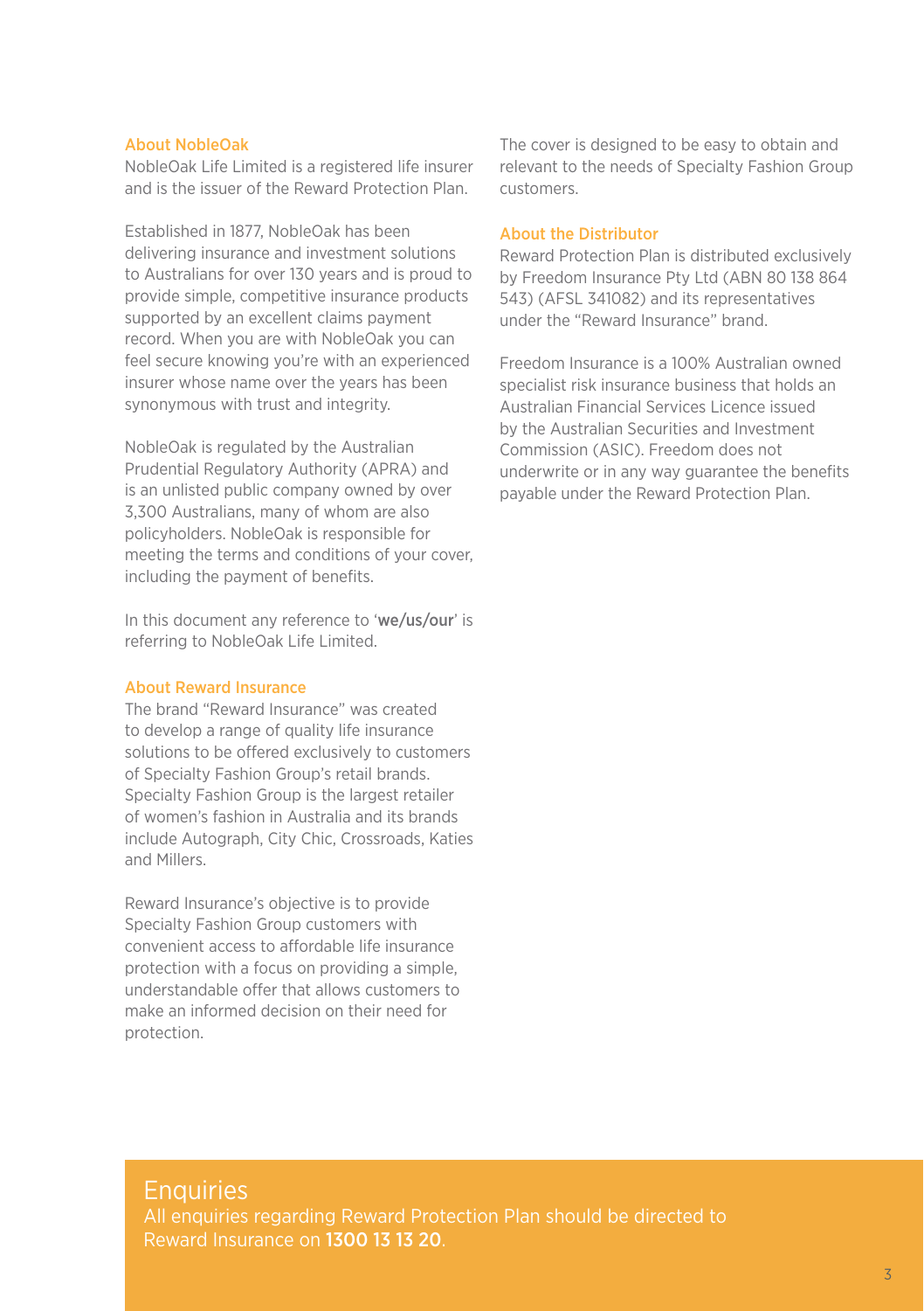## About NobleOak

NobleOak Life Limited is a registered life insurer and is the issuer of the Reward Protection Plan.

Established in 1877, NobleOak has been delivering insurance and investment solutions to Australians for over 130 years and is proud to provide simple, competitive insurance products supported by an excellent claims payment record. When you are with NobleOak you can feel secure knowing you're with an experienced insurer whose name over the years has been synonymous with trust and integrity.

NobleOak is regulated by the Australian Prudential Regulatory Authority (APRA) and is an unlisted public company owned by over 3,300 Australians, many of whom are also policyholders. NobleOak is responsible for meeting the terms and conditions of your cover, including the payment of benefits.

In this document any reference to '**we/us/our**' is referring to NobleOak Life Limited.

## About Reward Insurance

The brand "Reward Insurance" was created to develop a range of quality life insurance solutions to be offered exclusively to customers of Specialty Fashion Group's retail brands. Specialty Fashion Group is the largest retailer of women's fashion in Australia and its brands include Autograph, City Chic, Crossroads, Katies and Millers.

Reward Insurance's objective is to provide Specialty Fashion Group customers with convenient access to affordable life insurance protection with a focus on providing a simple, understandable offer that allows customers to make an informed decision on their need for protection.

The cover is designed to be easy to obtain and relevant to the needs of Specialty Fashion Group customers.

## About the Distributor

Reward Protection Plan is distributed exclusively by Freedom Insurance Pty Ltd (ABN 80 138 864 543) (AFSL 341082) and its representatives under the "Reward Insurance" brand.

Freedom Insurance is a 100% Australian owned specialist risk insurance business that holds an Australian Financial Services Licence issued by the Australian Securities and Investment Commission (ASIC). Freedom does not underwrite or in any way guarantee the benefits payable under the Reward Protection Plan.

## Enquiries

All enquiries regarding Reward Protection Plan should be directed to Reward Insurance on **1300 13 13 20**.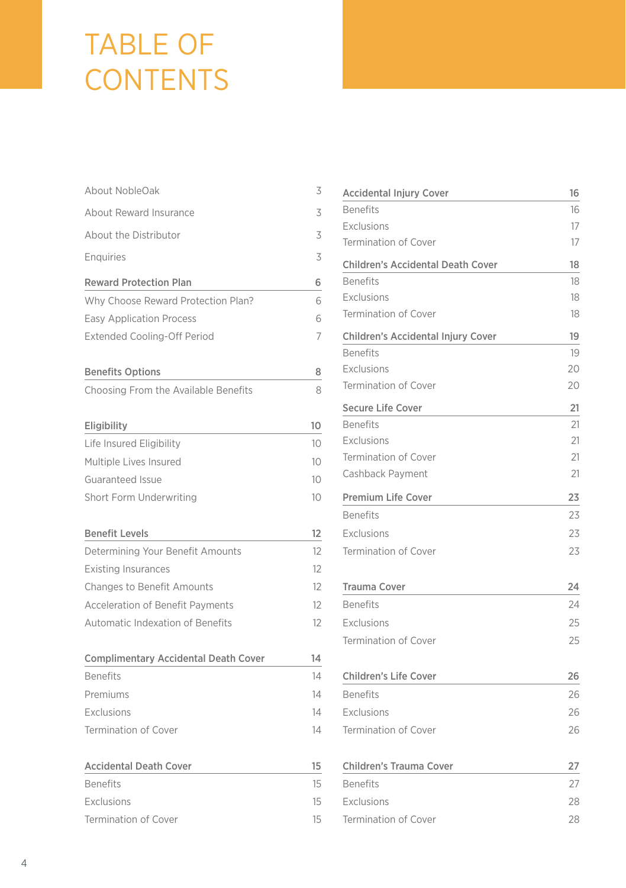# TABLE OF CONTENTS

| | |
|---|---|
| About NobleOak | 3 |
| About Reward Insurance | 3 |
| About the Distributor | 3 |
| Enquiries | 3 |

| **Reward Protection Plan** | **6** |
|---|---|
| Why Choose Reward Protection Plan? | 6 |
| Easy Application Process | 6 |
| Extended Cooling-Off Period | 7 |

| **Benefits Options** | **8** |
|---|---|
| Choosing From the Available Benefits | 8 |

| **Eligibility** | **10** |
|---|---|
| Life Insured Eligibility | 10 |
| Multiple Lives Insured | 10 |
| Guaranteed Issue | 10 |
| Short Form Underwriting | 10 |

| **Benefit Levels** | **12** |
|---|---|
| Determining Your Benefit Amounts | 12 |
| Existing Insurances | 12 |
| Changes to Benefit Amounts | 12 |
| Acceleration of Benefit Payments | 12 |
| Automatic Indexation of Benefits | 12 |

| **Complimentary Accidental Death Cover** | **14** |
|---|---|
| Benefits | 14 |
| Premiums | 14 |
| Exclusions | 14 |
| Termination of Cover | 14 |

| **Accidental Death Cover** | **15** |
|---|---|
| Benefits | 15 |
| Exclusions | 15 |
| Termination of Cover | 15 |

| **Accidental Injury Cover** | **16** |
|---|---|
| Benefits | 16 |
| Exclusions | 17 |
| Termination of Cover | 17 |

| **Children's Accidental Death Cover** | **18** |
|---|---|
| Benefits | 18 |
| Exclusions | 18 |
| Termination of Cover | 18 |

| **Children's Accidental Injury Cover** | **19** |
|---|---|
| Benefits | 19 |
| Exclusions | 20 |
| Termination of Cover | 20 |

| **Secure Life Cover** | **21** |
|---|---|
| Benefits | 21 |
| Exclusions | 21 |
| Termination of Cover | 21 |
| Cashback Payment | 21 |

| **Premium Life Cover** | **23** |
|---|---|
| Benefits | 23 |
| Exclusions | 23 |
| Termination of Cover | 23 |

| **Trauma Cover** | **24** |
|---|---|
| Benefits | 24 |
| Exclusions | 25 |
| Termination of Cover | 25 |

| **Children's Life Cover** | **26** |
|---|---|
| Benefits | 26 |
| Exclusions | 26 |
| Termination of Cover | 26 |

| **Children's Trauma Cover** | **27** |
|---|---|
| Benefits | 27 |
| Exclusions | 28 |
| Termination of Cover | 28 |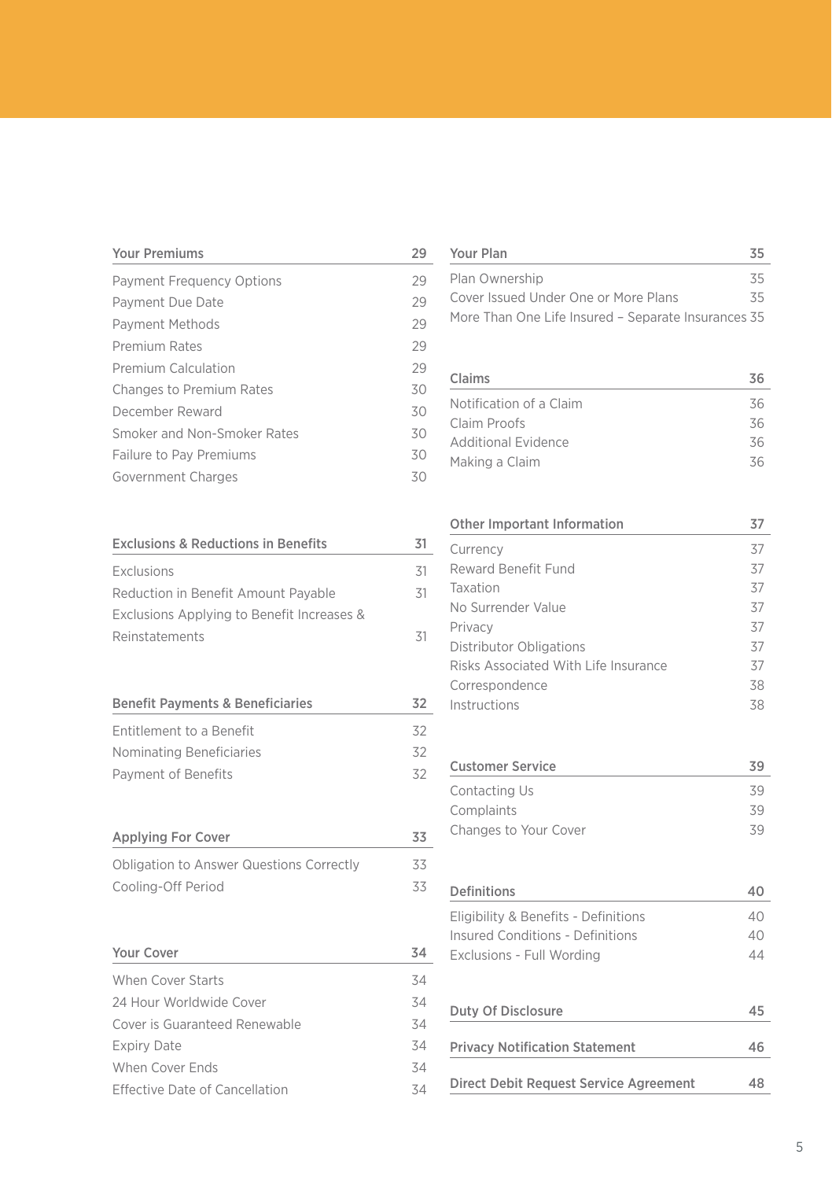| Your Premiums | 29 |
|---|---|
| Payment Frequency Options | 29 |
| Payment Due Date | 29 |
| Payment Methods | 29 |
| Premium Rates | 29 |
| Premium Calculation | 29 |
| Changes to Premium Rates | 30 |
| December Reward | 30 |
| Smoker and Non-Smoker Rates | 30 |
| Failure to Pay Premiums | 30 |
| Government Charges | 30 |

| Exclusions & Reductions in Benefits | 31 |
|---|---|
| Exclusions | 31 |
| Reduction in Benefit Amount Payable | 31 |
| Exclusions Applying to Benefit Increases & Reinstatements | 31 |

| Benefit Payments & Beneficiaries | 32 |
|---|---|
| Entitlement to a Benefit | 32 |
| Nominating Beneficiaries | 32 |
| Payment of Benefits | 32 |

| Applying For Cover | 33 |
|---|---|
| Obligation to Answer Questions Correctly | 33 |
| Cooling-Off Period | 33 |

| Your Cover | 34 |
|---|---|
| When Cover Starts | 34 |
| 24 Hour Worldwide Cover | 34 |
| Cover is Guaranteed Renewable | 34 |
| Expiry Date | 34 |
| When Cover Ends | 34 |
| Effective Date of Cancellation | 34 |

| Your Plan | 35 |
|---|---|
| Plan Ownership | 35 |
| Cover Issued Under One or More Plans | 35 |
| More Than One Life Insured – Separate Insurances | 35 |

| Claims | 36 |
|---|---|
| Notification of a Claim | 36 |
| Claim Proofs | 36 |
| Additional Evidence | 36 |
| Making a Claim | 36 |

| Other Important Information | 37 |
|---|---|
| Currency | 37 |
| Reward Benefit Fund | 37 |
| Taxation | 37 |
| No Surrender Value | 37 |
| Privacy | 37 |
| Distributor Obligations | 37 |
| Risks Associated With Life Insurance | 37 |
| Correspondence | 38 |
| Instructions | 38 |

| Customer Service | 39 |
|---|---|
| Contacting Us | 39 |
| Complaints | 39 |
| Changes to Your Cover | 39 |

| Definitions | 40 |
|---|---|
| Eligibility & Benefits - Definitions | 40 |
| Insured Conditions - Definitions | 40 |
| Exclusions - Full Wording | 44 |

| Duty Of Disclosure | 45 |
|---|---|

| Privacy Notification Statement | 46 |
|---|---|

| Direct Debit Request Service Agreement | 48 |
|---|---|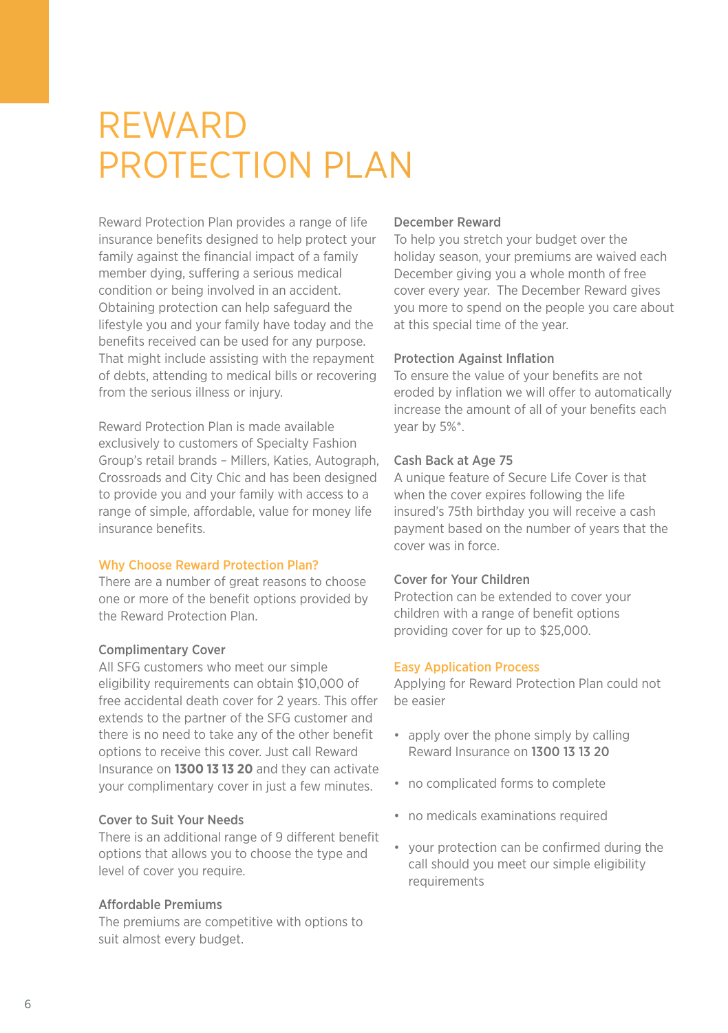# REWARD PROTECTION PLAN

Reward Protection Plan provides a range of life insurance benefits designed to help protect your family against the financial impact of a family member dying, suffering a serious medical condition or being involved in an accident. Obtaining protection can help safeguard the lifestyle you and your family have today and the benefits received can be used for any purpose. That might include assisting with the repayment of debts, attending to medical bills or recovering from the serious illness or injury.

Reward Protection Plan is made available exclusively to customers of Specialty Fashion Group's retail brands – Millers, Katies, Autograph, Crossroads and City Chic and has been designed to provide you and your family with access to a range of simple, affordable, value for money life insurance benefits.

## Why Choose Reward Protection Plan?

There are a number of great reasons to choose one or more of the benefit options provided by the Reward Protection Plan.

### Complimentary Cover

All SFG customers who meet our simple eligibility requirements can obtain $10,000 of free accidental death cover for 2 years. This offer extends to the partner of the SFG customer and there is no need to take any of the other benefit options to receive this cover. Just call Reward Insurance on **1300 13 13 20** and they can activate your complimentary cover in just a few minutes.

### Cover to Suit Your Needs

There is an additional range of 9 different benefit options that allows you to choose the type and level of cover you require.

### Affordable Premiums

The premiums are competitive with options to suit almost every budget.

### December Reward

To help you stretch your budget over the holiday season, your premiums are waived each December giving you a whole month of free cover every year. The December Reward gives you more to spend on the people you care about at this special time of the year.

### Protection Against Inflation

To ensure the value of your benefits are not eroded by inflation we will offer to automatically increase the amount of all of your benefits each year by 5%*.

### Cash Back at Age 75

A unique feature of Secure Life Cover is that when the cover expires following the life insured's 75th birthday you will receive a cash payment based on the number of years that the cover was in force.

### Cover for Your Children

Protection can be extended to cover your children with a range of benefit options providing cover for up to $25,000.

## Easy Application Process

Applying for Reward Protection Plan could not be easier

- apply over the phone simply by calling Reward Insurance on **1300 13 13 20**
- no complicated forms to complete
- no medicals examinations required
- your protection can be confirmed during the call should you meet our simple eligibility requirements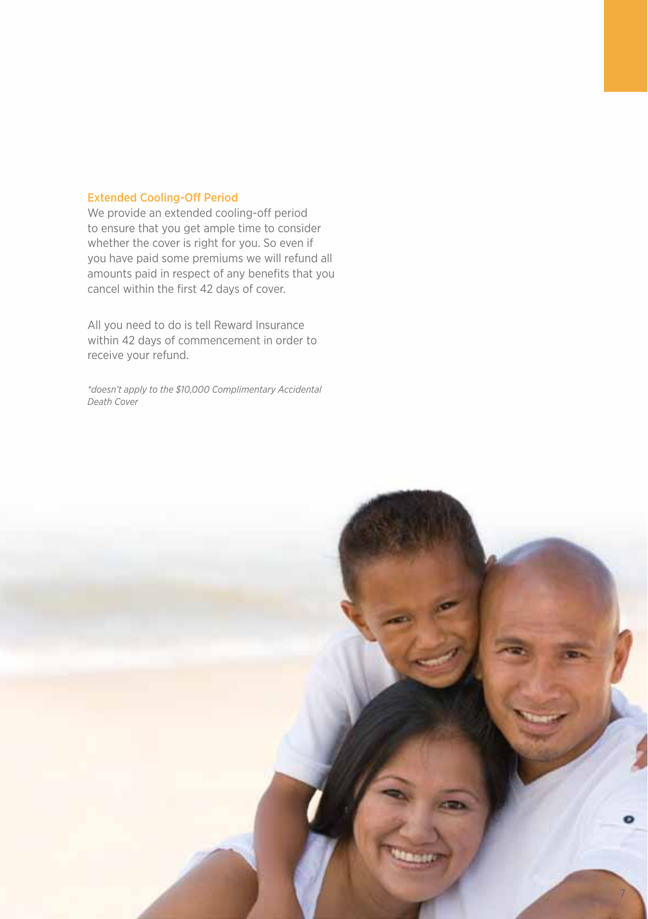### Extended Cooling-Off Period

We provide an extended cooling-off period to ensure that you get ample time to consider whether the cover is right for you. So even if you have paid some premiums we will refund all amounts paid in respect of any benefits that you cancel within the first 42 days of cover.

All you need to do is tell Reward Insurance within 42 days of commencement in order to receive your refund.

*\*doesn't apply to the $10,000 Complimentary Accidental Death Cover*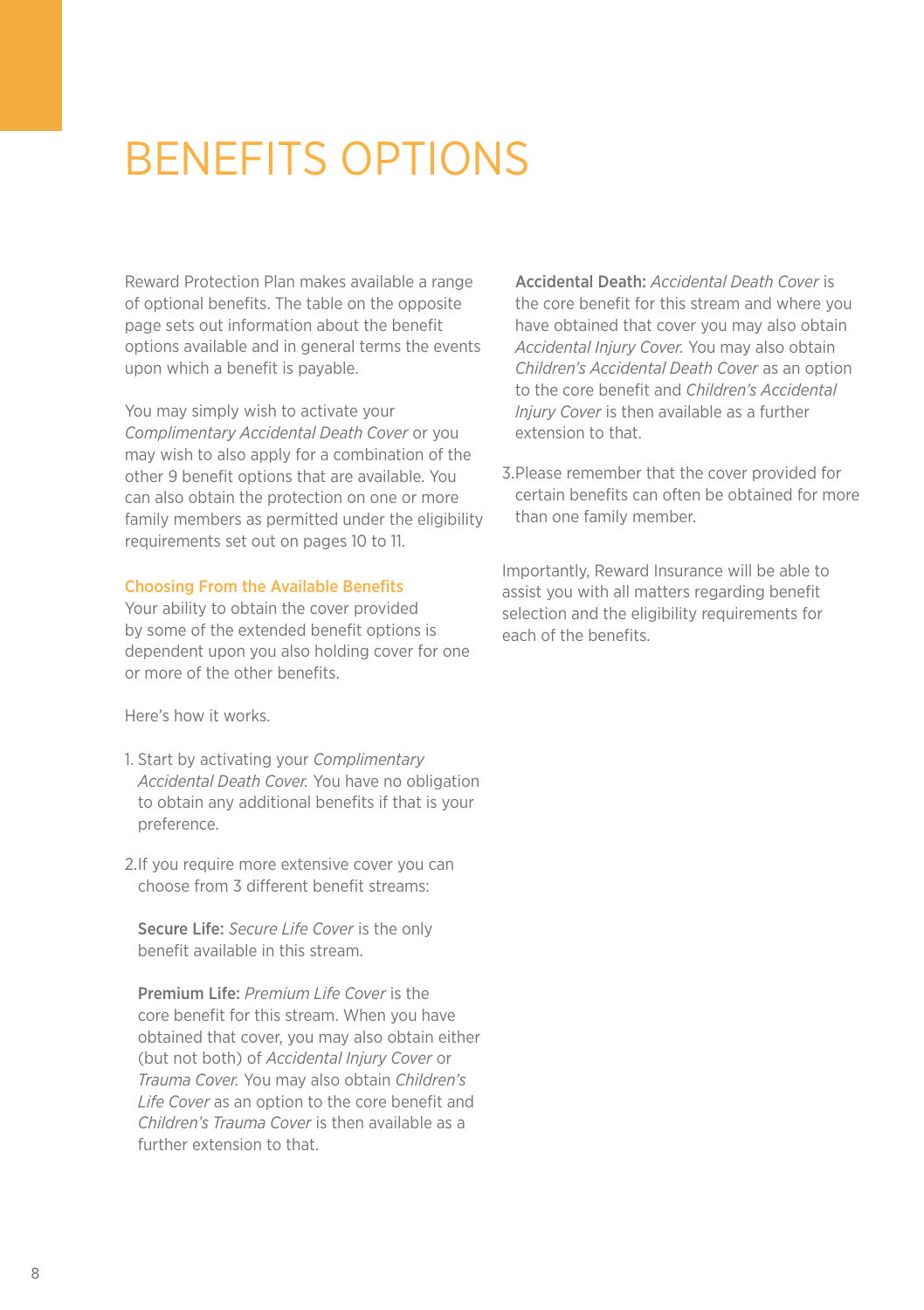# BENEFITS OPTIONS

Reward Protection Plan makes available a range of optional benefits. The table on the opposite page sets out information about the benefit options available and in general terms the events upon which a benefit is payable.

You may simply wish to activate your *Complimentary Accidental Death Cover* or you may wish to also apply for a combination of the other 9 benefit options that are available. You can also obtain the protection on one or more family members as permitted under the eligibility requirements set out on pages 10 to 11.

## Choosing From the Available Benefits

Your ability to obtain the cover provided by some of the extended benefit options is dependent upon you also holding cover for one or more of the other benefits.

Here's how it works.

1. Start by activating your *Complimentary Accidental Death Cover.* You have no obligation to obtain any additional benefits if that is your preference.

2. If you require more extensive cover you can choose from 3 different benefit streams:

   **Secure Life:** *Secure Life Cover* is the only benefit available in this stream.

   **Premium Life:** *Premium Life Cover* is the core benefit for this stream. When you have obtained that cover, you may also obtain either (but not both) of *Accidental Injury Cover* or *Trauma Cover.* You may also obtain *Children's Life Cover* as an option to the core benefit and *Children's Trauma Cover* is then available as a further extension to that.

   **Accidental Death:** *Accidental Death Cover* is the core benefit for this stream and where you have obtained that cover you may also obtain *Accidental Injury Cover.* You may also obtain *Children's Accidental Death Cover* as an option to the core benefit and *Children's Accidental Injury Cover* is then available as a further extension to that.

3. Please remember that the cover provided for certain benefits can often be obtained for more than one family member.

Importantly, Reward Insurance will be able to assist you with all matters regarding benefit selection and the eligibility requirements for each of the benefits.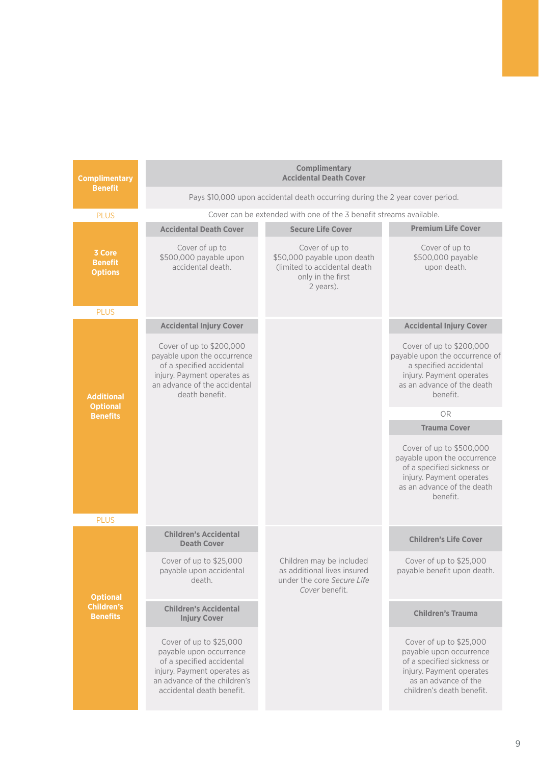| | Accidental Death Cover | Secure Life Cover | Premium Life Cover |
|---|---|---|---|
| **Complimentary Benefit** | **Complimentary Accidental Death Cover**<br>Pays $10,000 upon accidental death occurring during the 2 year cover period. | | |
| PLUS | Cover can be extended with one of the 3 benefit streams available. | | |
| **3 Core Benefit Options** | **Accidental Death Cover**<br>Cover of up to $500,000 payable upon accidental death. | **Secure Life Cover**<br>Cover of up to $50,000 payable upon death (limited to accidental death only in the first 2 years). | **Premium Life Cover**<br>Cover of up to $500,000 payable upon death. |
| PLUS | | | |
| **Additional Optional Benefits** | **Accidental Injury Cover**<br>Cover of up to $200,000 payable upon the occurrence of a specified accidental injury. Payment operates as an advance of the accidental death benefit. | | **Accidental Injury Cover**<br>Cover of up to $200,000 payable upon the occurrence of a specified accidental injury. Payment operates as an advance of the death benefit.<br>OR<br>**Trauma Cover**<br>Cover of up to $500,000 payable upon the occurrence of a specified sickness or injury. Payment operates as an advance of the death benefit. |
| PLUS | | | |
| **Optional Children's Benefits** | **Children's Accidental Death Cover**<br>Cover of up to $25,000 payable upon accidental death.<br>**Children's Accidental Injury Cover**<br>Cover of up to $25,000 payable upon occurrence of a specified accidental injury. Payment operates as an advance of the children's accidental death benefit. | Children may be included as additional lives insured under the core *Secure Life Cover* benefit. | **Children's Life Cover**<br>Cover of up to $25,000 payable benefit upon death.<br>**Children's Trauma**<br>Cover of up to $25,000 payable upon occurrence of a specified sickness or injury. Payment operates as an advance of the children's death benefit. |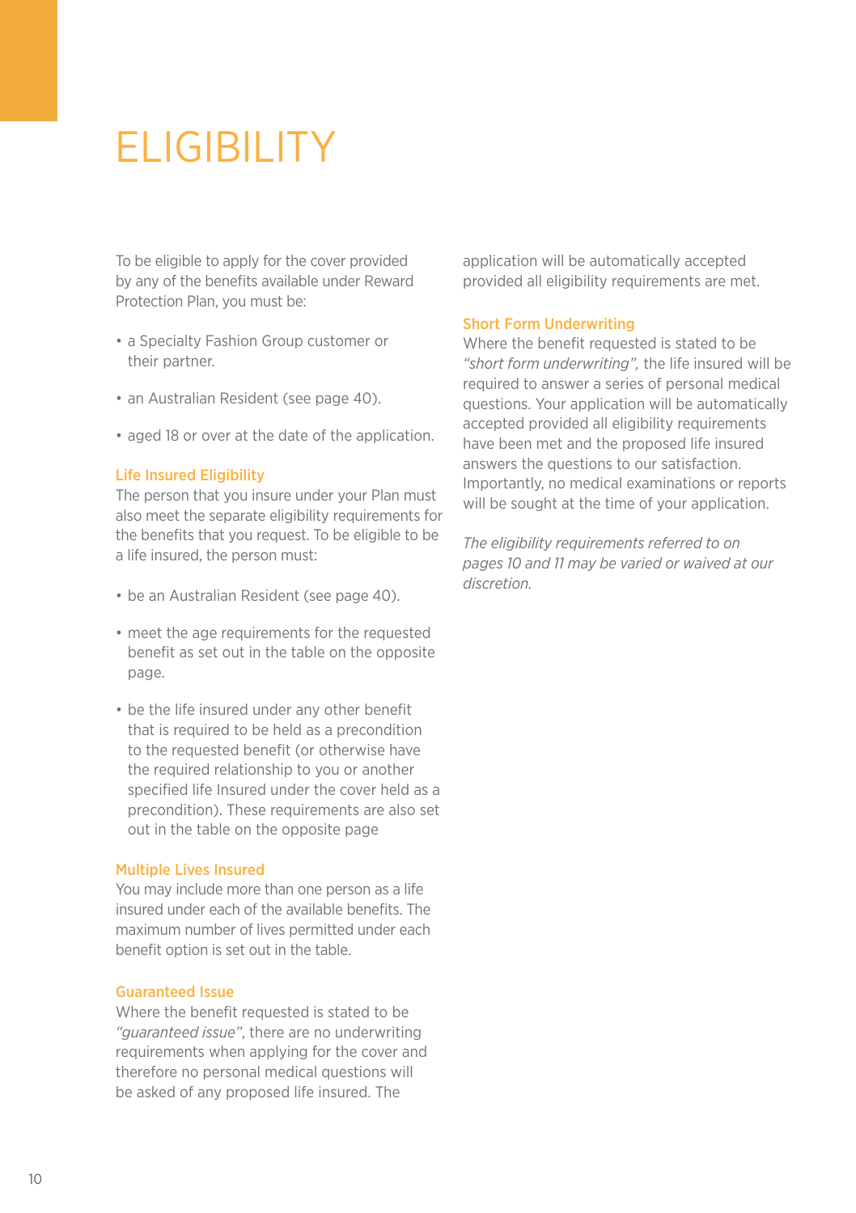# ELIGIBILITY

To be eligible to apply for the cover provided by any of the benefits available under Reward Protection Plan, you must be:

- a Specialty Fashion Group customer or their partner.
- an Australian Resident (see page 40).
- aged 18 or over at the date of the application.

### Life Insured Eligibility

The person that you insure under your Plan must also meet the separate eligibility requirements for the benefits that you request. To be eligible to be a life insured, the person must:

- be an Australian Resident (see page 40).
- meet the age requirements for the requested benefit as set out in the table on the opposite page.
- be the life insured under any other benefit that is required to be held as a precondition to the requested benefit (or otherwise have the required relationship to you or another specified life Insured under the cover held as a precondition). These requirements are also set out in the table on the opposite page

### Multiple Lives Insured

You may include more than one person as a life insured under each of the available benefits. The maximum number of lives permitted under each benefit option is set out in the table.

### Guaranteed Issue

Where the benefit requested is stated to be *"guaranteed issue"*, there are no underwriting requirements when applying for the cover and therefore no personal medical questions will be asked of any proposed life insured. The application will be automatically accepted provided all eligibility requirements are met.

### Short Form Underwriting

Where the benefit requested is stated to be *"short form underwriting"*, the life insured will be required to answer a series of personal medical questions. Your application will be automatically accepted provided all eligibility requirements have been met and the proposed life insured answers the questions to our satisfaction. Importantly, no medical examinations or reports will be sought at the time of your application.

*The eligibility requirements referred to on pages 10 and 11 may be varied or waived at our discretion.*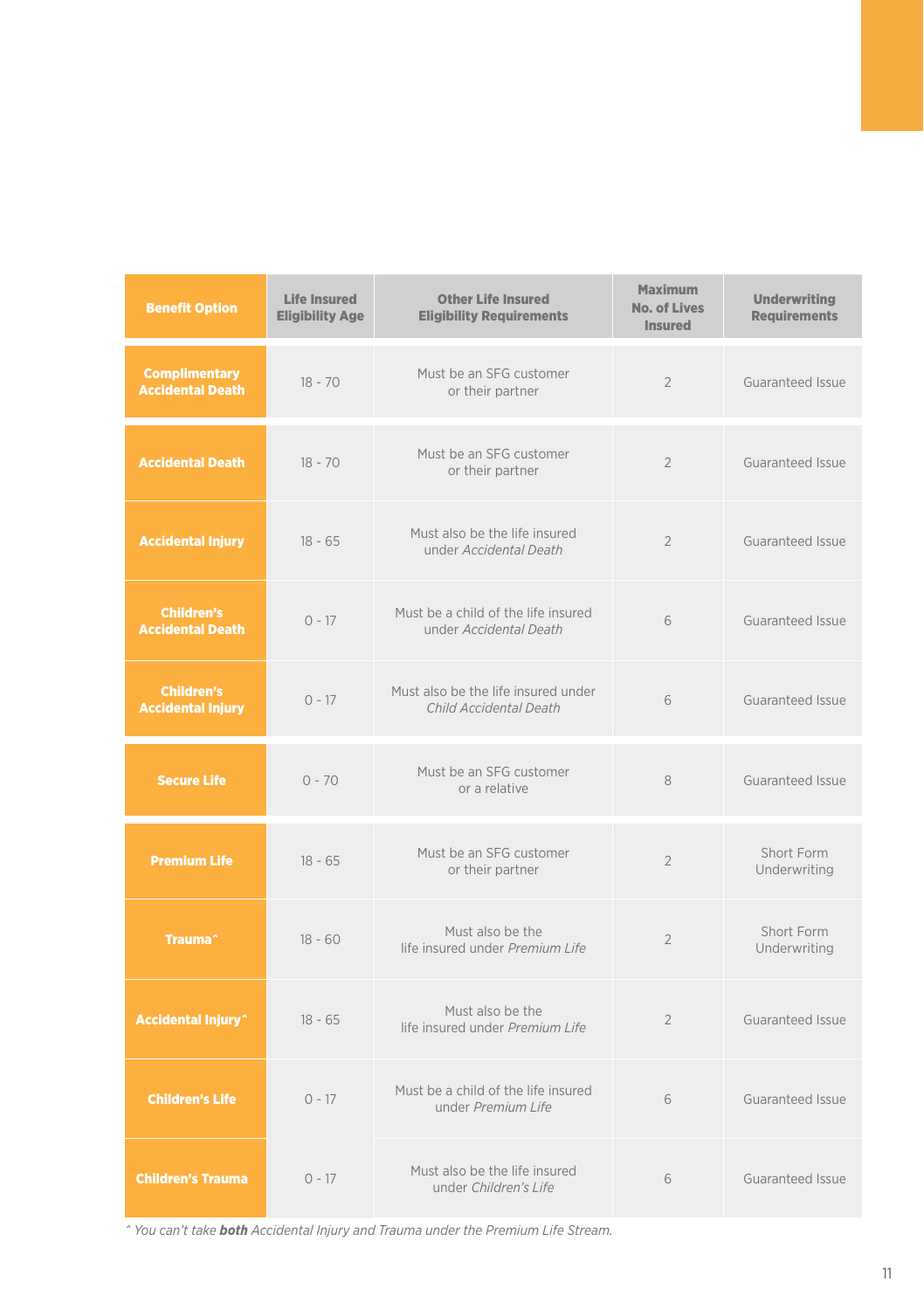| Benefit Option | Life Insured Eligibility Age | Other Life Insured Eligibility Requirements | Maximum No. of Lives Insured | Underwriting Requirements |
|---|---|---|---|---|
| Complimentary Accidental Death | 18 - 70 | Must be an SFG customer or their partner | 2 | Guaranteed Issue |
| Accidental Death | 18 - 70 | Must be an SFG customer or their partner | 2 | Guaranteed Issue |
| Accidental Injury | 18 - 65 | Must also be the life insured under *Accidental Death* | 2 | Guaranteed Issue |
| Children's Accidental Death | 0 - 17 | Must be a child of the life insured under *Accidental Death* | 6 | Guaranteed Issue |
| Children's Accidental Injury | 0 - 17 | Must also be the life insured under *Child Accidental Death* | 6 | Guaranteed Issue |
| Secure Life | 0 - 70 | Must be an SFG customer or a relative | 8 | Guaranteed Issue |
| Premium Life | 18 - 65 | Must be an SFG customer or their partner | 2 | Short Form Underwriting |
| Trauma^ | 18 - 60 | Must also be the life insured under *Premium Life* | 2 | Short Form Underwriting |
| Accidental Injury^ | 18 - 65 | Must also be the life insured under *Premium Life* | 2 | Guaranteed Issue |
| Children's Life | 0 - 17 | Must be a child of the life insured under *Premium Life* | 6 | Guaranteed Issue |
| Children's Trauma | 0 - 17 | Must also be the life insured under *Children's Life* | 6 | Guaranteed Issue |

*^ You can't take **both** Accidental Injury and Trauma under the Premium Life Stream.*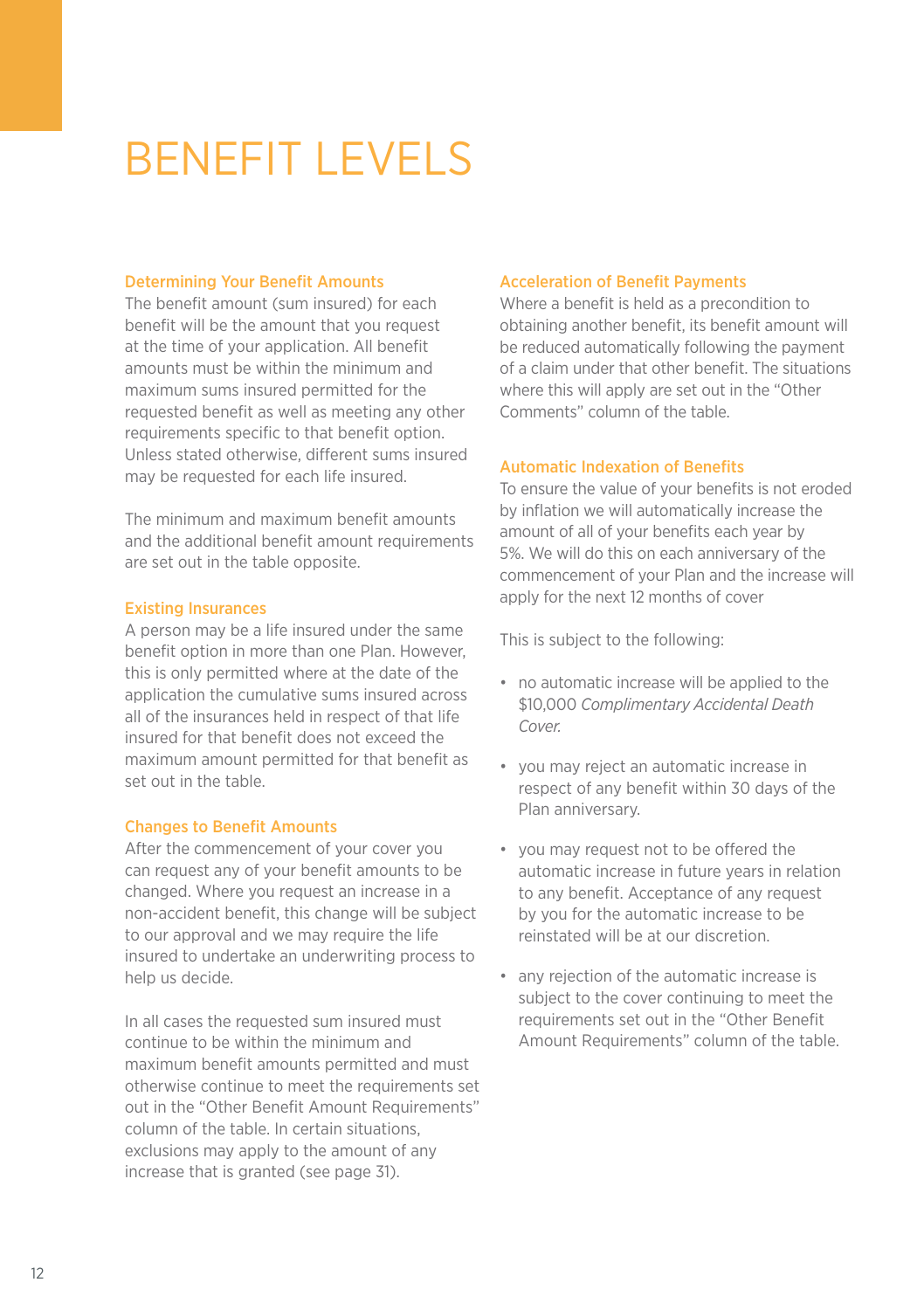# BENEFIT LEVELS

### Determining Your Benefit Amounts

The benefit amount (sum insured) for each benefit will be the amount that you request at the time of your application. All benefit amounts must be within the minimum and maximum sums insured permitted for the requested benefit as well as meeting any other requirements specific to that benefit option. Unless stated otherwise, different sums insured may be requested for each life insured.

The minimum and maximum benefit amounts and the additional benefit amount requirements are set out in the table opposite.

### Existing Insurances

A person may be a life insured under the same benefit option in more than one Plan. However, this is only permitted where at the date of the application the cumulative sums insured across all of the insurances held in respect of that life insured for that benefit does not exceed the maximum amount permitted for that benefit as set out in the table.

### Changes to Benefit Amounts

After the commencement of your cover you can request any of your benefit amounts to be changed. Where you request an increase in a non-accident benefit, this change will be subject to our approval and we may require the life insured to undertake an underwriting process to help us decide.

In all cases the requested sum insured must continue to be within the minimum and maximum benefit amounts permitted and must otherwise continue to meet the requirements set out in the "Other Benefit Amount Requirements" column of the table. In certain situations, exclusions may apply to the amount of any increase that is granted (see page 31).

### Acceleration of Benefit Payments

Where a benefit is held as a precondition to obtaining another benefit, its benefit amount will be reduced automatically following the payment of a claim under that other benefit. The situations where this will apply are set out in the "Other Comments" column of the table.

### Automatic Indexation of Benefits

To ensure the value of your benefits is not eroded by inflation we will automatically increase the amount of all of your benefits each year by 5%. We will do this on each anniversary of the commencement of your Plan and the increase will apply for the next 12 months of cover

This is subject to the following:

- no automatic increase will be applied to the $10,000 *Complimentary Accidental Death Cover.*
- you may reject an automatic increase in respect of any benefit within 30 days of the Plan anniversary.
- you may request not to be offered the automatic increase in future years in relation to any benefit. Acceptance of any request by you for the automatic increase to be reinstated will be at our discretion.
- any rejection of the automatic increase is subject to the cover continuing to meet the requirements set out in the "Other Benefit Amount Requirements" column of the table.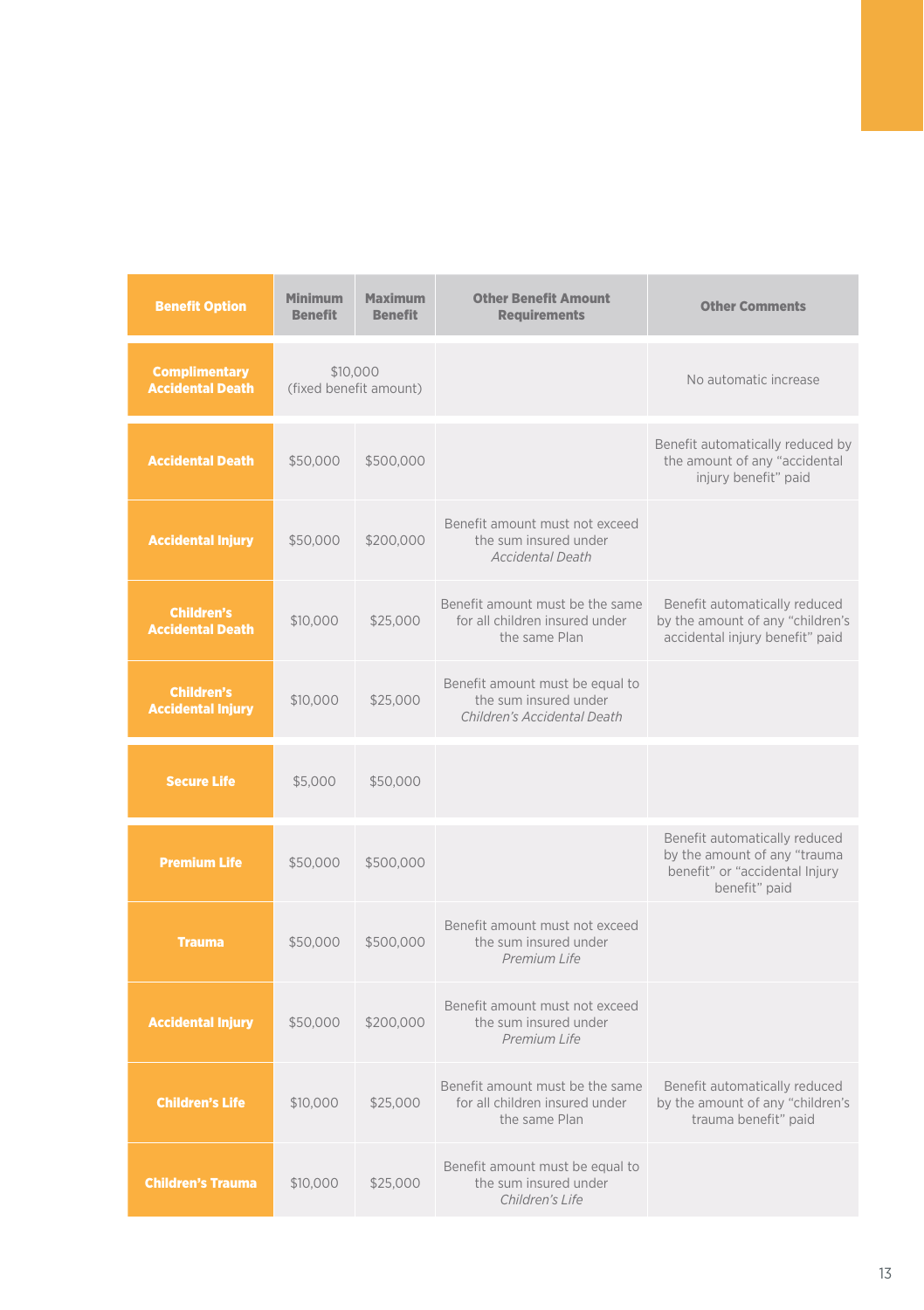| Benefit Option | Minimum Benefit | Maximum Benefit | Other Benefit Amount Requirements | Other Comments |
|---|---|---|---|---|
| Complimentary Accidental Death | $10,000 (fixed benefit amount) | | | No automatic increase |
| Accidental Death | $50,000 | $500,000 | | Benefit automatically reduced by the amount of any "accidental injury benefit" paid |
| Accidental Injury | $50,000 | $200,000 | Benefit amount must not exceed the sum insured under *Accidental Death* | |
| Children's Accidental Death | $10,000 | $25,000 | Benefit amount must be the same for all children insured under the same Plan | Benefit automatically reduced by the amount of any "children's accidental injury benefit" paid |
| Children's Accidental Injury | $10,000 | $25,000 | Benefit amount must be equal to the sum insured under *Children's Accidental Death* | |
| Secure Life | $5,000 | $50,000 | | |
| Premium Life | $50,000 | $500,000 | | Benefit automatically reduced by the amount of any "trauma benefit" or "accidental Injury benefit" paid |
| Trauma | $50,000 | $500,000 | Benefit amount must not exceed the sum insured under *Premium Life* | |
| Accidental Injury | $50,000 | $200,000 | Benefit amount must not exceed the sum insured under *Premium Life* | |
| Children's Life | $10,000 | $25,000 | Benefit amount must be the same for all children insured under the same Plan | Benefit automatically reduced by the amount of any "children's trauma benefit" paid |
| Children's Trauma | $10,000 | $25,000 | Benefit amount must be equal to the sum insured under *Children's Life* | |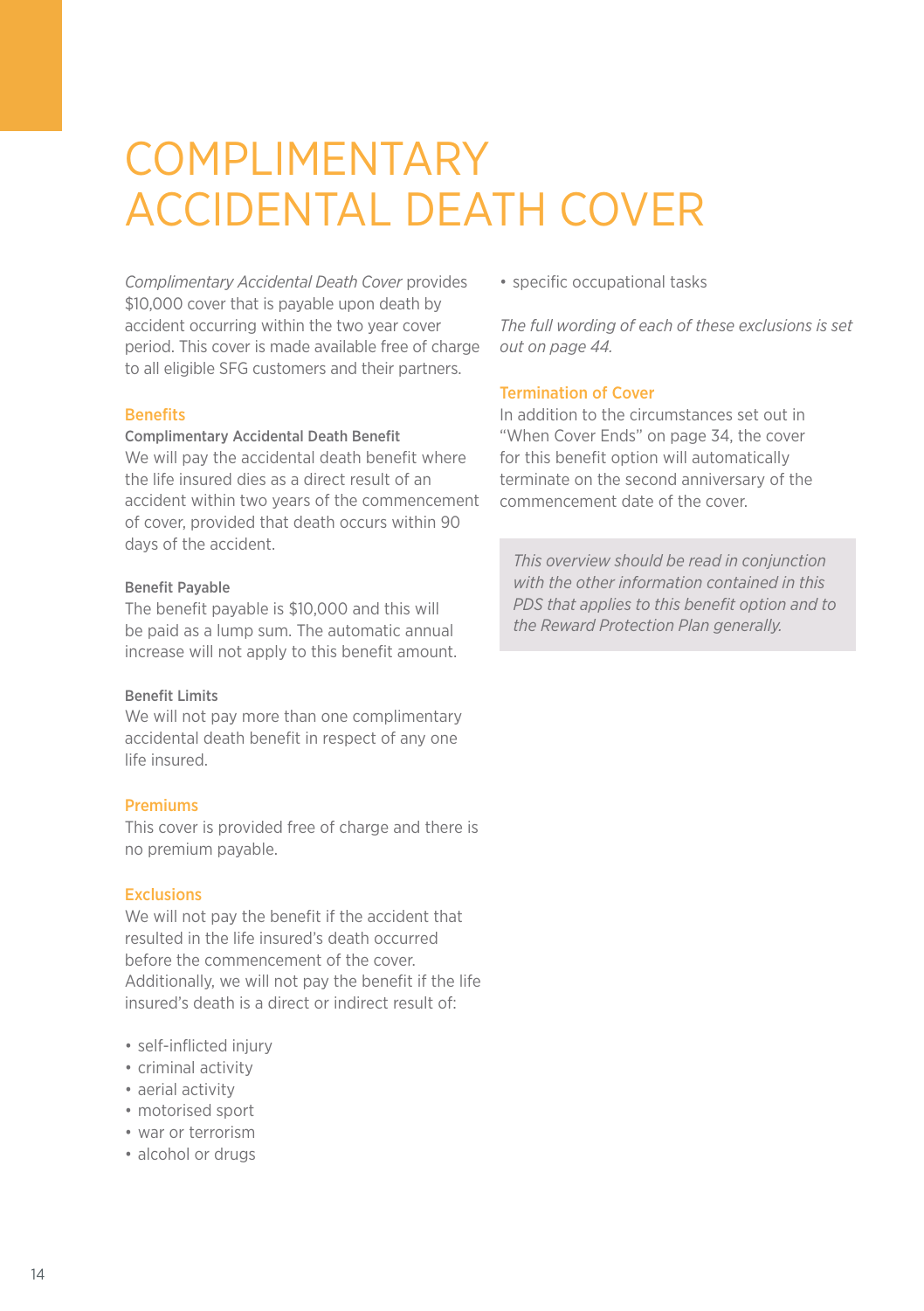# COMPLIMENTARY ACCIDENTAL DEATH COVER

*Complimentary Accidental Death Cover* provides $10,000 cover that is payable upon death by accident occurring within the two year cover period. This cover is made available free of charge to all eligible SFG customers and their partners.

## Benefits

### Complimentary Accidental Death Benefit

We will pay the accidental death benefit where the life insured dies as a direct result of an accident within two years of the commencement of cover, provided that death occurs within 90 days of the accident.

### Benefit Payable

The benefit payable is $10,000 and this will be paid as a lump sum. The automatic annual increase will not apply to this benefit amount.

### Benefit Limits

We will not pay more than one complimentary accidental death benefit in respect of any one life insured.

## Premiums

This cover is provided free of charge and there is no premium payable.

## Exclusions

We will not pay the benefit if the accident that resulted in the life insured's death occurred before the commencement of the cover. Additionally, we will not pay the benefit if the life insured's death is a direct or indirect result of:

- self-inflicted injury
- criminal activity
- aerial activity
- motorised sport
- war or terrorism
- alcohol or drugs
- specific occupational tasks

*The full wording of each of these exclusions is set out on page 44.*

## Termination of Cover

In addition to the circumstances set out in "When Cover Ends" on page 34, the cover for this benefit option will automatically terminate on the second anniversary of the commencement date of the cover.

*This overview should be read in conjunction with the other information contained in this PDS that applies to this benefit option and to the Reward Protection Plan generally.*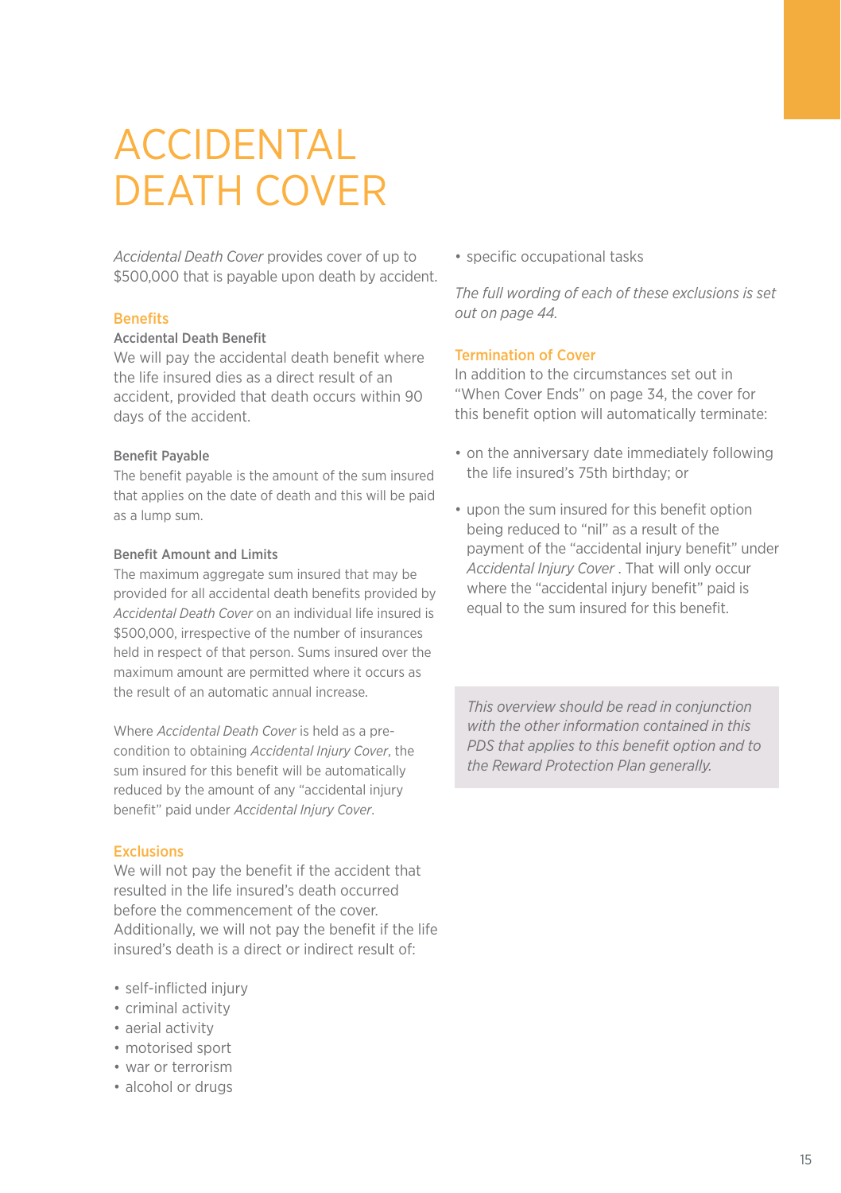# ACCIDENTAL DEATH COVER

*Accidental Death Cover* provides cover of up to $500,000 that is payable upon death by accident.

## Benefits

### Accidental Death Benefit

We will pay the accidental death benefit where the life insured dies as a direct result of an accident, provided that death occurs within 90 days of the accident.

### Benefit Payable

The benefit payable is the amount of the sum insured that applies on the date of death and this will be paid as a lump sum.

### Benefit Amount and Limits

The maximum aggregate sum insured that may be provided for all accidental death benefits provided by *Accidental Death Cover* on an individual life insured is $500,000, irrespective of the number of insurances held in respect of that person. Sums insured over the maximum amount are permitted where it occurs as the result of an automatic annual increase.

Where *Accidental Death Cover* is held as a pre-condition to obtaining *Accidental Injury Cover*, the sum insured for this benefit will be automatically reduced by the amount of any "accidental injury benefit" paid under *Accidental Injury Cover*.

## Exclusions

We will not pay the benefit if the accident that resulted in the life insured's death occurred before the commencement of the cover. Additionally, we will not pay the benefit if the life insured's death is a direct or indirect result of:

- self-inflicted injury
- criminal activity
- aerial activity
- motorised sport
- war or terrorism
- alcohol or drugs
- specific occupational tasks

*The full wording of each of these exclusions is set out on page 44.*

## Termination of Cover

In addition to the circumstances set out in "When Cover Ends" on page 34, the cover for this benefit option will automatically terminate:

- on the anniversary date immediately following the life insured's 75th birthday; or
- upon the sum insured for this benefit option being reduced to "nil" as a result of the payment of the "accidental injury benefit" under *Accidental Injury Cover* . That will only occur where the "accidental injury benefit" paid is equal to the sum insured for this benefit.

*This overview should be read in conjunction with the other information contained in this PDS that applies to this benefit option and to the Reward Protection Plan generally.*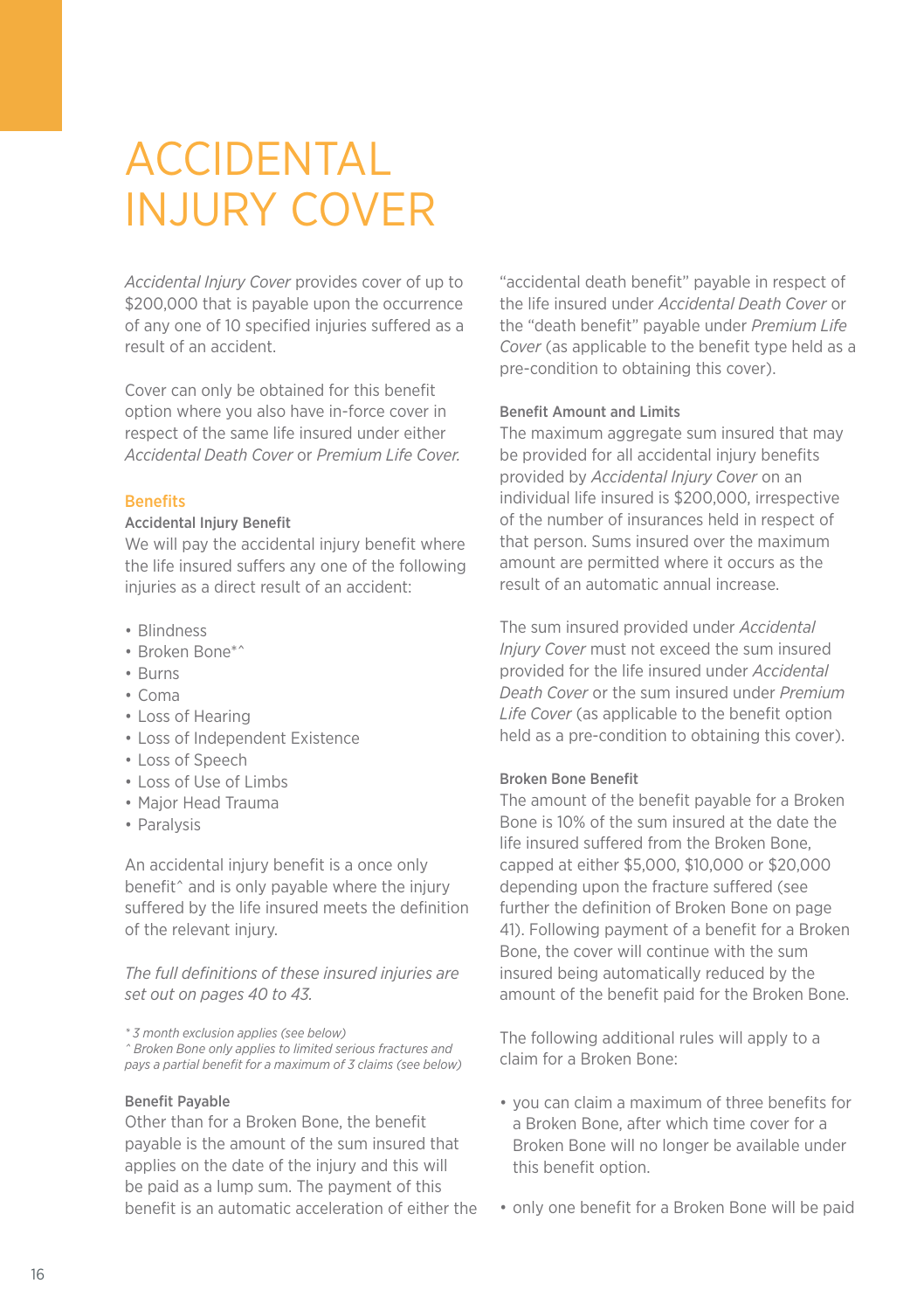# ACCIDENTAL INJURY COVER

*Accidental Injury Cover* provides cover of up to $200,000 that is payable upon the occurrence of any one of 10 specified injuries suffered as a result of an accident.

Cover can only be obtained for this benefit option where you also have in-force cover in respect of the same life insured under either *Accidental Death Cover* or *Premium Life Cover.*

## Benefits

### Accidental Injury Benefit

We will pay the accidental injury benefit where the life insured suffers any one of the following injuries as a direct result of an accident:

- Blindness
- Broken Bone*^
- Burns
- Coma
- Loss of Hearing
- Loss of Independent Existence
- Loss of Speech
- Loss of Use of Limbs
- Major Head Trauma
- Paralysis

An accidental injury benefit is a once only benefit^ and is only payable where the injury suffered by the life insured meets the definition of the relevant injury.

*The full definitions of these insured injuries are set out on pages 40 to 43.*

*\* 3 month exclusion applies (see below)*
*^ Broken Bone only applies to limited serious fractures and pays a partial benefit for a maximum of 3 claims (see below)*

### Benefit Payable

Other than for a Broken Bone, the benefit payable is the amount of the sum insured that applies on the date of the injury and this will be paid as a lump sum. The payment of this benefit is an automatic acceleration of either the "accidental death benefit" payable in respect of the life insured under *Accidental Death Cover* or the "death benefit" payable under *Premium Life Cover* (as applicable to the benefit type held as a pre-condition to obtaining this cover).

### Benefit Amount and Limits

The maximum aggregate sum insured that may be provided for all accidental injury benefits provided by *Accidental Injury Cover* on an individual life insured is $200,000, irrespective of the number of insurances held in respect of that person. Sums insured over the maximum amount are permitted where it occurs as the result of an automatic annual increase.

The sum insured provided under *Accidental Injury Cover* must not exceed the sum insured provided for the life insured under *Accidental Death Cover* or the sum insured under *Premium Life Cover* (as applicable to the benefit option held as a pre-condition to obtaining this cover).

### Broken Bone Benefit

The amount of the benefit payable for a Broken Bone is 10% of the sum insured at the date the life insured suffered from the Broken Bone, capped at either $5,000, $10,000 or $20,000 depending upon the fracture suffered (see further the definition of Broken Bone on page 41). Following payment of a benefit for a Broken Bone, the cover will continue with the sum insured being automatically reduced by the amount of the benefit paid for the Broken Bone.

The following additional rules will apply to a claim for a Broken Bone:

- you can claim a maximum of three benefits for a Broken Bone, after which time cover for a Broken Bone will no longer be available under this benefit option.
- only one benefit for a Broken Bone will be paid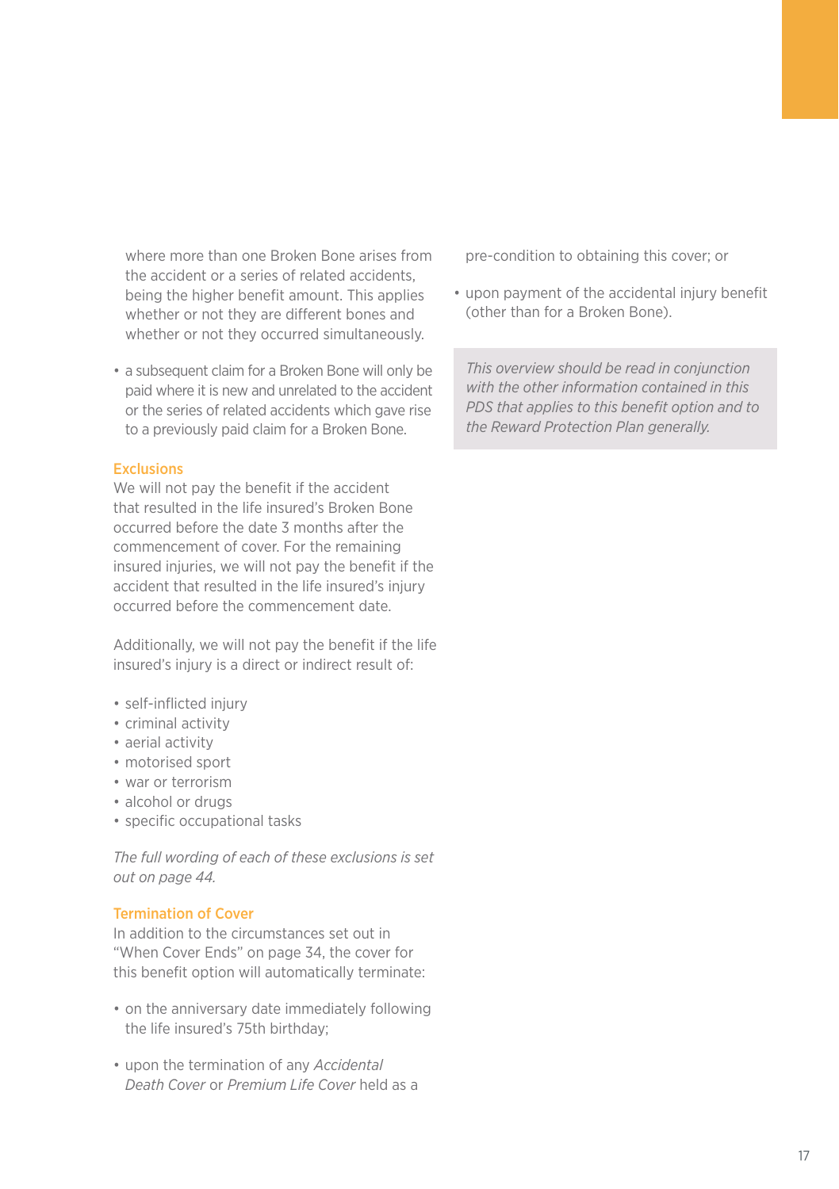where more than one Broken Bone arises from the accident or a series of related accidents, being the higher benefit amount. This applies whether or not they are different bones and whether or not they occurred simultaneously.

- a subsequent claim for a Broken Bone will only be paid where it is new and unrelated to the accident or the series of related accidents which gave rise to a previously paid claim for a Broken Bone.

### Exclusions

We will not pay the benefit if the accident that resulted in the life insured's Broken Bone occurred before the date 3 months after the commencement of cover. For the remaining insured injuries, we will not pay the benefit if the accident that resulted in the life insured's injury occurred before the commencement date.

Additionally, we will not pay the benefit if the life insured's injury is a direct or indirect result of:

- self-inflicted injury
- criminal activity
- aerial activity
- motorised sport
- war or terrorism
- alcohol or drugs
- specific occupational tasks

*The full wording of each of these exclusions is set out on page 44.*

### Termination of Cover

In addition to the circumstances set out in "When Cover Ends" on page 34, the cover for this benefit option will automatically terminate:

- on the anniversary date immediately following the life insured's 75th birthday;
- upon the termination of any *Accidental Death Cover* or *Premium Life Cover* held as a pre-condition to obtaining this cover; or
- upon payment of the accidental injury benefit (other than for a Broken Bone).

*This overview should be read in conjunction with the other information contained in this PDS that applies to this benefit option and to the Reward Protection Plan generally.*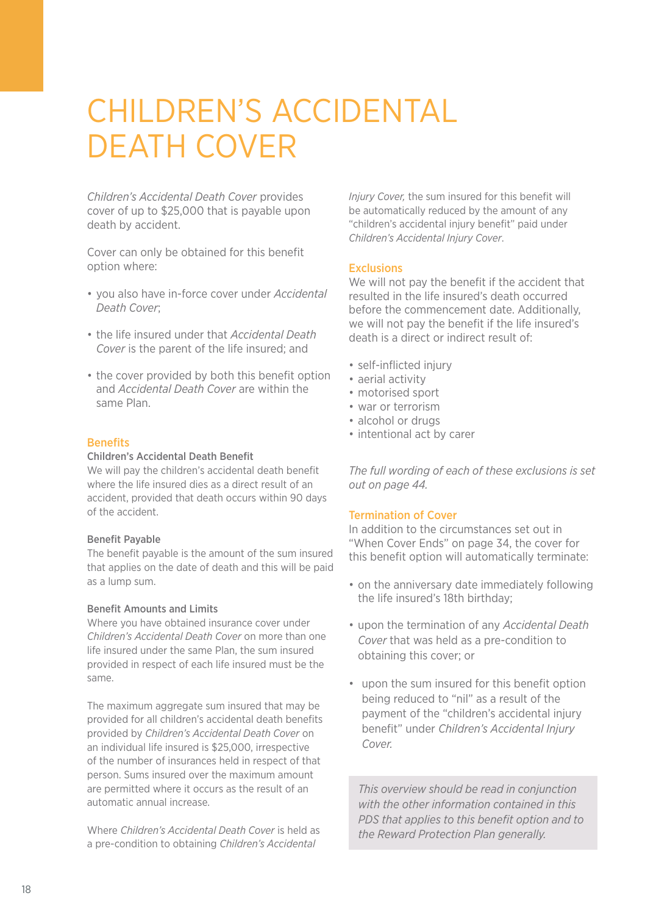# CHILDREN'S ACCIDENTAL DEATH COVER

*Children's Accidental Death Cover* provides cover of up to $25,000 that is payable upon death by accident.

Cover can only be obtained for this benefit option where:

- you also have in-force cover under *Accidental Death Cover*;
- the life insured under that *Accidental Death Cover* is the parent of the life insured; and
- the cover provided by both this benefit option and *Accidental Death Cover* are within the same Plan.

## Benefits

### Children's Accidental Death Benefit

We will pay the children's accidental death benefit where the life insured dies as a direct result of an accident, provided that death occurs within 90 days of the accident.

### Benefit Payable

The benefit payable is the amount of the sum insured that applies on the date of death and this will be paid as a lump sum.

### Benefit Amounts and Limits

Where you have obtained insurance cover under *Children's Accidental Death Cover* on more than one life insured under the same Plan, the sum insured provided in respect of each life insured must be the same.

The maximum aggregate sum insured that may be provided for all children's accidental death benefits provided by *Children's Accidental Death Cover* on an individual life insured is $25,000, irrespective of the number of insurances held in respect of that person. Sums insured over the maximum amount are permitted where it occurs as the result of an automatic annual increase.

Where *Children's Accidental Death Cover* is held as a pre-condition to obtaining *Children's Accidental Injury Cover,* the sum insured for this benefit will be automatically reduced by the amount of any "children's accidental injury benefit" paid under *Children's Accidental Injury Cover*.

## Exclusions

We will not pay the benefit if the accident that resulted in the life insured's death occurred before the commencement date. Additionally, we will not pay the benefit if the life insured's death is a direct or indirect result of:

- self-inflicted injury
- aerial activity
- motorised sport
- war or terrorism
- alcohol or drugs
- intentional act by carer

*The full wording of each of these exclusions is set out on page 44.*

## Termination of Cover

In addition to the circumstances set out in "When Cover Ends" on page 34, the cover for this benefit option will automatically terminate:

- on the anniversary date immediately following the life insured's 18th birthday;
- upon the termination of any *Accidental Death Cover* that was held as a pre-condition to obtaining this cover; or
- upon the sum insured for this benefit option being reduced to "nil" as a result of the payment of the "children's accidental injury benefit" under *Children's Accidental Injury Cover.*

*This overview should be read in conjunction with the other information contained in this PDS that applies to this benefit option and to the Reward Protection Plan generally.*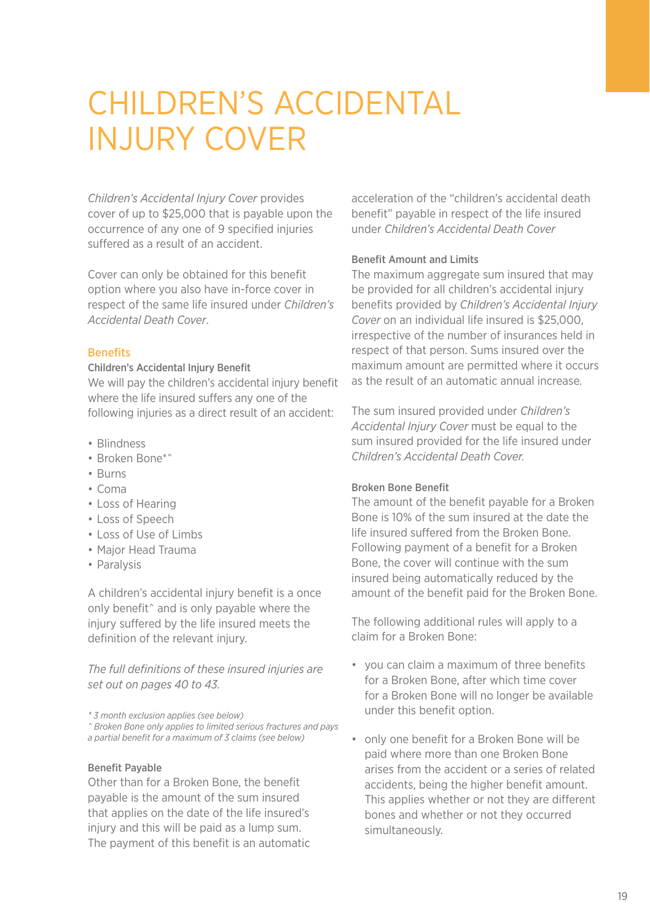# CHILDREN'S ACCIDENTAL INJURY COVER

*Children's Accidental Injury Cover* provides cover of up to $25,000 that is payable upon the occurrence of any one of 9 specified injuries suffered as a result of an accident.

Cover can only be obtained for this benefit option where you also have in-force cover in respect of the same life insured under *Children's Accidental Death Cover*.

## Benefits

### Children's Accidental Injury Benefit

We will pay the children's accidental injury benefit where the life insured suffers any one of the following injuries as a direct result of an accident:

- Blindness
- Broken Bone*^
- Burns
- Coma
- Loss of Hearing
- Loss of Speech
- Loss of Use of Limbs
- Major Head Trauma
- Paralysis

A children's accidental injury benefit is a once only benefit^ and is only payable where the injury suffered by the life insured meets the definition of the relevant injury.

*The full definitions of these insured injuries are set out on pages 40 to 43.*

*\* 3 month exclusion applies (see below)*
*^ Broken Bone only applies to limited serious fractures and pays a partial benefit for a maximum of 3 claims (see below)*

### Benefit Payable

Other than for a Broken Bone, the benefit payable is the amount of the sum insured that applies on the date of the life insured's injury and this will be paid as a lump sum. The payment of this benefit is an automatic acceleration of the "children's accidental death benefit" payable in respect of the life insured under *Children's Accidental Death Cover*

### Benefit Amount and Limits

The maximum aggregate sum insured that may be provided for all children's accidental injury benefits provided by *Children's Accidental Injury Cover* on an individual life insured is $25,000, irrespective of the number of insurances held in respect of that person. Sums insured over the maximum amount are permitted where it occurs as the result of an automatic annual increase.

The sum insured provided under *Children's Accidental Injury Cover* must be equal to the sum insured provided for the life insured under *Children's Accidental Death Cover.*

### Broken Bone Benefit

The amount of the benefit payable for a Broken Bone is 10% of the sum insured at the date the life insured suffered from the Broken Bone. Following payment of a benefit for a Broken Bone, the cover will continue with the sum insured being automatically reduced by the amount of the benefit paid for the Broken Bone.

The following additional rules will apply to a claim for a Broken Bone:

- you can claim a maximum of three benefits for a Broken Bone, after which time cover for a Broken Bone will no longer be available under this benefit option.
- only one benefit for a Broken Bone will be paid where more than one Broken Bone arises from the accident or a series of related accidents, being the higher benefit amount. This applies whether or not they are different bones and whether or not they occurred simultaneously.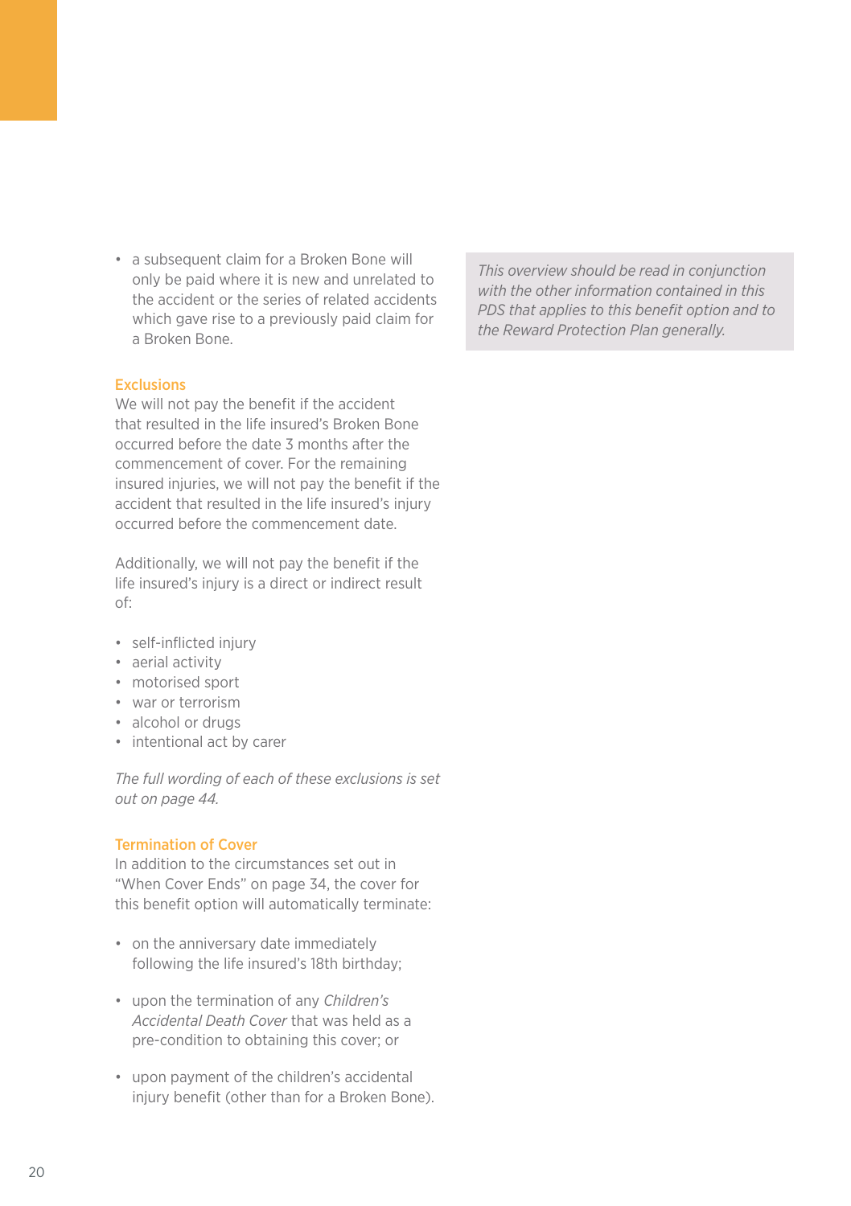- a subsequent claim for a Broken Bone will only be paid where it is new and unrelated to the accident or the series of related accidents which gave rise to a previously paid claim for a Broken Bone.

### Exclusions

We will not pay the benefit if the accident that resulted in the life insured's Broken Bone occurred before the date 3 months after the commencement of cover. For the remaining insured injuries, we will not pay the benefit if the accident that resulted in the life insured's injury occurred before the commencement date.

Additionally, we will not pay the benefit if the life insured's injury is a direct or indirect result of:

- self-inflicted injury
- aerial activity
- motorised sport
- war or terrorism
- alcohol or drugs
- intentional act by carer

*The full wording of each of these exclusions is set out on page 44.*

### Termination of Cover

In addition to the circumstances set out in "When Cover Ends" on page 34, the cover for this benefit option will automatically terminate:

- on the anniversary date immediately following the life insured's 18th birthday;
- upon the termination of any *Children's Accidental Death Cover* that was held as a pre-condition to obtaining this cover; or
- upon payment of the children's accidental injury benefit (other than for a Broken Bone).

*This overview should be read in conjunction with the other information contained in this PDS that applies to this benefit option and to the Reward Protection Plan generally.*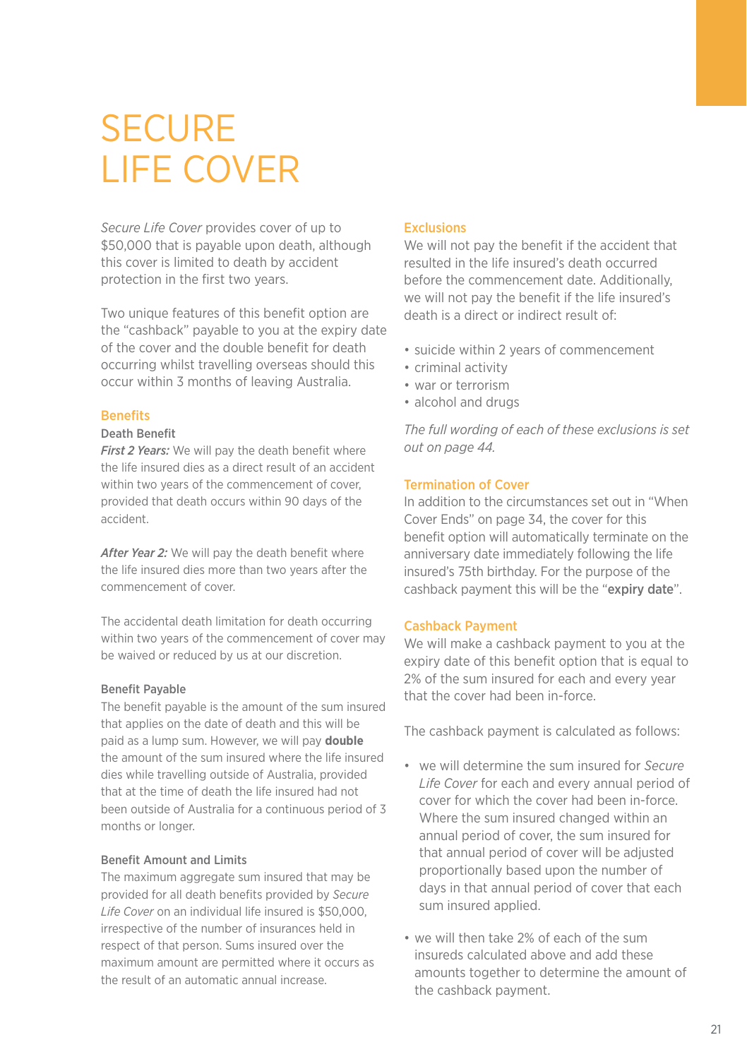# SECURE LIFE COVER

*Secure Life Cover* provides cover of up to $50,000 that is payable upon death, although this cover is limited to death by accident protection in the first two years.

Two unique features of this benefit option are the "cashback" payable to you at the expiry date of the cover and the double benefit for death occurring whilst travelling overseas should this occur within 3 months of leaving Australia.

## Benefits

### Death Benefit

***First 2 Years:*** We will pay the death benefit where the life insured dies as a direct result of an accident within two years of the commencement of cover, provided that death occurs within 90 days of the accident.

***After Year 2:*** We will pay the death benefit where the life insured dies more than two years after the commencement of cover.

The accidental death limitation for death occurring within two years of the commencement of cover may be waived or reduced by us at our discretion.

### Benefit Payable

The benefit payable is the amount of the sum insured that applies on the date of death and this will be paid as a lump sum. However, we will pay **double** the amount of the sum insured where the life insured dies while travelling outside of Australia, provided that at the time of death the life insured had not been outside of Australia for a continuous period of 3 months or longer.

### Benefit Amount and Limits

The maximum aggregate sum insured that may be provided for all death benefits provided by *Secure Life Cover* on an individual life insured is $50,000, irrespective of the number of insurances held in respect of that person. Sums insured over the maximum amount are permitted where it occurs as the result of an automatic annual increase.

## Exclusions

We will not pay the benefit if the accident that resulted in the life insured's death occurred before the commencement date. Additionally, we will not pay the benefit if the life insured's death is a direct or indirect result of:

- suicide within 2 years of commencement
- criminal activity
- war or terrorism
- alcohol and drugs

*The full wording of each of these exclusions is set out on page 44.*

## Termination of Cover

In addition to the circumstances set out in "When Cover Ends" on page 34, the cover for this benefit option will automatically terminate on the anniversary date immediately following the life insured's 75th birthday. For the purpose of the cashback payment this will be the "**expiry date**".

## Cashback Payment

We will make a cashback payment to you at the expiry date of this benefit option that is equal to 2% of the sum insured for each and every year that the cover had been in-force.

The cashback payment is calculated as follows:

- we will determine the sum insured for *Secure Life Cover* for each and every annual period of cover for which the cover had been in-force. Where the sum insured changed within an annual period of cover, the sum insured for that annual period of cover will be adjusted proportionally based upon the number of days in that annual period of cover that each sum insured applied.
- we will then take 2% of each of the sum insureds calculated above and add these amounts together to determine the amount of the cashback payment.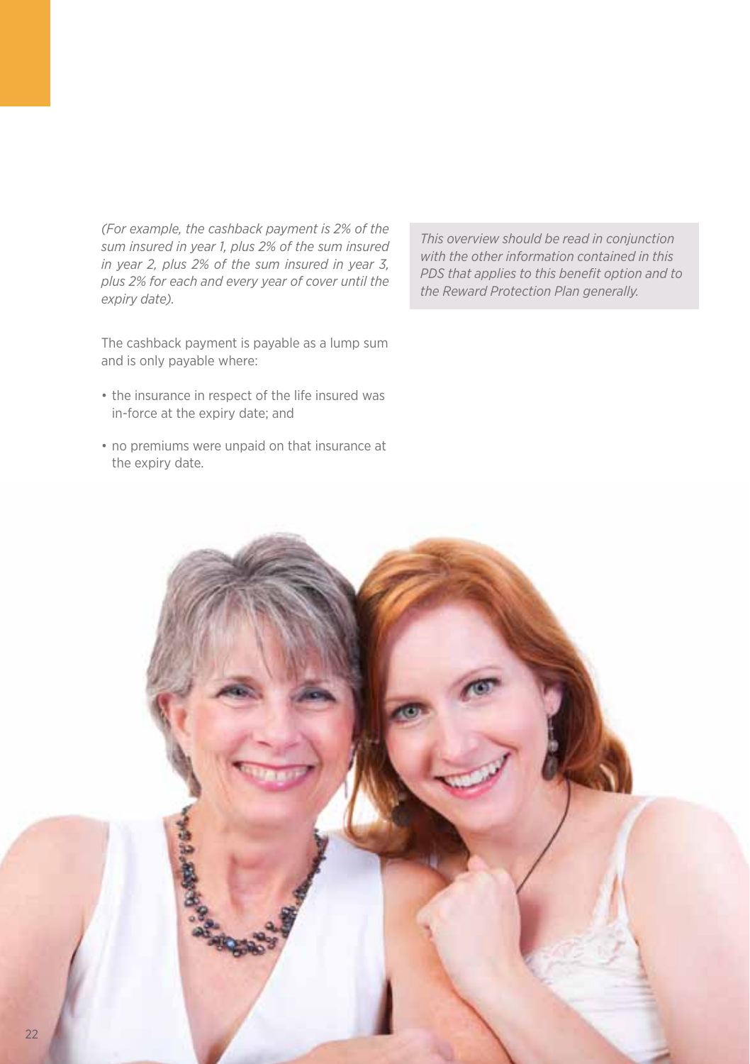*(For example, the cashback payment is 2% of the sum insured in year 1, plus 2% of the sum insured in year 2, plus 2% of the sum insured in year 3, plus 2% for each and every year of cover until the expiry date).*

The cashback payment is payable as a lump sum and is only payable where:

- the insurance in respect of the life insured was in-force at the expiry date; and
- no premiums were unpaid on that insurance at the expiry date.

*This overview should be read in conjunction with the other information contained in this PDS that applies to this benefit option and to the Reward Protection Plan generally.*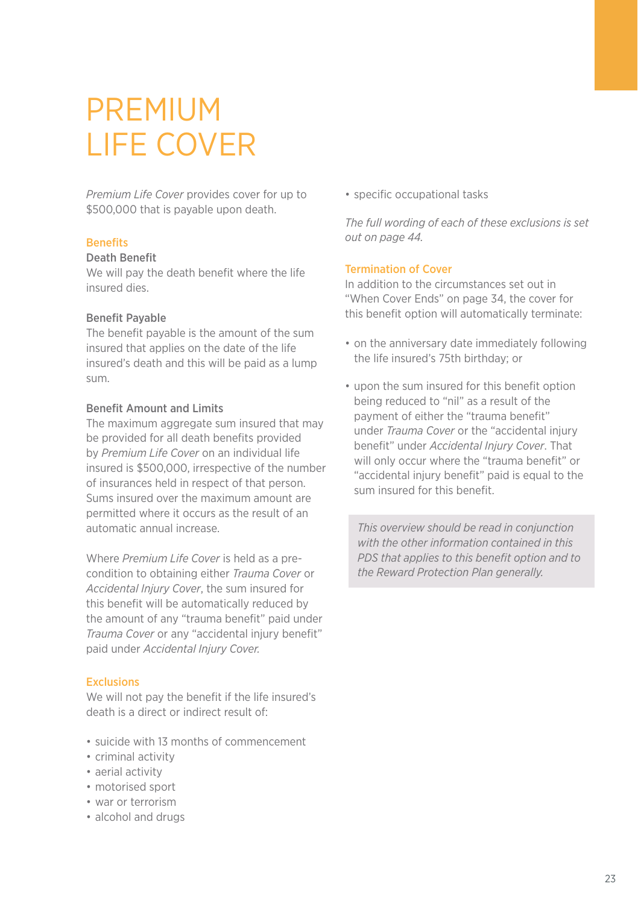# PREMIUM LIFE COVER

*Premium Life Cover* provides cover for up to $500,000 that is payable upon death.

## Benefits

### Death Benefit

We will pay the death benefit where the life insured dies.

### Benefit Payable

The benefit payable is the amount of the sum insured that applies on the date of the life insured's death and this will be paid as a lump sum.

### Benefit Amount and Limits

The maximum aggregate sum insured that may be provided for all death benefits provided by *Premium Life Cover* on an individual life insured is $500,000, irrespective of the number of insurances held in respect of that person. Sums insured over the maximum amount are permitted where it occurs as the result of an automatic annual increase.

Where *Premium Life Cover* is held as a pre-condition to obtaining either *Trauma Cover* or *Accidental Injury Cover*, the sum insured for this benefit will be automatically reduced by the amount of any "trauma benefit" paid under *Trauma Cover* or any "accidental injury benefit" paid under *Accidental Injury Cover.*

## Exclusions

We will not pay the benefit if the life insured's death is a direct or indirect result of:

- suicide with 13 months of commencement
- criminal activity
- aerial activity
- motorised sport
- war or terrorism
- alcohol and drugs
- specific occupational tasks

*The full wording of each of these exclusions is set out on page 44.*

## Termination of Cover

In addition to the circumstances set out in "When Cover Ends" on page 34, the cover for this benefit option will automatically terminate:

- on the anniversary date immediately following the life insured's 75th birthday; or
- upon the sum insured for this benefit option being reduced to "nil" as a result of the payment of either the "trauma benefit" under *Trauma Cover* or the "accidental injury benefit" under *Accidental Injury Cover*. That will only occur where the "trauma benefit" or "accidental injury benefit" paid is equal to the sum insured for this benefit.

*This overview should be read in conjunction with the other information contained in this PDS that applies to this benefit option and to the Reward Protection Plan generally.*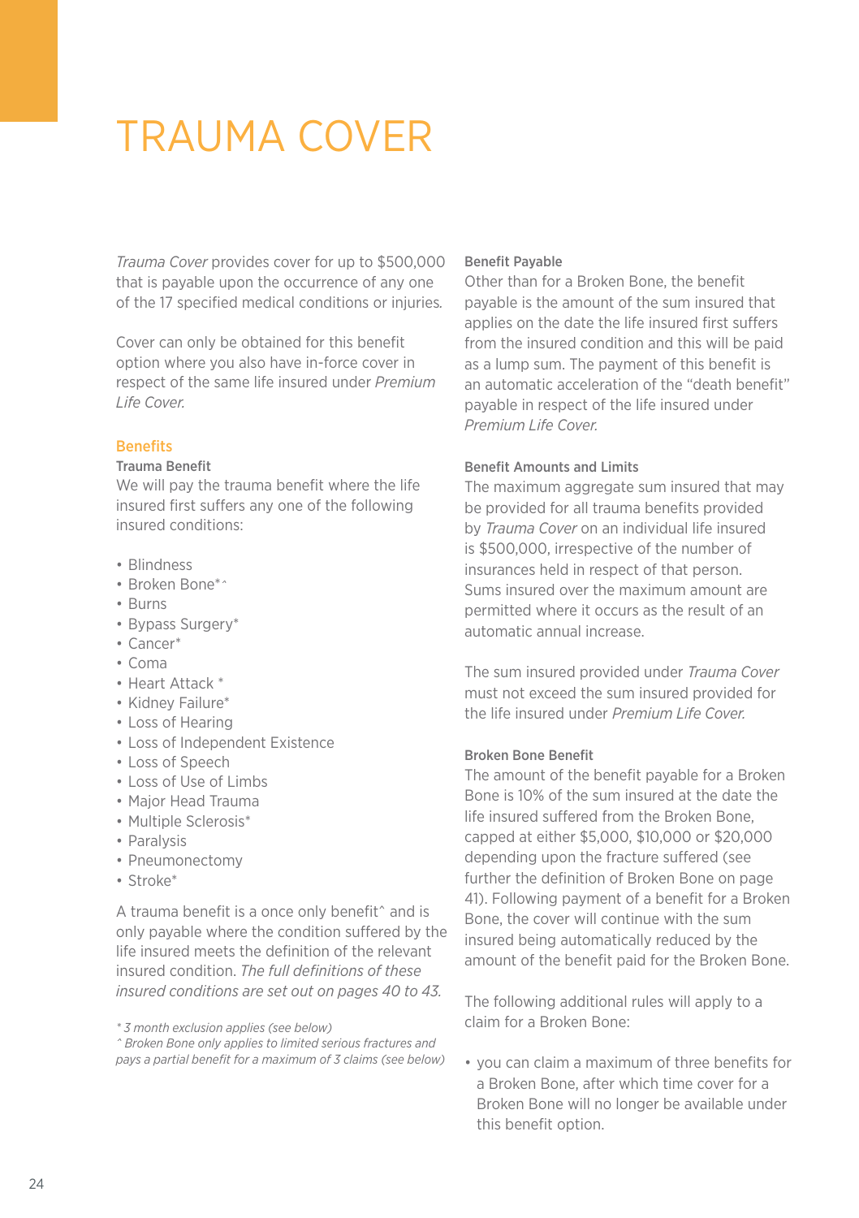# TRAUMA COVER

*Trauma Cover* provides cover for up to $500,000 that is payable upon the occurrence of any one of the 17 specified medical conditions or injuries.

Cover can only be obtained for this benefit option where you also have in-force cover in respect of the same life insured under *Premium Life Cover.*

## Benefits

### Trauma Benefit

We will pay the trauma benefit where the life insured first suffers any one of the following insured conditions:

- Blindness
- Broken Bone*^
- Burns
- Bypass Surgery*
- Cancer*
- Coma
- Heart Attack *
- Kidney Failure*
- Loss of Hearing
- Loss of Independent Existence
- Loss of Speech
- Loss of Use of Limbs
- Major Head Trauma
- Multiple Sclerosis*
- Paralysis
- Pneumonectomy
- Stroke*

A trauma benefit is a once only benefit^ and is only payable where the condition suffered by the life insured meets the definition of the relevant insured condition. *The full definitions of these insured conditions are set out on pages 40 to 43.*

*\* 3 month exclusion applies (see below)*
*^ Broken Bone only applies to limited serious fractures and pays a partial benefit for a maximum of 3 claims (see below)*

### Benefit Payable

Other than for a Broken Bone, the benefit payable is the amount of the sum insured that applies on the date the life insured first suffers from the insured condition and this will be paid as a lump sum. The payment of this benefit is an automatic acceleration of the "death benefit" payable in respect of the life insured under *Premium Life Cover.*

### Benefit Amounts and Limits

The maximum aggregate sum insured that may be provided for all trauma benefits provided by *Trauma Cover* on an individual life insured is $500,000, irrespective of the number of insurances held in respect of that person. Sums insured over the maximum amount are permitted where it occurs as the result of an automatic annual increase.

The sum insured provided under *Trauma Cover* must not exceed the sum insured provided for the life insured under *Premium Life Cover.*

### Broken Bone Benefit

The amount of the benefit payable for a Broken Bone is 10% of the sum insured at the date the life insured suffered from the Broken Bone, capped at either $5,000, $10,000 or $20,000 depending upon the fracture suffered (see further the definition of Broken Bone on page 41). Following payment of a benefit for a Broken Bone, the cover will continue with the sum insured being automatically reduced by the amount of the benefit paid for the Broken Bone.

The following additional rules will apply to a claim for a Broken Bone:

- you can claim a maximum of three benefits for a Broken Bone, after which time cover for a Broken Bone will no longer be available under this benefit option.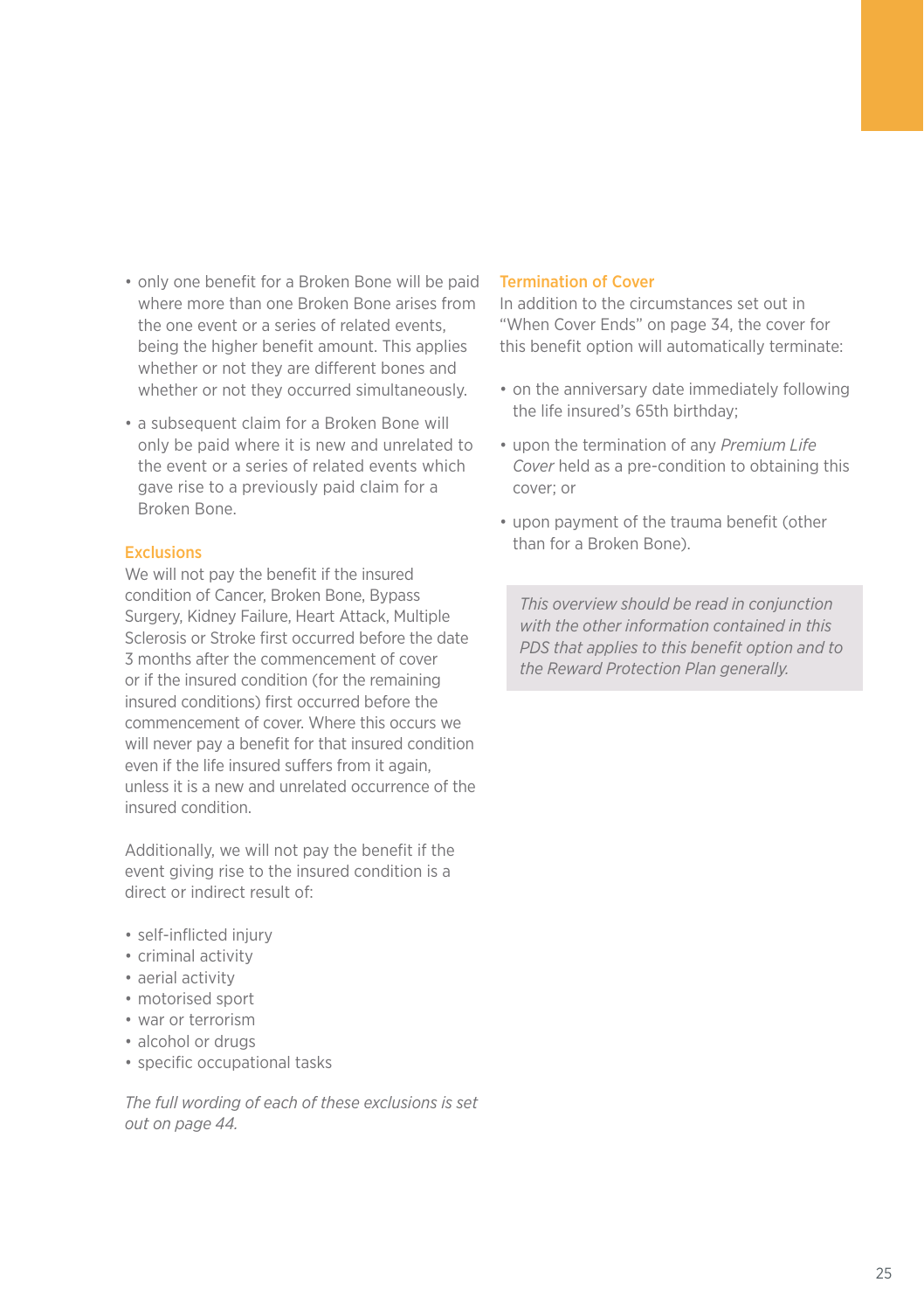- only one benefit for a Broken Bone will be paid where more than one Broken Bone arises from the one event or a series of related events, being the higher benefit amount. This applies whether or not they are different bones and whether or not they occurred simultaneously.
- a subsequent claim for a Broken Bone will only be paid where it is new and unrelated to the event or a series of related events which gave rise to a previously paid claim for a Broken Bone.

### Exclusions

We will not pay the benefit if the insured condition of Cancer, Broken Bone, Bypass Surgery, Kidney Failure, Heart Attack, Multiple Sclerosis or Stroke first occurred before the date 3 months after the commencement of cover or if the insured condition (for the remaining insured conditions) first occurred before the commencement of cover. Where this occurs we will never pay a benefit for that insured condition even if the life insured suffers from it again, unless it is a new and unrelated occurrence of the insured condition.

Additionally, we will not pay the benefit if the event giving rise to the insured condition is a direct or indirect result of:

- self-inflicted injury
- criminal activity
- aerial activity
- motorised sport
- war or terrorism
- alcohol or drugs
- specific occupational tasks

*The full wording of each of these exclusions is set out on page 44.*

### Termination of Cover

In addition to the circumstances set out in "When Cover Ends" on page 34, the cover for this benefit option will automatically terminate:

- on the anniversary date immediately following the life insured's 65th birthday;
- upon the termination of any *Premium Life Cover* held as a pre-condition to obtaining this cover; or
- upon payment of the trauma benefit (other than for a Broken Bone).

*This overview should be read in conjunction with the other information contained in this PDS that applies to this benefit option and to the Reward Protection Plan generally.*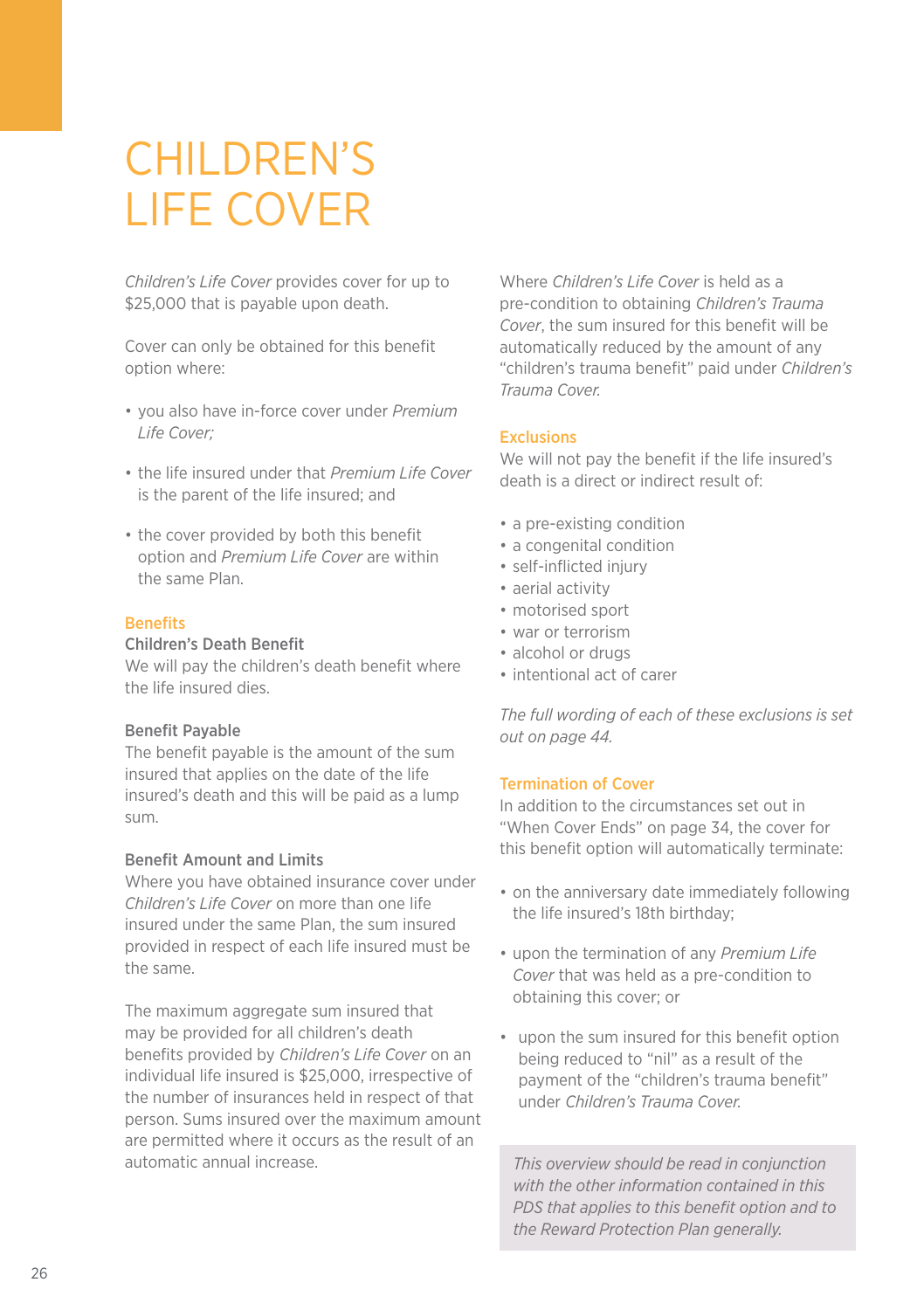# CHILDREN'S LIFE COVER

*Children's Life Cover* provides cover for up to $25,000 that is payable upon death.

Cover can only be obtained for this benefit option where:

- you also have in-force cover under *Premium Life Cover;*
- the life insured under that *Premium Life Cover* is the parent of the life insured; and
- the cover provided by both this benefit option and *Premium Life Cover* are within the same Plan.

## Benefits

### Children's Death Benefit

We will pay the children's death benefit where the life insured dies.

### Benefit Payable

The benefit payable is the amount of the sum insured that applies on the date of the life insured's death and this will be paid as a lump sum.

### Benefit Amount and Limits

Where you have obtained insurance cover under *Children's Life Cover* on more than one life insured under the same Plan, the sum insured provided in respect of each life insured must be the same.

The maximum aggregate sum insured that may be provided for all children's death benefits provided by *Children's Life Cover* on an individual life insured is $25,000, irrespective of the number of insurances held in respect of that person. Sums insured over the maximum amount are permitted where it occurs as the result of an automatic annual increase.

Where *Children's Life Cover* is held as a pre-condition to obtaining *Children's Trauma Cover*, the sum insured for this benefit will be automatically reduced by the amount of any "children's trauma benefit" paid under *Children's Trauma Cover.*

## Exclusions

We will not pay the benefit if the life insured's death is a direct or indirect result of:

- a pre-existing condition
- a congenital condition
- self-inflicted injury
- aerial activity
- motorised sport
- war or terrorism
- alcohol or drugs
- intentional act of carer

*The full wording of each of these exclusions is set out on page 44.*

## Termination of Cover

In addition to the circumstances set out in "When Cover Ends" on page 34, the cover for this benefit option will automatically terminate:

- on the anniversary date immediately following the life insured's 18th birthday;
- upon the termination of any *Premium Life Cover* that was held as a pre-condition to obtaining this cover; or
- upon the sum insured for this benefit option being reduced to "nil" as a result of the payment of the "children's trauma benefit" under *Children's Trauma Cover.*

*This overview should be read in conjunction with the other information contained in this PDS that applies to this benefit option and to the Reward Protection Plan generally.*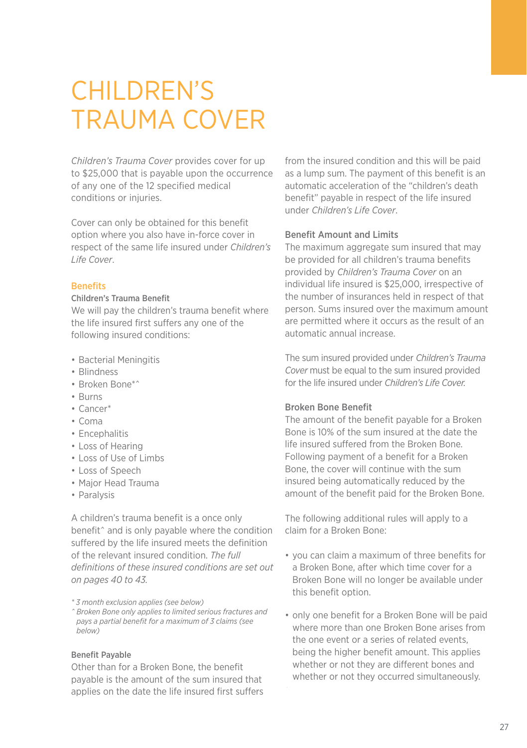# CHILDREN'S TRAUMA COVER

*Children's Trauma Cover* provides cover for up to $25,000 that is payable upon the occurrence of any one of the 12 specified medical conditions or injuries.

Cover can only be obtained for this benefit option where you also have in-force cover in respect of the same life insured under *Children's Life Cover*.

## Benefits

### Children's Trauma Benefit

We will pay the children's trauma benefit where the life insured first suffers any one of the following insured conditions:

- Bacterial Meningitis
- Blindness
- Broken Bone*^
- Burns
- Cancer*
- Coma
- Encephalitis
- Loss of Hearing
- Loss of Use of Limbs
- Loss of Speech
- Major Head Trauma
- Paralysis

A children's trauma benefit is a once only benefit^ and is only payable where the condition suffered by the life insured meets the definition of the relevant insured condition. *The full definitions of these insured conditions are set out on pages 40 to 43.*

*\* 3 month exclusion applies (see below)*
*^ Broken Bone only applies to limited serious fractures and pays a partial benefit for a maximum of 3 claims (see below)*

### Benefit Payable

Other than for a Broken Bone, the benefit payable is the amount of the sum insured that applies on the date the life insured first suffers from the insured condition and this will be paid as a lump sum. The payment of this benefit is an automatic acceleration of the "children's death benefit" payable in respect of the life insured under *Children's Life Cover*.

### Benefit Amount and Limits

The maximum aggregate sum insured that may be provided for all children's trauma benefits provided by *Children's Trauma Cover* on an individual life insured is $25,000, irrespective of the number of insurances held in respect of that person. Sums insured over the maximum amount are permitted where it occurs as the result of an automatic annual increase.

The sum insured provided under *Children's Trauma Cover* must be equal to the sum insured provided for the life insured under *Children's Life Cover.*

### Broken Bone Benefit

The amount of the benefit payable for a Broken Bone is 10% of the sum insured at the date the life insured suffered from the Broken Bone. Following payment of a benefit for a Broken Bone, the cover will continue with the sum insured being automatically reduced by the amount of the benefit paid for the Broken Bone.

The following additional rules will apply to a claim for a Broken Bone:

- you can claim a maximum of three benefits for a Broken Bone, after which time cover for a Broken Bone will no longer be available under this benefit option.
- only one benefit for a Broken Bone will be paid where more than one Broken Bone arises from the one event or a series of related events, being the higher benefit amount. This applies whether or not they are different bones and whether or not they occurred simultaneously.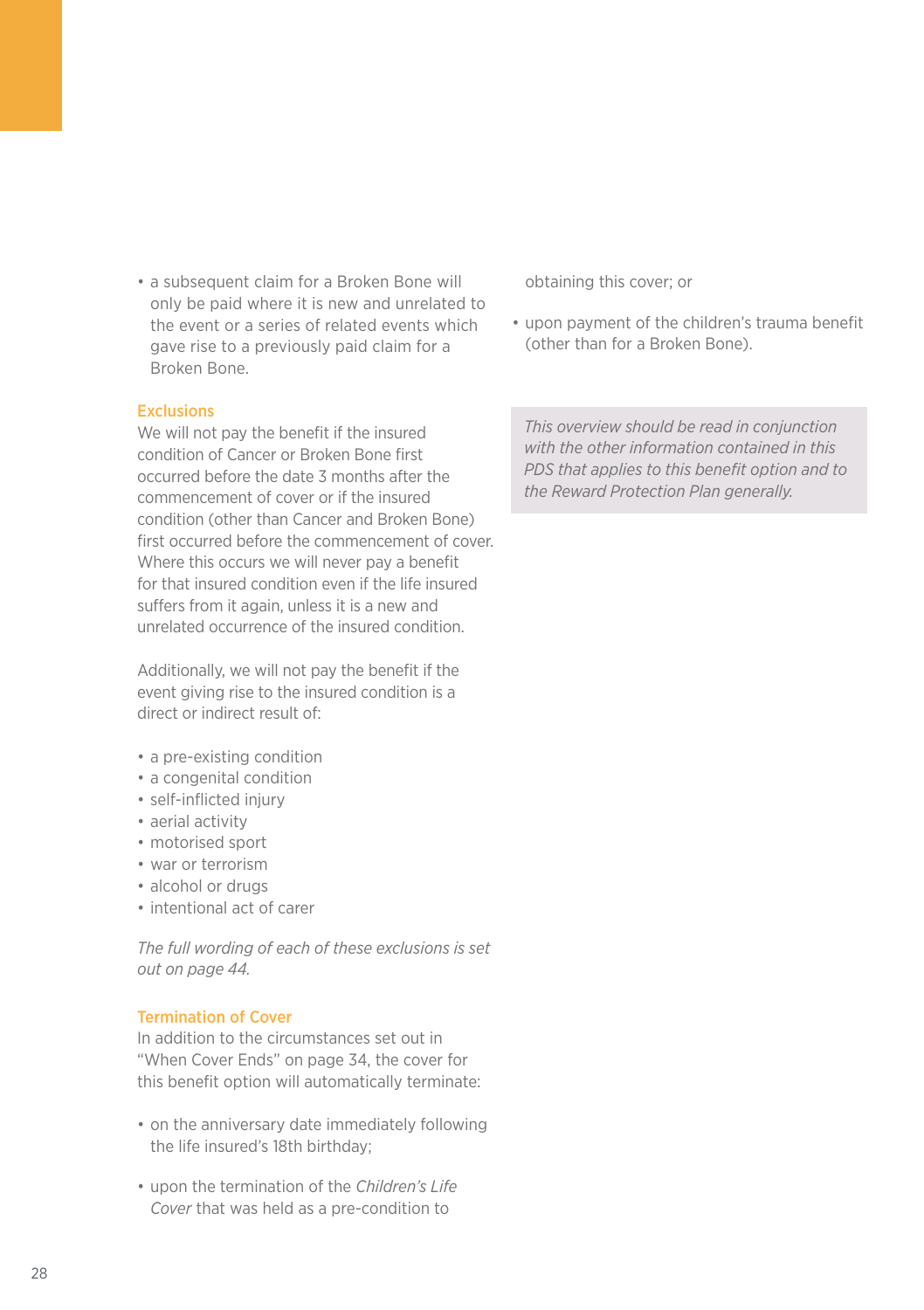- a subsequent claim for a Broken Bone will only be paid where it is new and unrelated to the event or a series of related events which gave rise to a previously paid claim for a Broken Bone.

### Exclusions

We will not pay the benefit if the insured condition of Cancer or Broken Bone first occurred before the date 3 months after the commencement of cover or if the insured condition (other than Cancer and Broken Bone) first occurred before the commencement of cover. Where this occurs we will never pay a benefit for that insured condition even if the life insured suffers from it again, unless it is a new and unrelated occurrence of the insured condition.

Additionally, we will not pay the benefit if the event giving rise to the insured condition is a direct or indirect result of:

- a pre-existing condition
- a congenital condition
- self-inflicted injury
- aerial activity
- motorised sport
- war or terrorism
- alcohol or drugs
- intentional act of carer

*The full wording of each of these exclusions is set out on page 44.*

### Termination of Cover

In addition to the circumstances set out in "When Cover Ends" on page 34, the cover for this benefit option will automatically terminate:

- on the anniversary date immediately following the life insured's 18th birthday;
- upon the termination of the *Children's Life Cover* that was held as a pre-condition to obtaining this cover; or
- upon payment of the children's trauma benefit (other than for a Broken Bone).

*This overview should be read in conjunction with the other information contained in this PDS that applies to this benefit option and to the Reward Protection Plan generally.*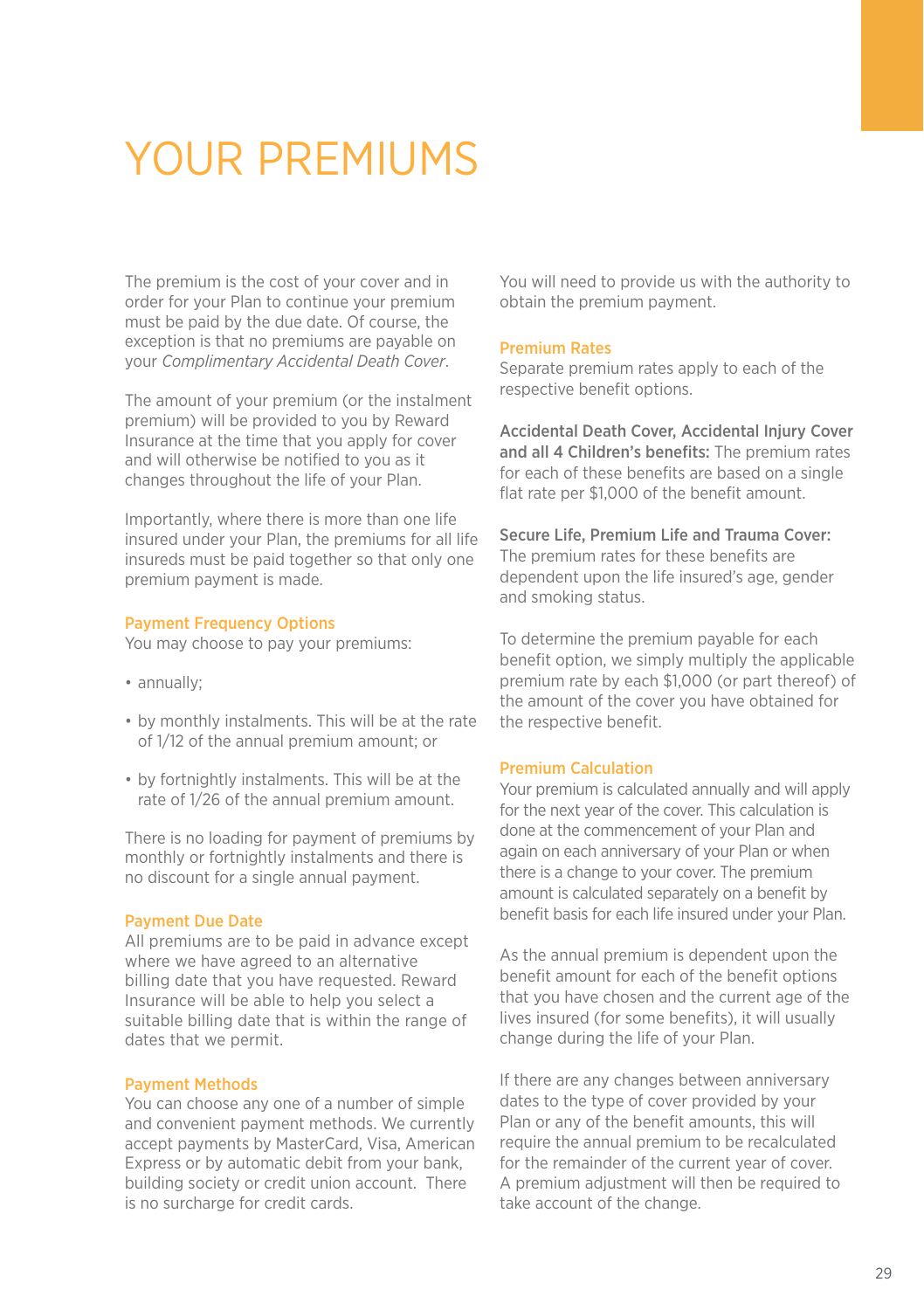# YOUR PREMIUMS

The premium is the cost of your cover and in order for your Plan to continue your premium must be paid by the due date. Of course, the exception is that no premiums are payable on your *Complimentary Accidental Death Cover*.

The amount of your premium (or the instalment premium) will be provided to you by Reward Insurance at the time that you apply for cover and will otherwise be notified to you as it changes throughout the life of your Plan.

Importantly, where there is more than one life insured under your Plan, the premiums for all life insureds must be paid together so that only one premium payment is made.

## Payment Frequency Options

You may choose to pay your premiums:

- annually;
- by monthly instalments. This will be at the rate of 1/12 of the annual premium amount; or
- by fortnightly instalments. This will be at the rate of 1/26 of the annual premium amount.

There is no loading for payment of premiums by monthly or fortnightly instalments and there is no discount for a single annual payment.

## Payment Due Date

All premiums are to be paid in advance except where we have agreed to an alternative billing date that you have requested. Reward Insurance will be able to help you select a suitable billing date that is within the range of dates that we permit.

## Payment Methods

You can choose any one of a number of simple and convenient payment methods. We currently accept payments by MasterCard, Visa, American Express or by automatic debit from your bank, building society or credit union account. There is no surcharge for credit cards.

You will need to provide us with the authority to obtain the premium payment.

## Premium Rates

Separate premium rates apply to each of the respective benefit options.

**Accidental Death Cover, Accidental Injury Cover and all 4 Children's benefits:** The premium rates for each of these benefits are based on a single flat rate per $1,000 of the benefit amount.

**Secure Life, Premium Life and Trauma Cover:** The premium rates for these benefits are dependent upon the life insured's age, gender and smoking status.

To determine the premium payable for each benefit option, we simply multiply the applicable premium rate by each $1,000 (or part thereof) of the amount of the cover you have obtained for the respective benefit.

## Premium Calculation

Your premium is calculated annually and will apply for the next year of the cover. This calculation is done at the commencement of your Plan and again on each anniversary of your Plan or when there is a change to your cover. The premium amount is calculated separately on a benefit by benefit basis for each life insured under your Plan.

As the annual premium is dependent upon the benefit amount for each of the benefit options that you have chosen and the current age of the lives insured (for some benefits), it will usually change during the life of your Plan.

If there are any changes between anniversary dates to the type of cover provided by your Plan or any of the benefit amounts, this will require the annual premium to be recalculated for the remainder of the current year of cover. A premium adjustment will then be required to take account of the change.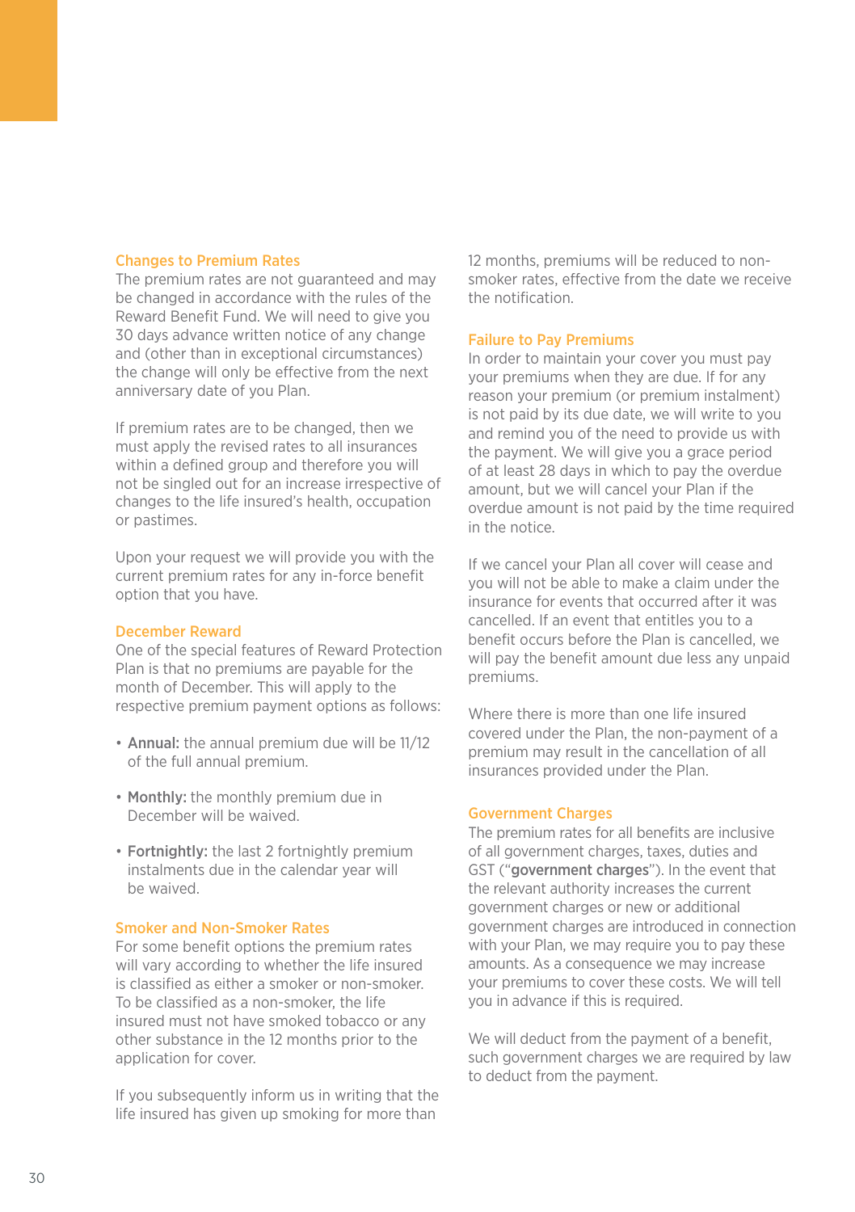### Changes to Premium Rates

The premium rates are not guaranteed and may be changed in accordance with the rules of the Reward Benefit Fund. We will need to give you 30 days advance written notice of any change and (other than in exceptional circumstances) the change will only be effective from the next anniversary date of you Plan.

If premium rates are to be changed, then we must apply the revised rates to all insurances within a defined group and therefore you will not be singled out for an increase irrespective of changes to the life insured's health, occupation or pastimes.

Upon your request we will provide you with the current premium rates for any in-force benefit option that you have.

### December Reward

One of the special features of Reward Protection Plan is that no premiums are payable for the month of December. This will apply to the respective premium payment options as follows:

- **Annual:** the annual premium due will be 11/12 of the full annual premium.
- **Monthly:** the monthly premium due in December will be waived.
- **Fortnightly:** the last 2 fortnightly premium instalments due in the calendar year will be waived.

### Smoker and Non-Smoker Rates

For some benefit options the premium rates will vary according to whether the life insured is classified as either a smoker or non-smoker. To be classified as a non-smoker, the life insured must not have smoked tobacco or any other substance in the 12 months prior to the application for cover.

If you subsequently inform us in writing that the life insured has given up smoking for more than 12 months, premiums will be reduced to non-smoker rates, effective from the date we receive the notification.

### Failure to Pay Premiums

In order to maintain your cover you must pay your premiums when they are due. If for any reason your premium (or premium instalment) is not paid by its due date, we will write to you and remind you of the need to provide us with the payment. We will give you a grace period of at least 28 days in which to pay the overdue amount, but we will cancel your Plan if the overdue amount is not paid by the time required in the notice.

If we cancel your Plan all cover will cease and you will not be able to make a claim under the insurance for events that occurred after it was cancelled. If an event that entitles you to a benefit occurs before the Plan is cancelled, we will pay the benefit amount due less any unpaid premiums.

Where there is more than one life insured covered under the Plan, the non-payment of a premium may result in the cancellation of all insurances provided under the Plan.

### Government Charges

The premium rates for all benefits are inclusive of all government charges, taxes, duties and GST ("**government charges**"). In the event that the relevant authority increases the current government charges or new or additional government charges are introduced in connection with your Plan, we may require you to pay these amounts. As a consequence we may increase your premiums to cover these costs. We will tell you in advance if this is required.

We will deduct from the payment of a benefit, such government charges we are required by law to deduct from the payment.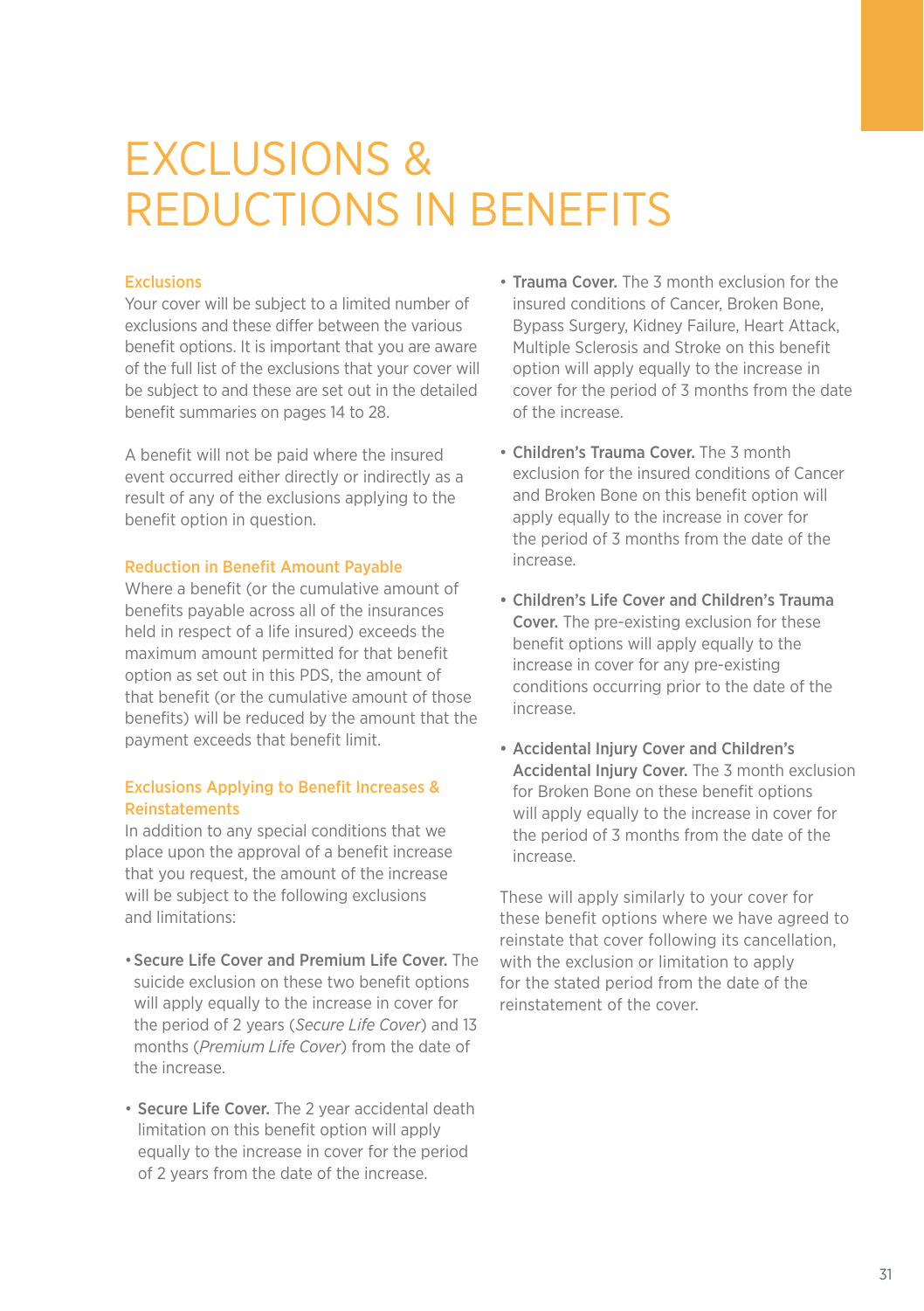# EXCLUSIONS & REDUCTIONS IN BENEFITS

### Exclusions

Your cover will be subject to a limited number of exclusions and these differ between the various benefit options. It is important that you are aware of the full list of the exclusions that your cover will be subject to and these are set out in the detailed benefit summaries on pages 14 to 28.

A benefit will not be paid where the insured event occurred either directly or indirectly as a result of any of the exclusions applying to the benefit option in question.

### Reduction in Benefit Amount Payable

Where a benefit (or the cumulative amount of benefits payable across all of the insurances held in respect of a life insured) exceeds the maximum amount permitted for that benefit option as set out in this PDS, the amount of that benefit (or the cumulative amount of those benefits) will be reduced by the amount that the payment exceeds that benefit limit.

### Exclusions Applying to Benefit Increases & Reinstatements

In addition to any special conditions that we place upon the approval of a benefit increase that you request, the amount of the increase will be subject to the following exclusions and limitations:

- **Secure Life Cover and Premium Life Cover.** The suicide exclusion on these two benefit options will apply equally to the increase in cover for the period of 2 years (*Secure Life Cover*) and 13 months (*Premium Life Cover*) from the date of the increase.
- **Secure Life Cover.** The 2 year accidental death limitation on this benefit option will apply equally to the increase in cover for the period of 2 years from the date of the increase.
- **Trauma Cover.** The 3 month exclusion for the insured conditions of Cancer, Broken Bone, Bypass Surgery, Kidney Failure, Heart Attack, Multiple Sclerosis and Stroke on this benefit option will apply equally to the increase in cover for the period of 3 months from the date of the increase.
- **Children's Trauma Cover.** The 3 month exclusion for the insured conditions of Cancer and Broken Bone on this benefit option will apply equally to the increase in cover for the period of 3 months from the date of the increase.
- **Children's Life Cover and Children's Trauma Cover.** The pre-existing exclusion for these benefit options will apply equally to the increase in cover for any pre-existing conditions occurring prior to the date of the increase.
- **Accidental Injury Cover and Children's Accidental Injury Cover.** The 3 month exclusion for Broken Bone on these benefit options will apply equally to the increase in cover for the period of 3 months from the date of the increase.

These will apply similarly to your cover for these benefit options where we have agreed to reinstate that cover following its cancellation, with the exclusion or limitation to apply for the stated period from the date of the reinstatement of the cover.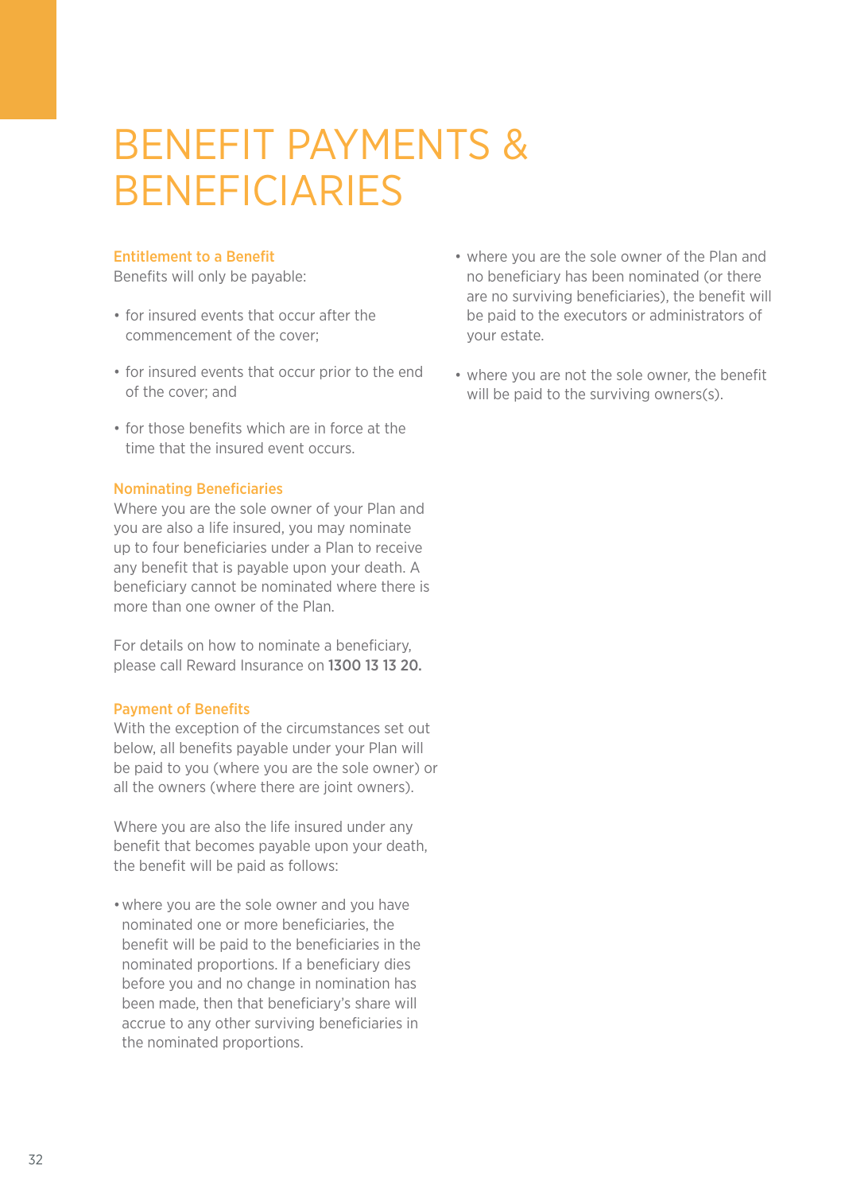# BENEFIT PAYMENTS & BENEFICIARIES

### Entitlement to a Benefit

Benefits will only be payable:

- for insured events that occur after the commencement of the cover;
- for insured events that occur prior to the end of the cover; and
- for those benefits which are in force at the time that the insured event occurs.

### Nominating Beneficiaries

Where you are the sole owner of your Plan and you are also a life insured, you may nominate up to four beneficiaries under a Plan to receive any benefit that is payable upon your death. A beneficiary cannot be nominated where there is more than one owner of the Plan.

For details on how to nominate a beneficiary, please call Reward Insurance on **1300 13 13 20.**

### Payment of Benefits

With the exception of the circumstances set out below, all benefits payable under your Plan will be paid to you (where you are the sole owner) or all the owners (where there are joint owners).

Where you are also the life insured under any benefit that becomes payable upon your death, the benefit will be paid as follows:

- where you are the sole owner and you have nominated one or more beneficiaries, the benefit will be paid to the beneficiaries in the nominated proportions. If a beneficiary dies before you and no change in nomination has been made, then that beneficiary's share will accrue to any other surviving beneficiaries in the nominated proportions.
- where you are the sole owner of the Plan and no beneficiary has been nominated (or there are no surviving beneficiaries), the benefit will be paid to the executors or administrators of your estate.
- where you are not the sole owner, the benefit will be paid to the surviving owners(s).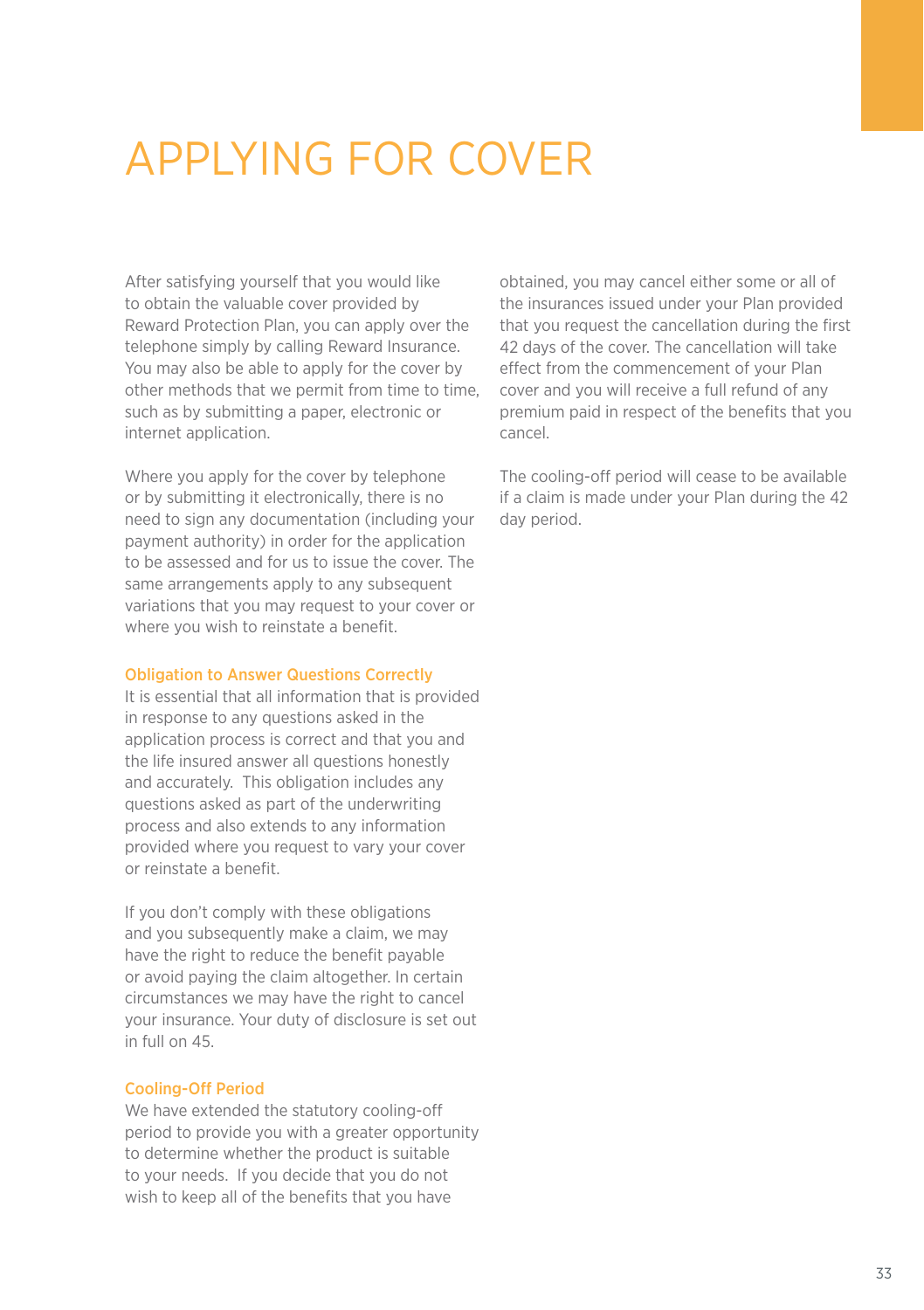# APPLYING FOR COVER

After satisfying yourself that you would like to obtain the valuable cover provided by Reward Protection Plan, you can apply over the telephone simply by calling Reward Insurance. You may also be able to apply for the cover by other methods that we permit from time to time, such as by submitting a paper, electronic or internet application.

Where you apply for the cover by telephone or by submitting it electronically, there is no need to sign any documentation (including your payment authority) in order for the application to be assessed and for us to issue the cover. The same arrangements apply to any subsequent variations that you may request to your cover or where you wish to reinstate a benefit.

### Obligation to Answer Questions Correctly

It is essential that all information that is provided in response to any questions asked in the application process is correct and that you and the life insured answer all questions honestly and accurately. This obligation includes any questions asked as part of the underwriting process and also extends to any information provided where you request to vary your cover or reinstate a benefit.

If you don't comply with these obligations and you subsequently make a claim, we may have the right to reduce the benefit payable or avoid paying the claim altogether. In certain circumstances we may have the right to cancel your insurance. Your duty of disclosure is set out in full on 45.

### Cooling-Off Period

We have extended the statutory cooling-off period to provide you with a greater opportunity to determine whether the product is suitable to your needs. If you decide that you do not wish to keep all of the benefits that you have obtained, you may cancel either some or all of the insurances issued under your Plan provided that you request the cancellation during the first 42 days of the cover. The cancellation will take effect from the commencement of your Plan cover and you will receive a full refund of any premium paid in respect of the benefits that you cancel.

The cooling-off period will cease to be available if a claim is made under your Plan during the 42 day period.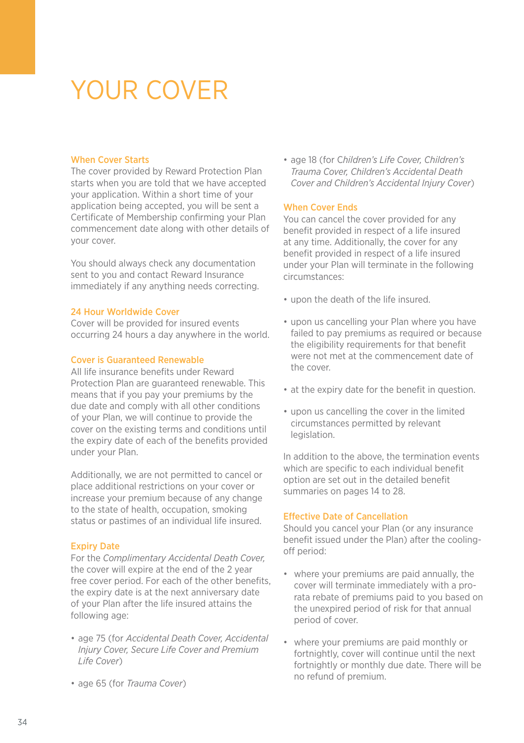# YOUR COVER

## When Cover Starts

The cover provided by Reward Protection Plan starts when you are told that we have accepted your application. Within a short time of your application being accepted, you will be sent a Certificate of Membership confirming your Plan commencement date along with other details of your cover.

You should always check any documentation sent to you and contact Reward Insurance immediately if any anything needs correcting.

## 24 Hour Worldwide Cover

Cover will be provided for insured events occurring 24 hours a day anywhere in the world.

## Cover is Guaranteed Renewable

All life insurance benefits under Reward Protection Plan are guaranteed renewable. This means that if you pay your premiums by the due date and comply with all other conditions of your Plan, we will continue to provide the cover on the existing terms and conditions until the expiry date of each of the benefits provided under your Plan.

Additionally, we are not permitted to cancel or place additional restrictions on your cover or increase your premium because of any change to the state of health, occupation, smoking status or pastimes of an individual life insured.

## Expiry Date

For the *Complimentary Accidental Death Cover*, the cover will expire at the end of the 2 year free cover period. For each of the other benefits, the expiry date is at the next anniversary date of your Plan after the life insured attains the following age:

- age 75 (for *Accidental Death Cover, Accidental Injury Cover, Secure Life Cover and Premium Life Cover*)
- age 65 (for *Trauma Cover*)
- age 18 (for C*hildren's Life Cover, Children's Trauma Cover, Children's Accidental Death Cover and Children's Accidental Injury Cover*)

## When Cover Ends

You can cancel the cover provided for any benefit provided in respect of a life insured at any time. Additionally, the cover for any benefit provided in respect of a life insured under your Plan will terminate in the following circumstances:

- upon the death of the life insured.
- upon us cancelling your Plan where you have failed to pay premiums as required or because the eligibility requirements for that benefit were not met at the commencement date of the cover.
- at the expiry date for the benefit in question.
- upon us cancelling the cover in the limited circumstances permitted by relevant legislation.

In addition to the above, the termination events which are specific to each individual benefit option are set out in the detailed benefit summaries on pages 14 to 28.

## Effective Date of Cancellation

Should you cancel your Plan (or any insurance benefit issued under the Plan) after the cooling-off period:

- where your premiums are paid annually, the cover will terminate immediately with a pro-rata rebate of premiums paid to you based on the unexpired period of risk for that annual period of cover.
- where your premiums are paid monthly or fortnightly, cover will continue until the next fortnightly or monthly due date. There will be no refund of premium.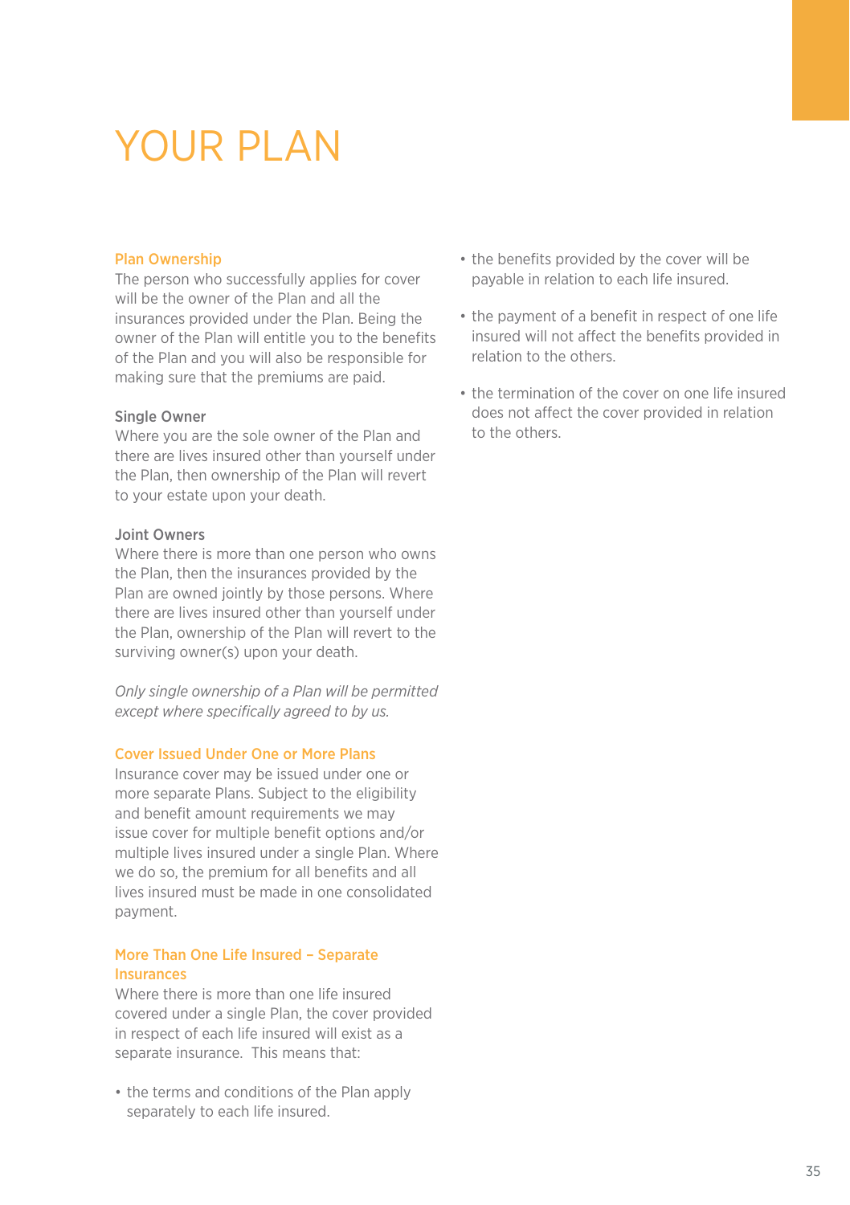# YOUR PLAN

## Plan Ownership

The person who successfully applies for cover will be the owner of the Plan and all the insurances provided under the Plan. Being the owner of the Plan will entitle you to the benefits of the Plan and you will also be responsible for making sure that the premiums are paid.

### Single Owner

Where you are the sole owner of the Plan and there are lives insured other than yourself under the Plan, then ownership of the Plan will revert to your estate upon your death.

### Joint Owners

Where there is more than one person who owns the Plan, then the insurances provided by the Plan are owned jointly by those persons. Where there are lives insured other than yourself under the Plan, ownership of the Plan will revert to the surviving owner(s) upon your death.

*Only single ownership of a Plan will be permitted except where specifically agreed to by us.*

## Cover Issued Under One or More Plans

Insurance cover may be issued under one or more separate Plans. Subject to the eligibility and benefit amount requirements we may issue cover for multiple benefit options and/or multiple lives insured under a single Plan. Where we do so, the premium for all benefits and all lives insured must be made in one consolidated payment.

## More Than One Life Insured – Separate Insurances

Where there is more than one life insured covered under a single Plan, the cover provided in respect of each life insured will exist as a separate insurance. This means that:

- the terms and conditions of the Plan apply separately to each life insured.
- the benefits provided by the cover will be payable in relation to each life insured.
- the payment of a benefit in respect of one life insured will not affect the benefits provided in relation to the others.
- the termination of the cover on one life insured does not affect the cover provided in relation to the others.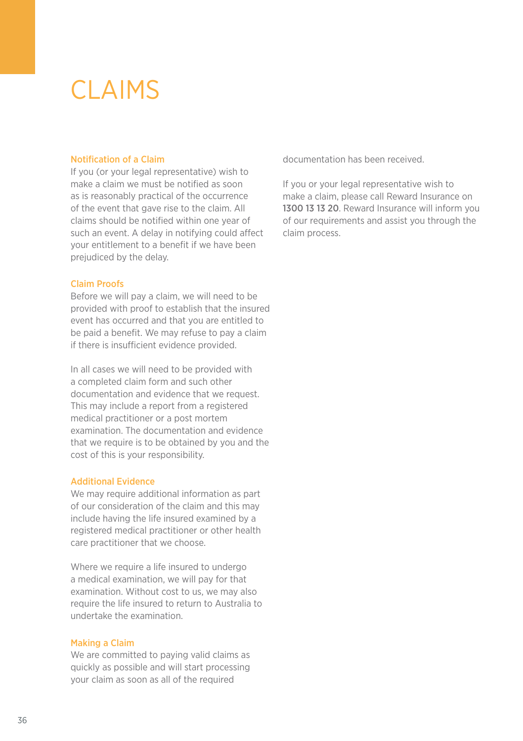# CLAIMS

### Notification of a Claim

If you (or your legal representative) wish to make a claim we must be notified as soon as is reasonably practical of the occurrence of the event that gave rise to the claim. All claims should be notified within one year of such an event. A delay in notifying could affect your entitlement to a benefit if we have been prejudiced by the delay.

### Claim Proofs

Before we will pay a claim, we will need to be provided with proof to establish that the insured event has occurred and that you are entitled to be paid a benefit. We may refuse to pay a claim if there is insufficient evidence provided.

In all cases we will need to be provided with a completed claim form and such other documentation and evidence that we request. This may include a report from a registered medical practitioner or a post mortem examination. The documentation and evidence that we require is to be obtained by you and the cost of this is your responsibility.

### Additional Evidence

We may require additional information as part of our consideration of the claim and this may include having the life insured examined by a registered medical practitioner or other health care practitioner that we choose.

Where we require a life insured to undergo a medical examination, we will pay for that examination. Without cost to us, we may also require the life insured to return to Australia to undertake the examination.

### Making a Claim

We are committed to paying valid claims as quickly as possible and will start processing your claim as soon as all of the required documentation has been received.

If you or your legal representative wish to make a claim, please call Reward Insurance on **1300 13 13 20**. Reward Insurance will inform you of our requirements and assist you through the claim process.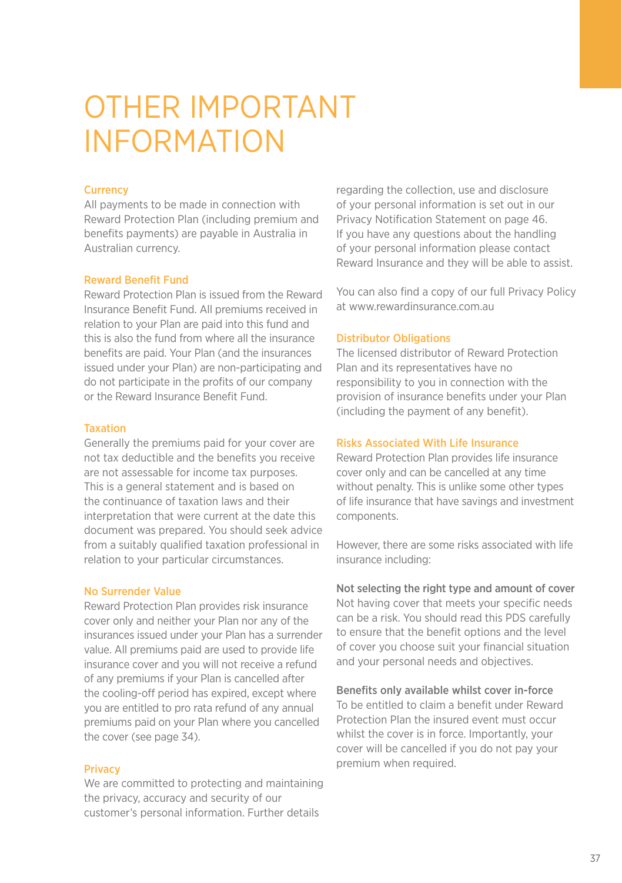# OTHER IMPORTANT INFORMATION

### Currency

All payments to be made in connection with Reward Protection Plan (including premium and benefits payments) are payable in Australia in Australian currency.

### Reward Benefit Fund

Reward Protection Plan is issued from the Reward Insurance Benefit Fund. All premiums received in relation to your Plan are paid into this fund and this is also the fund from where all the insurance benefits are paid. Your Plan (and the insurances issued under your Plan) are non-participating and do not participate in the profits of our company or the Reward Insurance Benefit Fund.

### Taxation

Generally the premiums paid for your cover are not tax deductible and the benefits you receive are not assessable for income tax purposes. This is a general statement and is based on the continuance of taxation laws and their interpretation that were current at the date this document was prepared. You should seek advice from a suitably qualified taxation professional in relation to your particular circumstances.

### No Surrender Value

Reward Protection Plan provides risk insurance cover only and neither your Plan nor any of the insurances issued under your Plan has a surrender value. All premiums paid are used to provide life insurance cover and you will not receive a refund of any premiums if your Plan is cancelled after the cooling-off period has expired, except where you are entitled to pro rata refund of any annual premiums paid on your Plan where you cancelled the cover (see page 34).

### Privacy

We are committed to protecting and maintaining the privacy, accuracy and security of our customer's personal information. Further details regarding the collection, use and disclosure of your personal information is set out in our Privacy Notification Statement on page 46. If you have any questions about the handling of your personal information please contact Reward Insurance and they will be able to assist.

You can also find a copy of our full Privacy Policy at www.rewardinsurance.com.au

### Distributor Obligations

The licensed distributor of Reward Protection Plan and its representatives have no responsibility to you in connection with the provision of insurance benefits under your Plan (including the payment of any benefit).

### Risks Associated With Life Insurance

Reward Protection Plan provides life insurance cover only and can be cancelled at any time without penalty. This is unlike some other types of life insurance that have savings and investment components.

However, there are some risks associated with life insurance including:

**Not selecting the right type and amount of cover**

Not having cover that meets your specific needs can be a risk. You should read this PDS carefully to ensure that the benefit options and the level of cover you choose suit your financial situation and your personal needs and objectives.

**Benefits only available whilst cover in-force**

To be entitled to claim a benefit under Reward Protection Plan the insured event must occur whilst the cover is in force. Importantly, your cover will be cancelled if you do not pay your premium when required.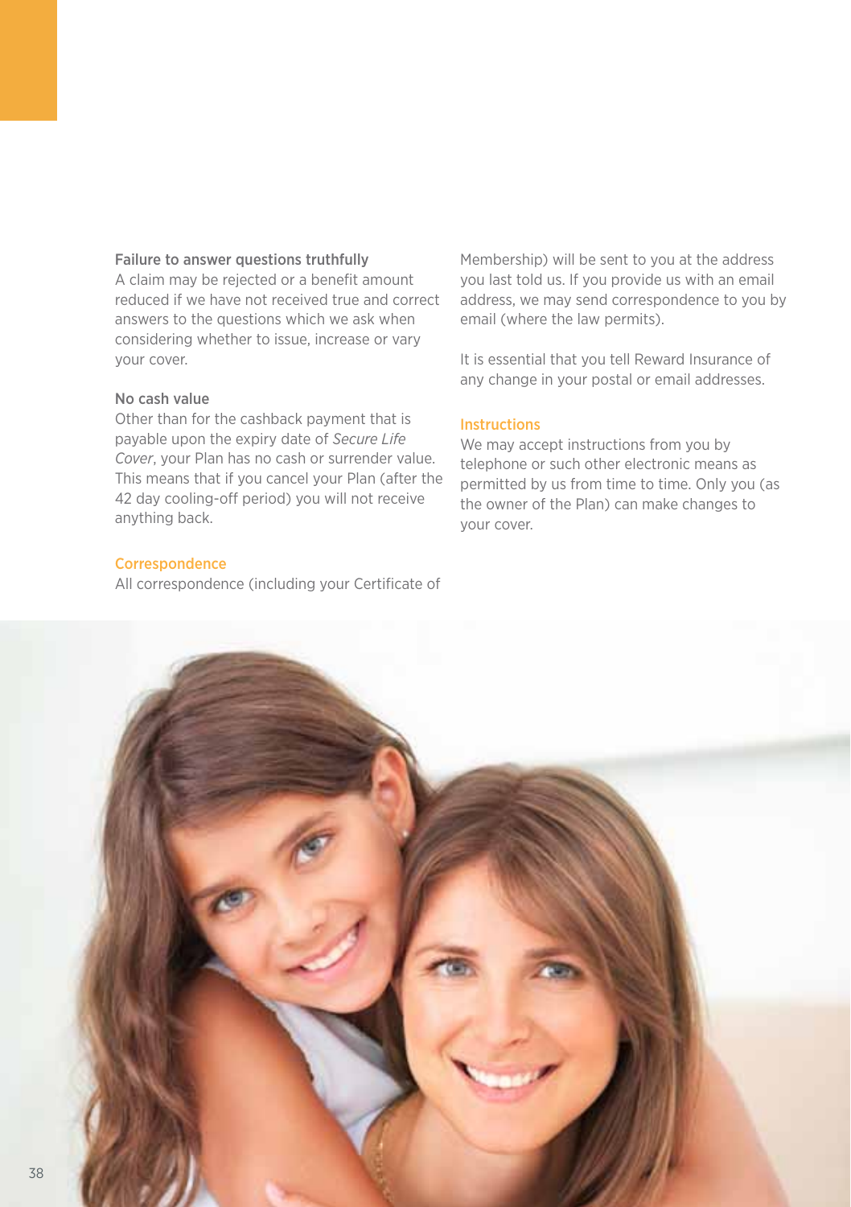### Failure to answer questions truthfully

A claim may be rejected or a benefit amount reduced if we have not received true and correct answers to the questions which we ask when considering whether to issue, increase or vary your cover.

### No cash value

Other than for the cashback payment that is payable upon the expiry date of *Secure Life Cover*, your Plan has no cash or surrender value. This means that if you cancel your Plan (after the 42 day cooling-off period) you will not receive anything back.

### Correspondence

All correspondence (including your Certificate of Membership) will be sent to you at the address you last told us. If you provide us with an email address, we may send correspondence to you by email (where the law permits).

It is essential that you tell Reward Insurance of any change in your postal or email addresses.

### Instructions

We may accept instructions from you by telephone or such other electronic means as permitted by us from time to time. Only you (as the owner of the Plan) can make changes to your cover.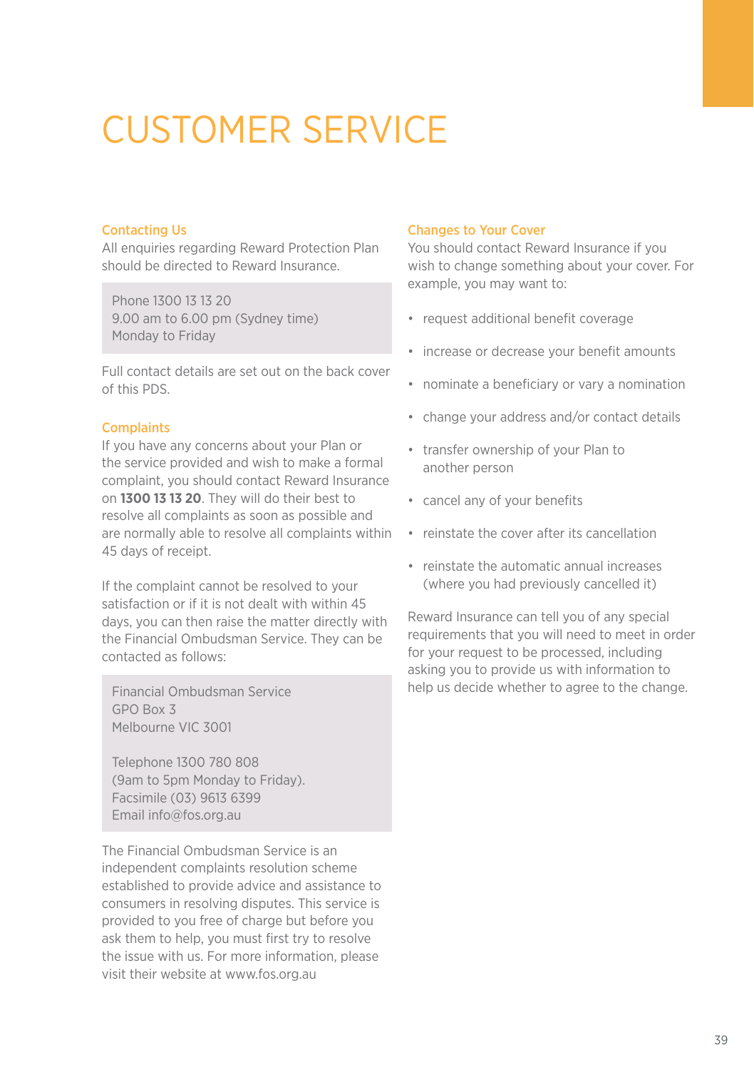# CUSTOMER SERVICE

### Contacting Us

All enquiries regarding Reward Protection Plan should be directed to Reward Insurance.

Phone 1300 13 13 20
9.00 am to 6.00 pm (Sydney time)
Monday to Friday

Full contact details are set out on the back cover of this PDS.

### Complaints

If you have any concerns about your Plan or the service provided and wish to make a formal complaint, you should contact Reward Insurance on **1300 13 13 20**. They will do their best to resolve all complaints as soon as possible and are normally able to resolve all complaints within 45 days of receipt.

If the complaint cannot be resolved to your satisfaction or if it is not dealt with within 45 days, you can then raise the matter directly with the Financial Ombudsman Service. They can be contacted as follows:

Financial Ombudsman Service
GPO Box 3
Melbourne VIC 3001

Telephone 1300 780 808
(9am to 5pm Monday to Friday).
Facsimile (03) 9613 6399
Email info@fos.org.au

The Financial Ombudsman Service is an independent complaints resolution scheme established to provide advice and assistance to consumers in resolving disputes. This service is provided to you free of charge but before you ask them to help, you must first try to resolve the issue with us. For more information, please visit their website at www.fos.org.au

### Changes to Your Cover

You should contact Reward Insurance if you wish to change something about your cover. For example, you may want to:

- request additional benefit coverage
- increase or decrease your benefit amounts
- nominate a beneficiary or vary a nomination
- change your address and/or contact details
- transfer ownership of your Plan to another person
- cancel any of your benefits
- reinstate the cover after its cancellation
- reinstate the automatic annual increases (where you had previously cancelled it)

Reward Insurance can tell you of any special requirements that you will need to meet in order for your request to be processed, including asking you to provide us with information to help us decide whether to agree to the change.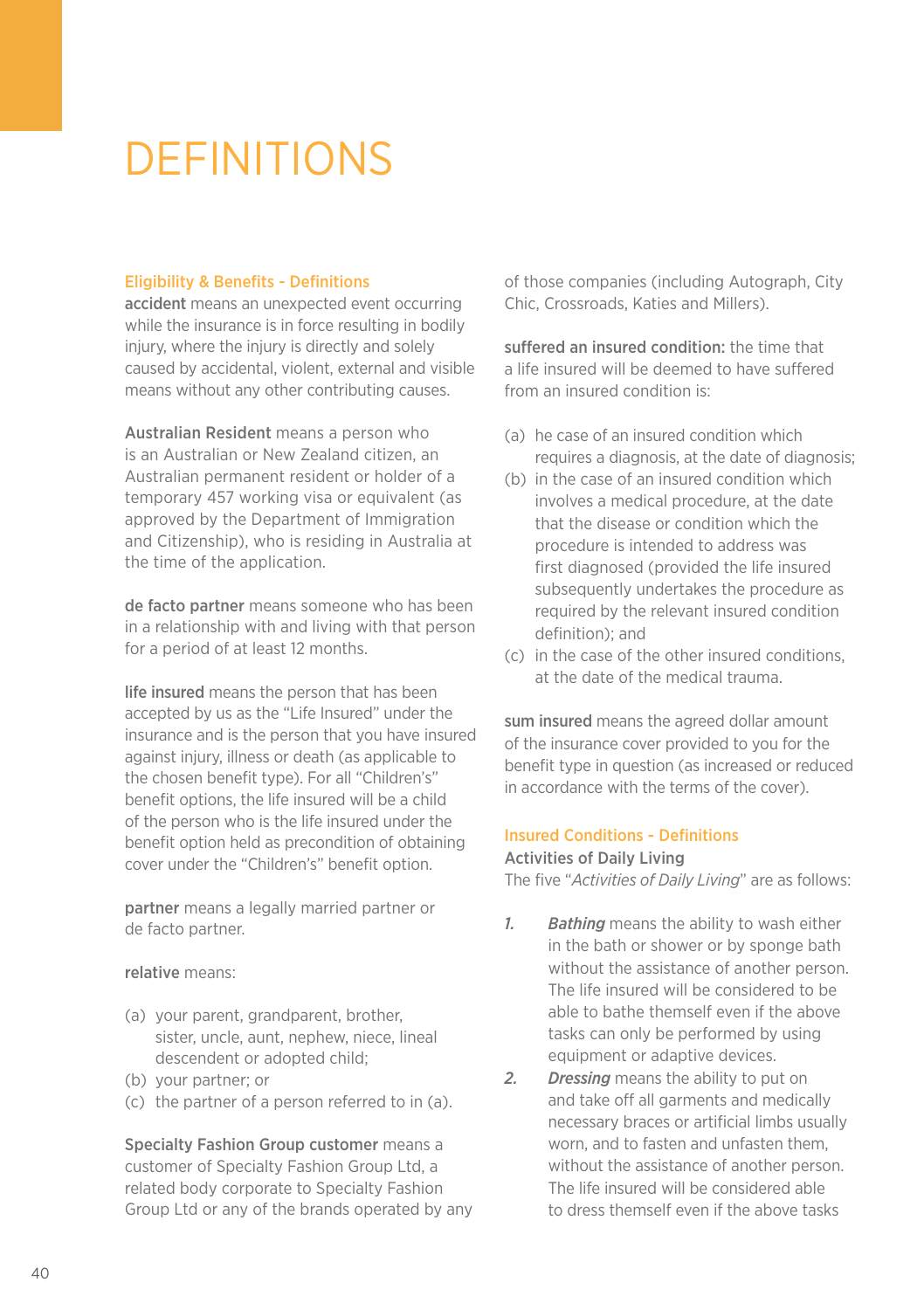# DEFINITIONS

## Eligibility & Benefits - Definitions

**accident** means an unexpected event occurring while the insurance is in force resulting in bodily injury, where the injury is directly and solely caused by accidental, violent, external and visible means without any other contributing causes.

**Australian Resident** means a person who is an Australian or New Zealand citizen, an Australian permanent resident or holder of a temporary 457 working visa or equivalent (as approved by the Department of Immigration and Citizenship), who is residing in Australia at the time of the application.

**de facto partner** means someone who has been in a relationship with and living with that person for a period of at least 12 months.

**life insured** means the person that has been accepted by us as the "Life Insured" under the insurance and is the person that you have insured against injury, illness or death (as applicable to the chosen benefit type). For all "Children's" benefit options, the life insured will be a child of the person who is the life insured under the benefit option held as precondition of obtaining cover under the "Children's" benefit option.

**partner** means a legally married partner or de facto partner.

**relative** means:

(a) your parent, grandparent, brother, sister, uncle, aunt, nephew, niece, lineal descendent or adopted child;
(b) your partner; or
(c) the partner of a person referred to in (a).

**Specialty Fashion Group customer** means a customer of Specialty Fashion Group Ltd, a related body corporate to Specialty Fashion Group Ltd or any of the brands operated by any of those companies (including Autograph, City Chic, Crossroads, Katies and Millers).

**suffered an insured condition:** the time that a life insured will be deemed to have suffered from an insured condition is:

(a) he case of an insured condition which requires a diagnosis, at the date of diagnosis;
(b) in the case of an insured condition which involves a medical procedure, at the date that the disease or condition which the procedure is intended to address was first diagnosed (provided the life insured subsequently undertakes the procedure as required by the relevant insured condition definition); and
(c) in the case of the other insured conditions, at the date of the medical trauma.

**sum insured** means the agreed dollar amount of the insurance cover provided to you for the benefit type in question (as increased or reduced in accordance with the terms of the cover).

## Insured Conditions - Definitions

**Activities of Daily Living**

The five "*Activities of Daily Living*" are as follows:

1. ***Bathing*** means the ability to wash either in the bath or shower or by sponge bath without the assistance of another person. The life insured will be considered to be able to bathe themself even if the above tasks can only be performed by using equipment or adaptive devices.
2. ***Dressing*** means the ability to put on and take off all garments and medically necessary braces or artificial limbs usually worn, and to fasten and unfasten them, without the assistance of another person. The life insured will be considered able to dress themself even if the above tasks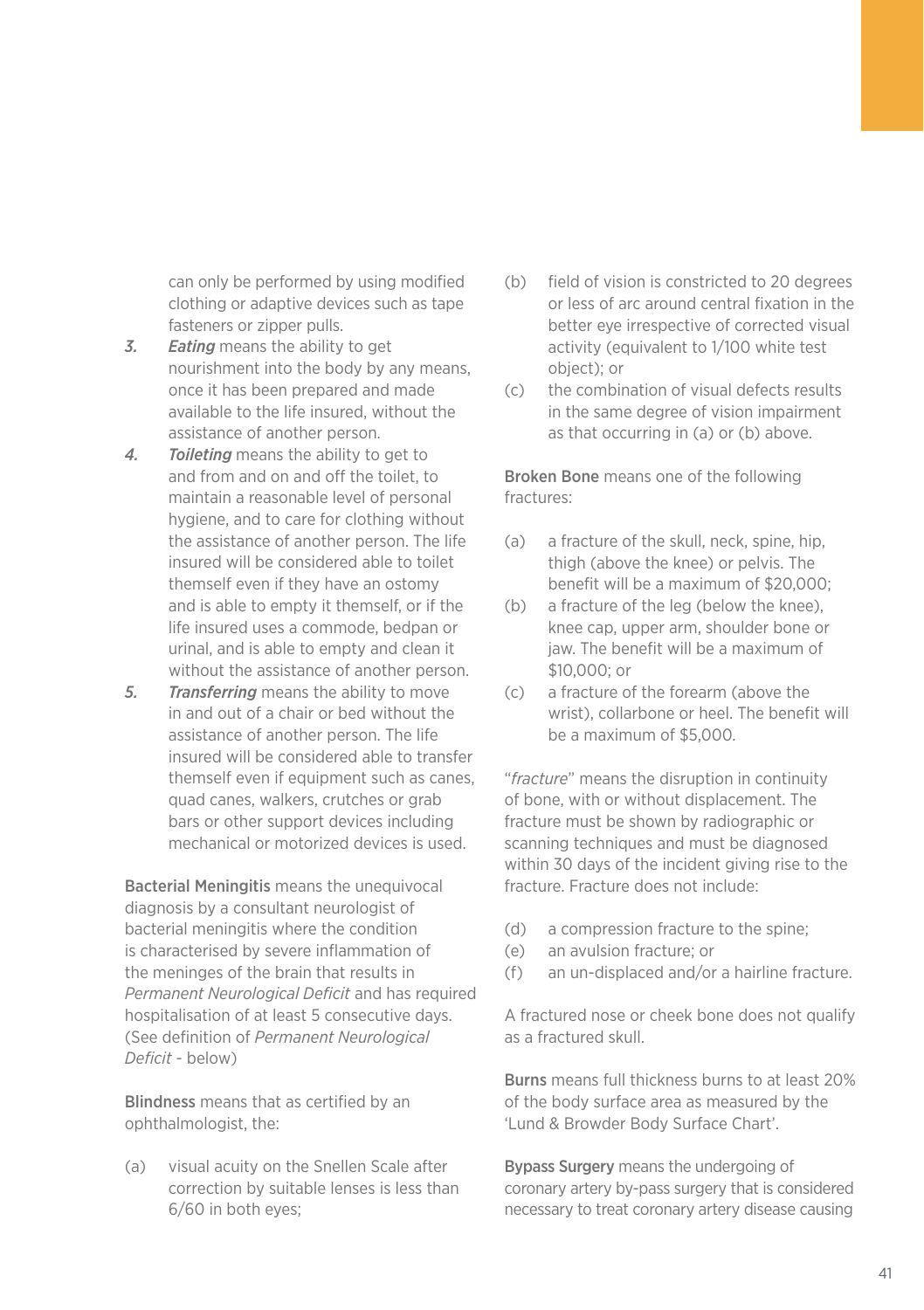can only be performed by using modified clothing or adaptive devices such as tape fasteners or zipper pulls.

3. ***Eating*** means the ability to get nourishment into the body by any means, once it has been prepared and made available to the life insured, without the assistance of another person.
4. ***Toileting*** means the ability to get to and from and on and off the toilet, to maintain a reasonable level of personal hygiene, and to care for clothing without the assistance of another person. The life insured will be considered able to toilet themself even if they have an ostomy and is able to empty it themself, or if the life insured uses a commode, bedpan or urinal, and is able to empty and clean it without the assistance of another person.
5. ***Transferring*** means the ability to move in and out of a chair or bed without the assistance of another person. The life insured will be considered able to transfer themself even if equipment such as canes, quad canes, walkers, crutches or grab bars or other support devices including mechanical or motorized devices is used.

**Bacterial Meningitis** means the unequivocal diagnosis by a consultant neurologist of bacterial meningitis where the condition is characterised by severe inflammation of the meninges of the brain that results in *Permanent Neurological Deficit* and has required hospitalisation of at least 5 consecutive days. (See definition of *Permanent Neurological Deficit* - below)

**Blindness** means that as certified by an ophthalmologist, the:

(a) visual acuity on the Snellen Scale after correction by suitable lenses is less than 6/60 in both eyes;

(b) field of vision is constricted to 20 degrees or less of arc around central fixation in the better eye irrespective of corrected visual activity (equivalent to 1/100 white test object); or

(c) the combination of visual defects results in the same degree of vision impairment as that occurring in (a) or (b) above.

**Broken Bone** means one of the following fractures:

(a) a fracture of the skull, neck, spine, hip, thigh (above the knee) or pelvis. The benefit will be a maximum of $20,000;

(b) a fracture of the leg (below the knee), knee cap, upper arm, shoulder bone or jaw. The benefit will be a maximum of $10,000; or

(c) a fracture of the forearm (above the wrist), collarbone or heel. The benefit will be a maximum of $5,000.

"*fracture*" means the disruption in continuity of bone, with or without displacement. The fracture must be shown by radiographic or scanning techniques and must be diagnosed within 30 days of the incident giving rise to the fracture. Fracture does not include:

(d) a compression fracture to the spine;

(e) an avulsion fracture; or

(f) an un-displaced and/or a hairline fracture.

A fractured nose or cheek bone does not qualify as a fractured skull.

**Burns** means full thickness burns to at least 20% of the body surface area as measured by the 'Lund & Browder Body Surface Chart'.

**Bypass Surgery** means the undergoing of coronary artery by-pass surgery that is considered necessary to treat coronary artery disease causing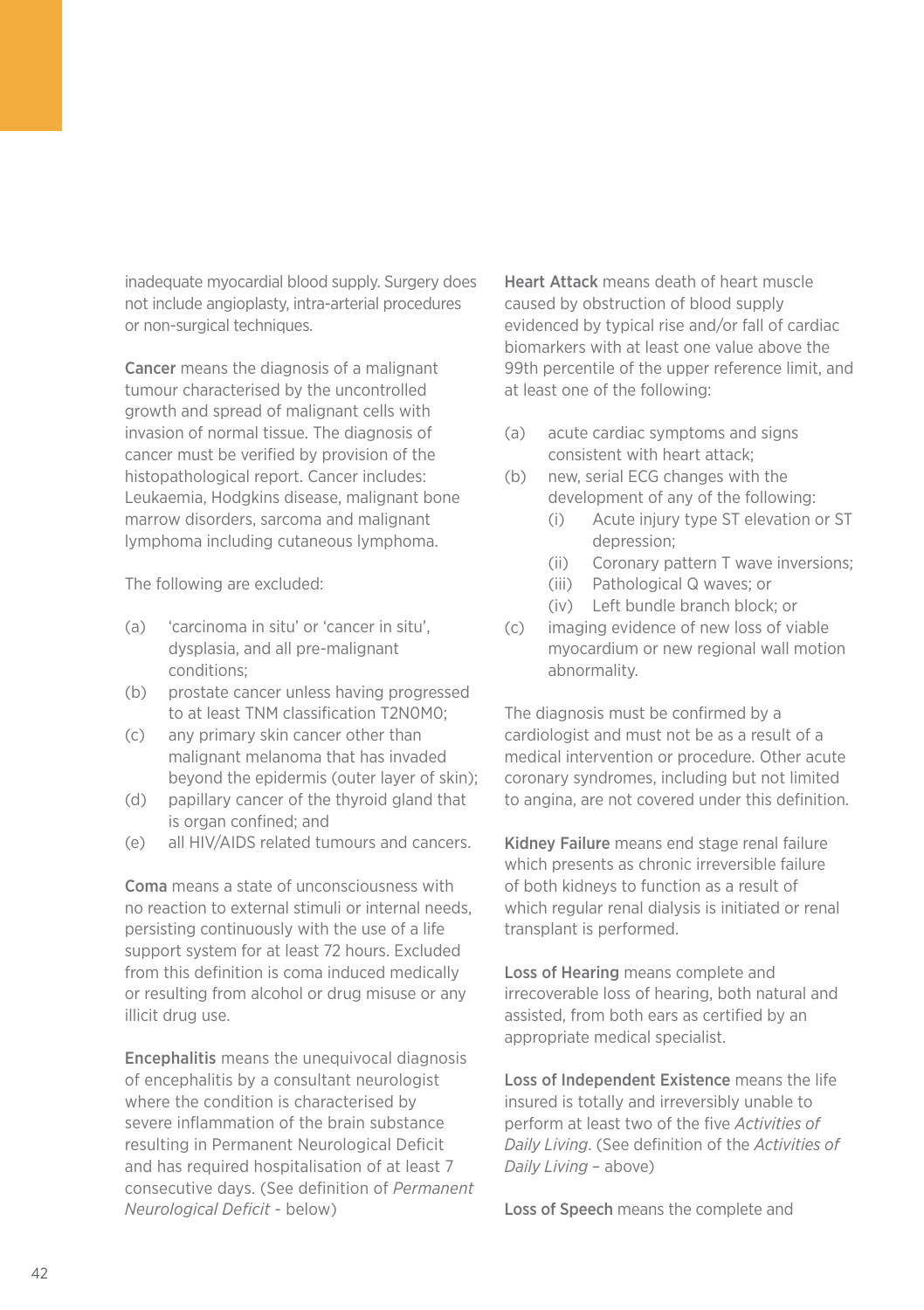inadequate myocardial blood supply. Surgery does not include angioplasty, intra-arterial procedures or non-surgical techniques.

**Cancer** means the diagnosis of a malignant tumour characterised by the uncontrolled growth and spread of malignant cells with invasion of normal tissue. The diagnosis of cancer must be verified by provision of the histopathological report. Cancer includes: Leukaemia, Hodgkins disease, malignant bone marrow disorders, sarcoma and malignant lymphoma including cutaneous lymphoma.

The following are excluded:

(a) 'carcinoma in situ' or 'cancer in situ', dysplasia, and all pre-malignant conditions;
(b) prostate cancer unless having progressed to at least TNM classification T2N0M0;
(c) any primary skin cancer other than malignant melanoma that has invaded beyond the epidermis (outer layer of skin);
(d) papillary cancer of the thyroid gland that is organ confined; and
(e) all HIV/AIDS related tumours and cancers.

**Coma** means a state of unconsciousness with no reaction to external stimuli or internal needs, persisting continuously with the use of a life support system for at least 72 hours. Excluded from this definition is coma induced medically or resulting from alcohol or drug misuse or any illicit drug use.

**Encephalitis** means the unequivocal diagnosis of encephalitis by a consultant neurologist where the condition is characterised by severe inflammation of the brain substance resulting in Permanent Neurological Deficit and has required hospitalisation of at least 7 consecutive days. (See definition of *Permanent Neurological Deficit* - below)

**Heart Attack** means death of heart muscle caused by obstruction of blood supply evidenced by typical rise and/or fall of cardiac biomarkers with at least one value above the 99th percentile of the upper reference limit, and at least one of the following:

(a) acute cardiac symptoms and signs consistent with heart attack;
(b) new, serial ECG changes with the development of any of the following:
    (i) Acute injury type ST elevation or ST depression;
    (ii) Coronary pattern T wave inversions;
    (iii) Pathological Q waves; or
    (iv) Left bundle branch block; or
(c) imaging evidence of new loss of viable myocardium or new regional wall motion abnormality.

The diagnosis must be confirmed by a cardiologist and must not be as a result of a medical intervention or procedure. Other acute coronary syndromes, including but not limited to angina, are not covered under this definition.

**Kidney Failure** means end stage renal failure which presents as chronic irreversible failure of both kidneys to function as a result of which regular renal dialysis is initiated or renal transplant is performed.

**Loss of Hearing** means complete and irrecoverable loss of hearing, both natural and assisted, from both ears as certified by an appropriate medical specialist.

**Loss of Independent Existence** means the life insured is totally and irreversibly unable to perform at least two of the five *Activities of Daily Living*. (See definition of the *Activities of Daily Living* – above)

**Loss of Speech** means the complete and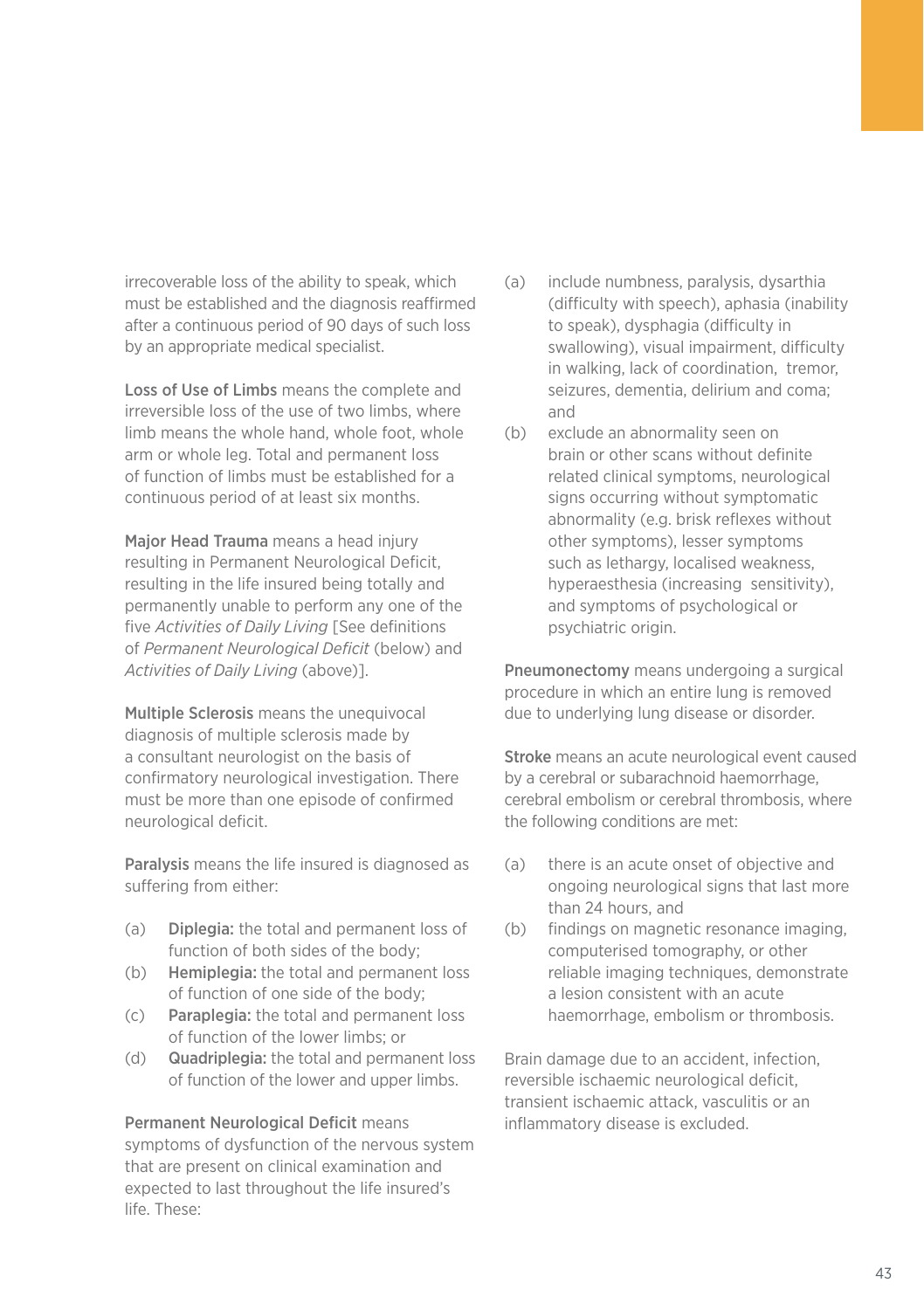irrecoverable loss of the ability to speak, which must be established and the diagnosis reaffirmed after a continuous period of 90 days of such loss by an appropriate medical specialist.

**Loss of Use of Limbs** means the complete and irreversible loss of the use of two limbs, where limb means the whole hand, whole foot, whole arm or whole leg. Total and permanent loss of function of limbs must be established for a continuous period of at least six months.

**Major Head Trauma** means a head injury resulting in Permanent Neurological Deficit, resulting in the life insured being totally and permanently unable to perform any one of the five *Activities of Daily Living* [See definitions of *Permanent Neurological Deficit* (below) and *Activities of Daily Living* (above)].

**Multiple Sclerosis** means the unequivocal diagnosis of multiple sclerosis made by a consultant neurologist on the basis of confirmatory neurological investigation. There must be more than one episode of confirmed neurological deficit.

**Paralysis** means the life insured is diagnosed as suffering from either:

(a) **Diplegia:** the total and permanent loss of function of both sides of the body;
(b) **Hemiplegia:** the total and permanent loss of function of one side of the body;
(c) **Paraplegia:** the total and permanent loss of function of the lower limbs; or
(d) **Quadriplegia:** the total and permanent loss of function of the lower and upper limbs.

**Permanent Neurological Deficit** means symptoms of dysfunction of the nervous system that are present on clinical examination and expected to last throughout the life insured's life. These:

(a) include numbness, paralysis, dysarthia (difficulty with speech), aphasia (inability to speak), dysphagia (difficulty in swallowing), visual impairment, difficulty in walking, lack of coordination, tremor, seizures, dementia, delirium and coma; and
(b) exclude an abnormality seen on brain or other scans without definite related clinical symptoms, neurological signs occurring without symptomatic abnormality (e.g. brisk reflexes without other symptoms), lesser symptoms such as lethargy, localised weakness, hyperaesthesia (increasing sensitivity), and symptoms of psychological or psychiatric origin.

**Pneumonectomy** means undergoing a surgical procedure in which an entire lung is removed due to underlying lung disease or disorder.

**Stroke** means an acute neurological event caused by a cerebral or subarachnoid haemorrhage, cerebral embolism or cerebral thrombosis, where the following conditions are met:

(a) there is an acute onset of objective and ongoing neurological signs that last more than 24 hours, and
(b) findings on magnetic resonance imaging, computerised tomography, or other reliable imaging techniques, demonstrate a lesion consistent with an acute haemorrhage, embolism or thrombosis.

Brain damage due to an accident, infection, reversible ischaemic neurological deficit, transient ischaemic attack, vasculitis or an inflammatory disease is excluded.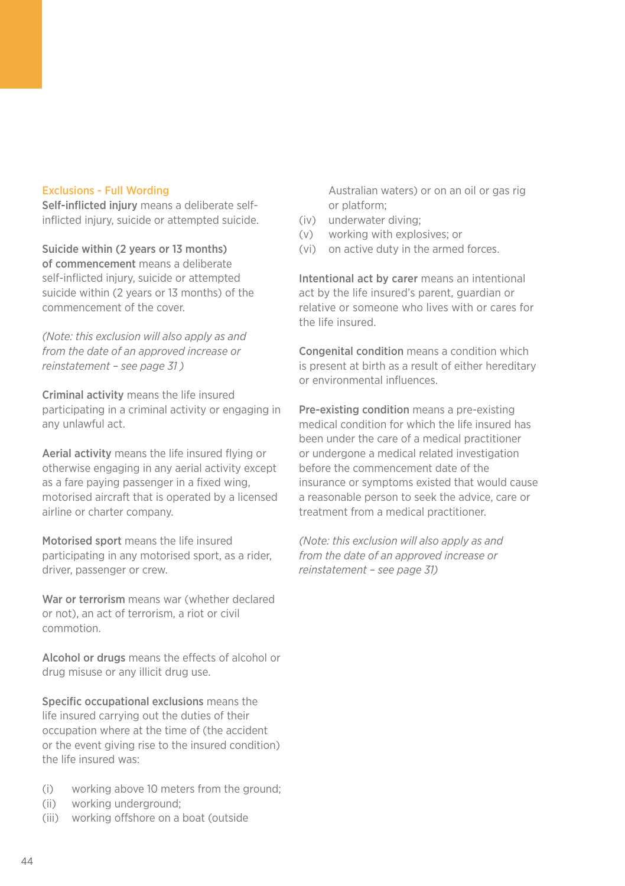## Exclusions - Full Wording

**Self-inflicted injury** means a deliberate self-inflicted injury, suicide or attempted suicide.

**Suicide within (2 years or 13 months) of commencement** means a deliberate self-inflicted injury, suicide or attempted suicide within (2 years or 13 months) of the commencement of the cover.

*(Note: this exclusion will also apply as and from the date of an approved increase or reinstatement – see page 31 )*

**Criminal activity** means the life insured participating in a criminal activity or engaging in any unlawful act.

**Aerial activity** means the life insured flying or otherwise engaging in any aerial activity except as a fare paying passenger in a fixed wing, motorised aircraft that is operated by a licensed airline or charter company.

**Motorised sport** means the life insured participating in any motorised sport, as a rider, driver, passenger or crew.

**War or terrorism** means war (whether declared or not), an act of terrorism, a riot or civil commotion.

**Alcohol or drugs** means the effects of alcohol or drug misuse or any illicit drug use.

**Specific occupational exclusions** means the life insured carrying out the duties of their occupation where at the time of (the accident or the event giving rise to the insured condition) the life insured was:

(i) working above 10 meters from the ground;
(ii) working underground;
(iii) working offshore on a boat (outside Australian waters) or on an oil or gas rig or platform;
(iv) underwater diving;
(v) working with explosives; or
(vi) on active duty in the armed forces.

**Intentional act by carer** means an intentional act by the life insured's parent, guardian or relative or someone who lives with or cares for the life insured.

**Congenital condition** means a condition which is present at birth as a result of either hereditary or environmental influences.

**Pre-existing condition** means a pre-existing medical condition for which the life insured has been under the care of a medical practitioner or undergone a medical related investigation before the commencement date of the insurance or symptoms existed that would cause a reasonable person to seek the advice, care or treatment from a medical practitioner.

*(Note: this exclusion will also apply as and from the date of an approved increase or reinstatement – see page 31)*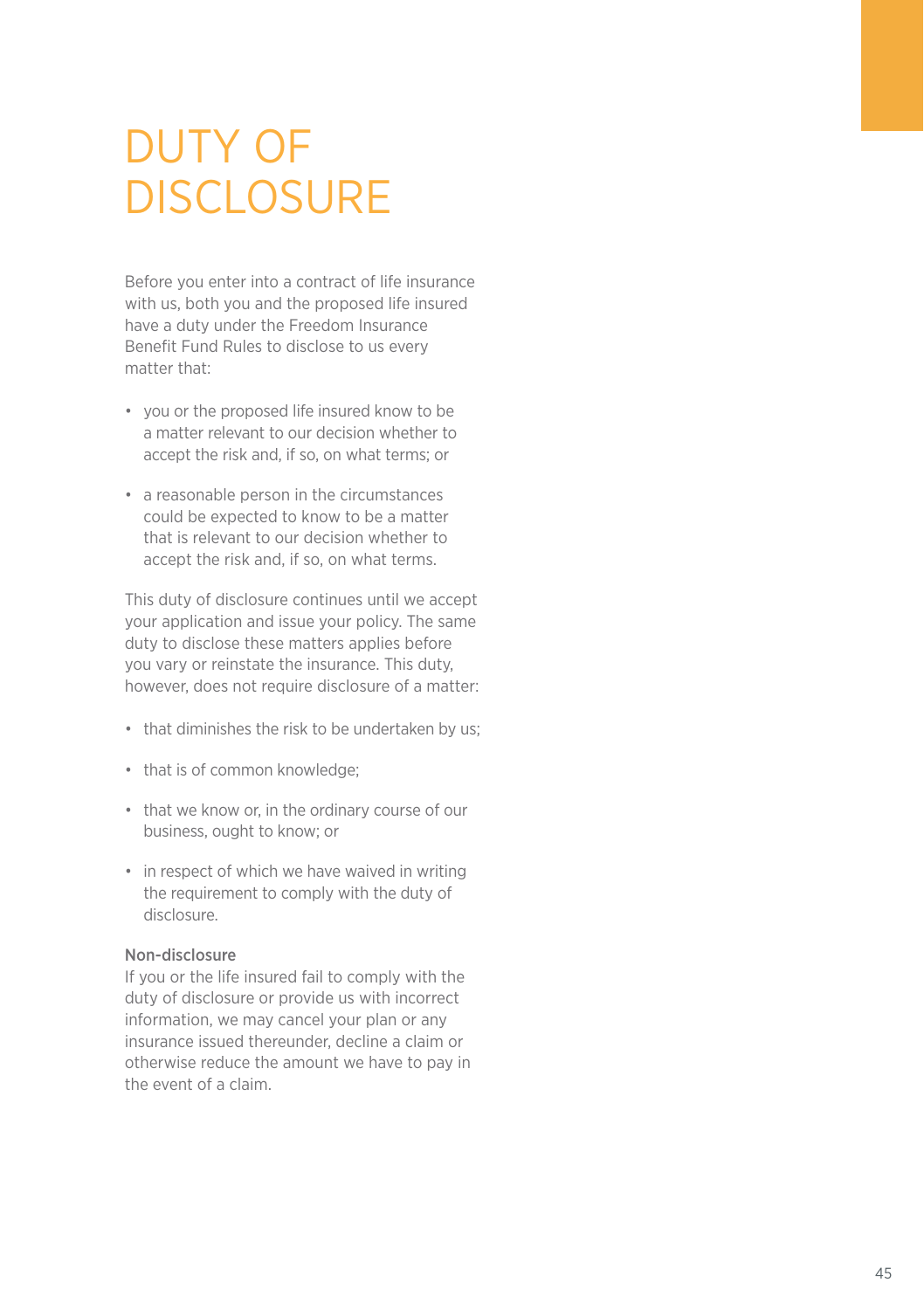# DUTY OF DISCLOSURE

Before you enter into a contract of life insurance with us, both you and the proposed life insured have a duty under the Freedom Insurance Benefit Fund Rules to disclose to us every matter that:

- you or the proposed life insured know to be a matter relevant to our decision whether to accept the risk and, if so, on what terms; or
- a reasonable person in the circumstances could be expected to know to be a matter that is relevant to our decision whether to accept the risk and, if so, on what terms.

This duty of disclosure continues until we accept your application and issue your policy. The same duty to disclose these matters applies before you vary or reinstate the insurance. This duty, however, does not require disclosure of a matter:

- that diminishes the risk to be undertaken by us;
- that is of common knowledge;
- that we know or, in the ordinary course of our business, ought to know; or
- in respect of which we have waived in writing the requirement to comply with the duty of disclosure.

### Non-disclosure

If you or the life insured fail to comply with the duty of disclosure or provide us with incorrect information, we may cancel your plan or any insurance issued thereunder, decline a claim or otherwise reduce the amount we have to pay in the event of a claim.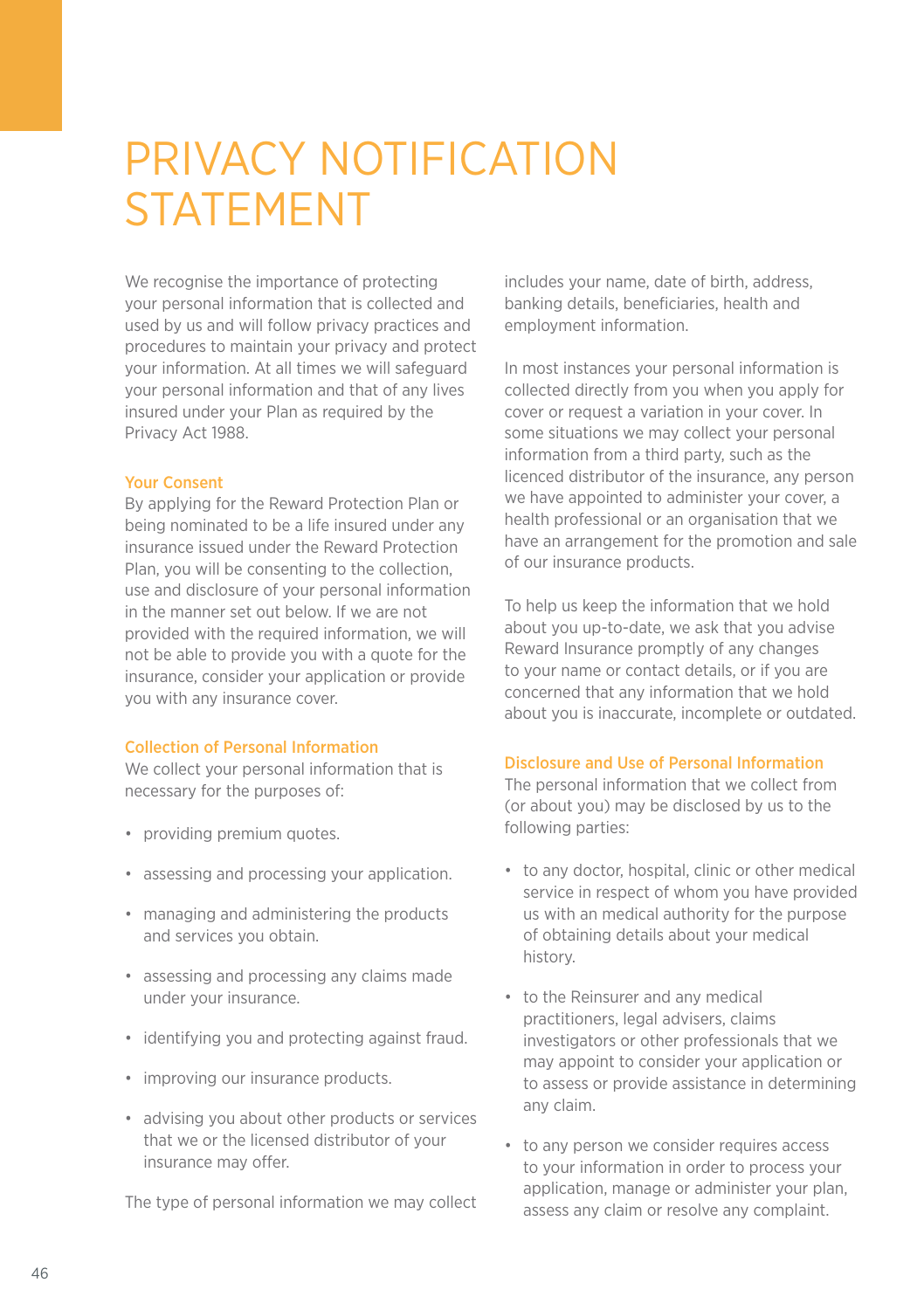# PRIVACY NOTIFICATION STATEMENT

We recognise the importance of protecting your personal information that is collected and used by us and will follow privacy practices and procedures to maintain your privacy and protect your information. At all times we will safeguard your personal information and that of any lives insured under your Plan as required by the Privacy Act 1988.

### Your Consent

By applying for the Reward Protection Plan or being nominated to be a life insured under any insurance issued under the Reward Protection Plan, you will be consenting to the collection, use and disclosure of your personal information in the manner set out below. If we are not provided with the required information, we will not be able to provide you with a quote for the insurance, consider your application or provide you with any insurance cover.

### Collection of Personal Information

We collect your personal information that is necessary for the purposes of:

- providing premium quotes.
- assessing and processing your application.
- managing and administering the products and services you obtain.
- assessing and processing any claims made under your insurance.
- identifying you and protecting against fraud.
- improving our insurance products.
- advising you about other products or services that we or the licensed distributor of your insurance may offer.

The type of personal information we may collect includes your name, date of birth, address, banking details, beneficiaries, health and employment information.

In most instances your personal information is collected directly from you when you apply for cover or request a variation in your cover. In some situations we may collect your personal information from a third party, such as the licenced distributor of the insurance, any person we have appointed to administer your cover, a health professional or an organisation that we have an arrangement for the promotion and sale of our insurance products.

To help us keep the information that we hold about you up-to-date, we ask that you advise Reward Insurance promptly of any changes to your name or contact details, or if you are concerned that any information that we hold about you is inaccurate, incomplete or outdated.

### Disclosure and Use of Personal Information

The personal information that we collect from (or about you) may be disclosed by us to the following parties:

- to any doctor, hospital, clinic or other medical service in respect of whom you have provided us with an medical authority for the purpose of obtaining details about your medical history.
- to the Reinsurer and any medical practitioners, legal advisers, claims investigators or other professionals that we may appoint to consider your application or to assess or provide assistance in determining any claim.
- to any person we consider requires access to your information in order to process your application, manage or administer your plan, assess any claim or resolve any complaint.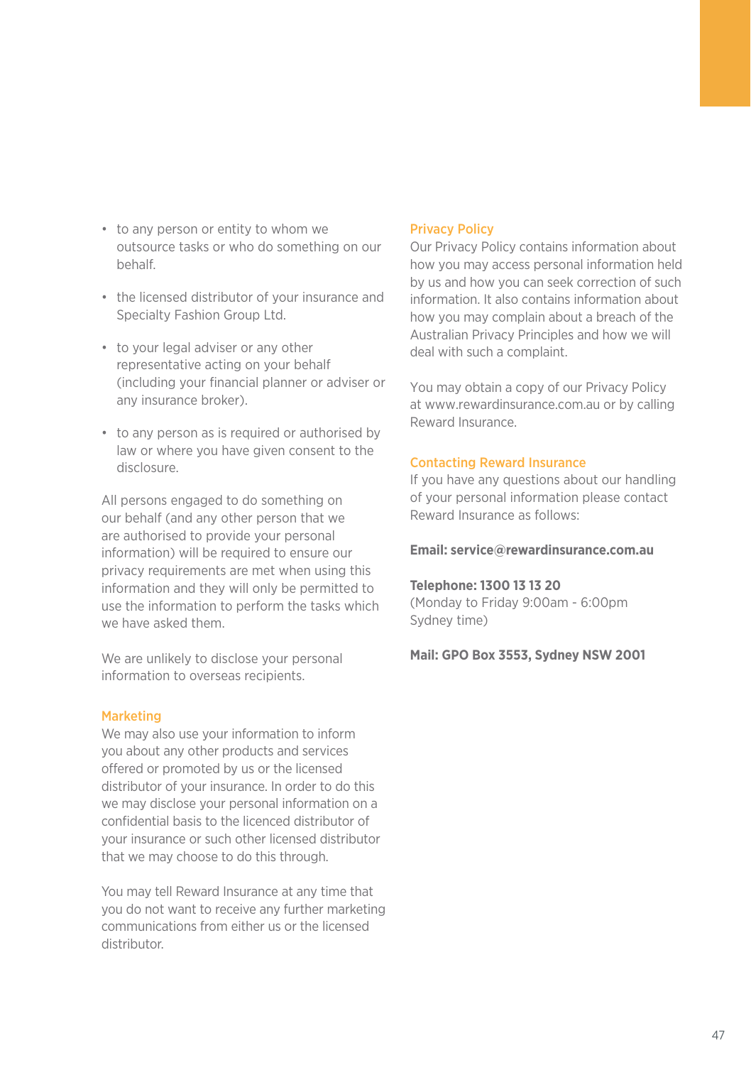- to any person or entity to whom we outsource tasks or who do something on our behalf.
- the licensed distributor of your insurance and Specialty Fashion Group Ltd.
- to your legal adviser or any other representative acting on your behalf (including your financial planner or adviser or any insurance broker).
- to any person as is required or authorised by law or where you have given consent to the disclosure.

All persons engaged to do something on our behalf (and any other person that we are authorised to provide your personal information) will be required to ensure our privacy requirements are met when using this information and they will only be permitted to use the information to perform the tasks which we have asked them.

We are unlikely to disclose your personal information to overseas recipients.

## Marketing

We may also use your information to inform you about any other products and services offered or promoted by us or the licensed distributor of your insurance. In order to do this we may disclose your personal information on a confidential basis to the licenced distributor of your insurance or such other licensed distributor that we may choose to do this through.

You may tell Reward Insurance at any time that you do not want to receive any further marketing communications from either us or the licensed distributor.

## Privacy Policy

Our Privacy Policy contains information about how you may access personal information held by us and how you can seek correction of such information. It also contains information about how you may complain about a breach of the Australian Privacy Principles and how we will deal with such a complaint.

You may obtain a copy of our Privacy Policy at www.rewardinsurance.com.au or by calling Reward Insurance.

## Contacting Reward Insurance

If you have any questions about our handling of your personal information please contact Reward Insurance as follows:

**Email: service@rewardinsurance.com.au**

**Telephone: 1300 13 13 20**
(Monday to Friday 9:00am - 6:00pm Sydney time)

**Mail: GPO Box 3553, Sydney NSW 2001**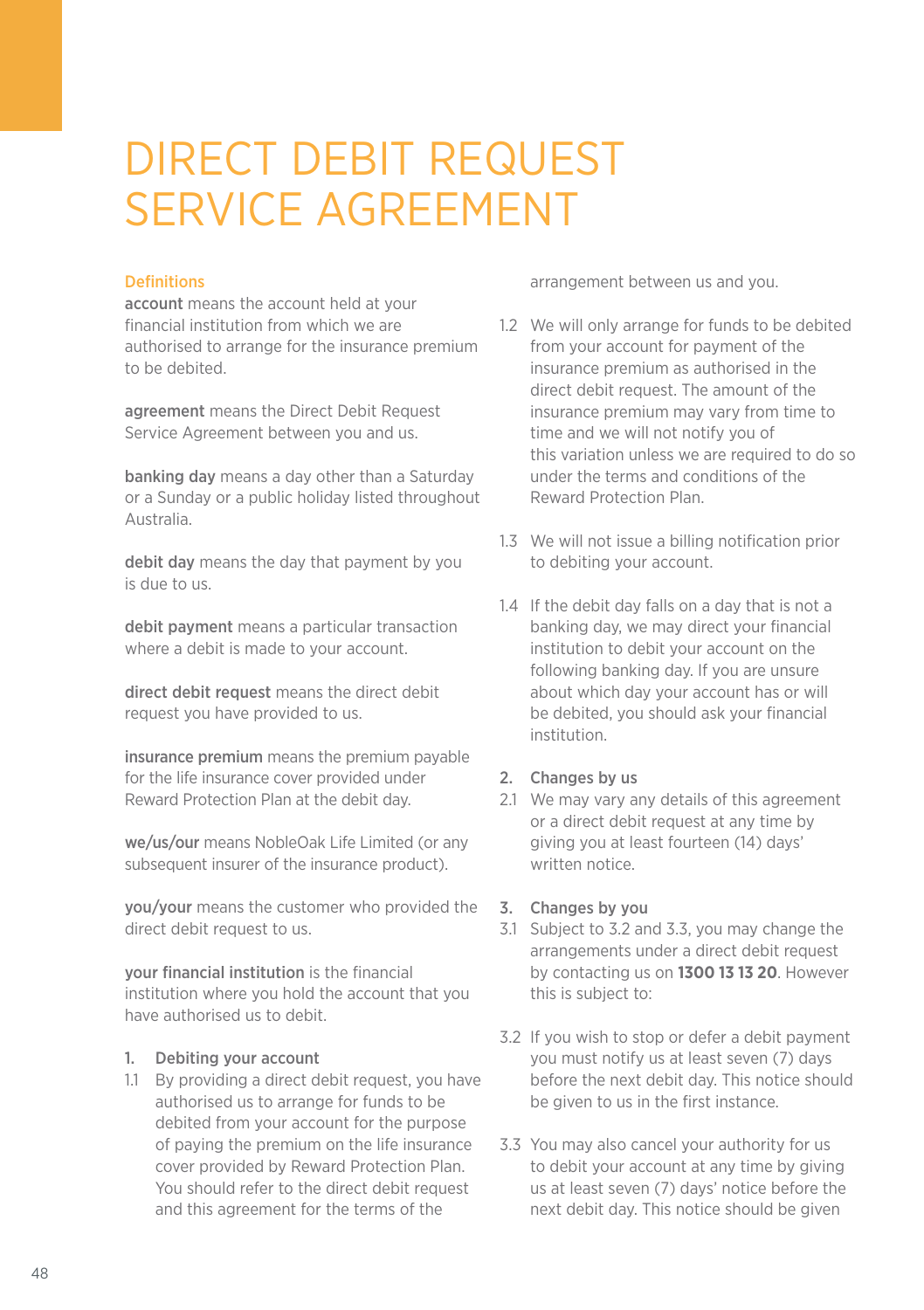# DIRECT DEBIT REQUEST SERVICE AGREEMENT

### Definitions

**account** means the account held at your financial institution from which we are authorised to arrange for the insurance premium to be debited.

**agreement** means the Direct Debit Request Service Agreement between you and us.

**banking day** means a day other than a Saturday or a Sunday or a public holiday listed throughout Australia.

**debit day** means the day that payment by you is due to us.

**debit payment** means a particular transaction where a debit is made to your account.

**direct debit request** means the direct debit request you have provided to us.

**insurance premium** means the premium payable for the life insurance cover provided under Reward Protection Plan at the debit day.

**we/us/our** means NobleOak Life Limited (or any subsequent insurer of the insurance product).

**you/your** means the customer who provided the direct debit request to us.

**your financial institution** is the financial institution where you hold the account that you have authorised us to debit.

### 1. Debiting your account

1.1 By providing a direct debit request, you have authorised us to arrange for funds to be debited from your account for the purpose of paying the premium on the life insurance cover provided by Reward Protection Plan. You should refer to the direct debit request and this agreement for the terms of the arrangement between us and you.

1.2 We will only arrange for funds to be debited from your account for payment of the insurance premium as authorised in the direct debit request. The amount of the insurance premium may vary from time to time and we will not notify you of this variation unless we are required to do so under the terms and conditions of the Reward Protection Plan.

1.3 We will not issue a billing notification prior to debiting your account.

1.4 If the debit day falls on a day that is not a banking day, we may direct your financial institution to debit your account on the following banking day. If you are unsure about which day your account has or will be debited, you should ask your financial institution.

### 2. Changes by us

2.1 We may vary any details of this agreement or a direct debit request at any time by giving you at least fourteen (14) days' written notice.

### 3. Changes by you

3.1 Subject to 3.2 and 3.3, you may change the arrangements under a direct debit request by contacting us on **1300 13 13 20**. However this is subject to:

3.2 If you wish to stop or defer a debit payment you must notify us at least seven (7) days before the next debit day. This notice should be given to us in the first instance.

3.3 You may also cancel your authority for us to debit your account at any time by giving us at least seven (7) days' notice before the next debit day. This notice should be given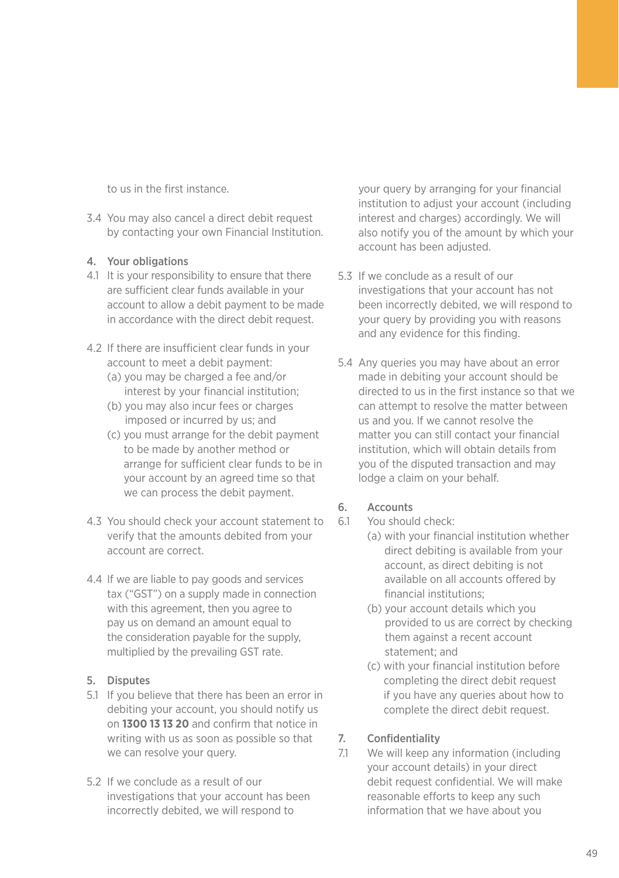to us in the first instance.

3.4 You may also cancel a direct debit request by contacting your own Financial Institution.

## 4. Your obligations

4.1 It is your responsibility to ensure that there are sufficient clear funds available in your account to allow a debit payment to be made in accordance with the direct debit request.

4.2 If there are insufficient clear funds in your account to meet a debit payment:
  (a) you may be charged a fee and/or interest by your financial institution;
  (b) you may also incur fees or charges imposed or incurred by us; and
  (c) you must arrange for the debit payment to be made by another method or arrange for sufficient clear funds to be in your account by an agreed time so that we can process the debit payment.

4.3 You should check your account statement to verify that the amounts debited from your account are correct.

4.4 If we are liable to pay goods and services tax ("GST") on a supply made in connection with this agreement, then you agree to pay us on demand an amount equal to the consideration payable for the supply, multiplied by the prevailing GST rate.

## 5. Disputes

5.1 If you believe that there has been an error in debiting your account, you should notify us on **1300 13 13 20** and confirm that notice in writing with us as soon as possible so that we can resolve your query.

5.2 If we conclude as a result of our investigations that your account has been incorrectly debited, we will respond to your query by arranging for your financial institution to adjust your account (including interest and charges) accordingly. We will also notify you of the amount by which your account has been adjusted.

5.3 If we conclude as a result of our investigations that your account has not been incorrectly debited, we will respond to your query by providing you with reasons and any evidence for this finding.

5.4 Any queries you may have about an error made in debiting your account should be directed to us in the first instance so that we can attempt to resolve the matter between us and you. If we cannot resolve the matter you can still contact your financial institution, which will obtain details from you of the disputed transaction and may lodge a claim on your behalf.

## 6. Accounts

6.1 You should check:
  (a) with your financial institution whether direct debiting is available from your account, as direct debiting is not available on all accounts offered by financial institutions;
  (b) your account details which you provided to us are correct by checking them against a recent account statement; and
  (c) with your financial institution before completing the direct debit request if you have any queries about how to complete the direct debit request.

## 7. Confidentiality

7.1 We will keep any information (including your account details) in your direct debit request confidential. We will make reasonable efforts to keep any such information that we have about you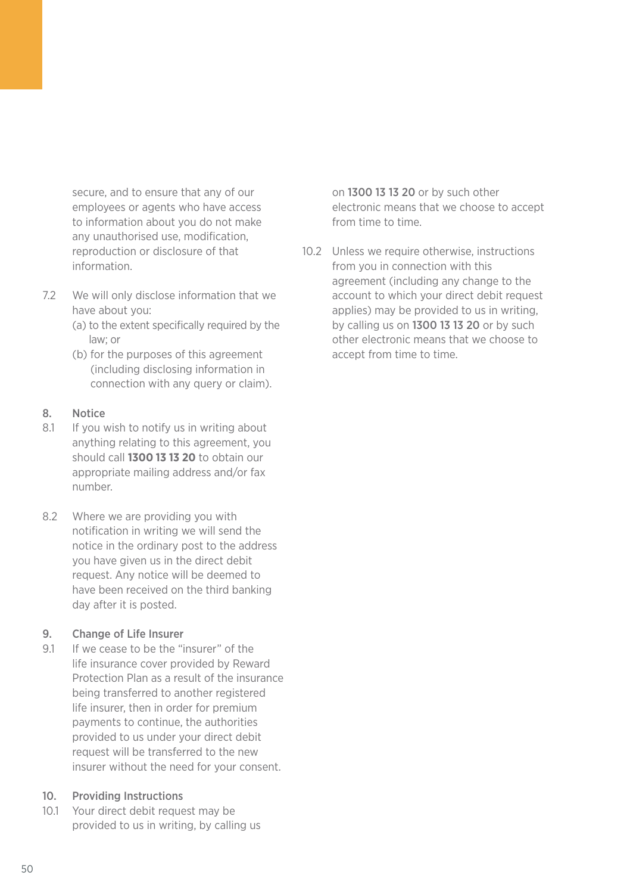secure, and to ensure that any of our employees or agents who have access to information about you do not make any unauthorised use, modification, reproduction or disclosure of that information.

7.2 We will only disclose information that we have about you:

(a) to the extent specifically required by the law; or

(b) for the purposes of this agreement (including disclosing information in connection with any query or claim).

## 8. Notice

8.1 If you wish to notify us in writing about anything relating to this agreement, you should call **1300 13 13 20** to obtain our appropriate mailing address and/or fax number.

8.2 Where we are providing you with notification in writing we will send the notice in the ordinary post to the address you have given us in the direct debit request. Any notice will be deemed to have been received on the third banking day after it is posted.

## 9. Change of Life Insurer

9.1 If we cease to be the "insurer" of the life insurance cover provided by Reward Protection Plan as a result of the insurance being transferred to another registered life insurer, then in order for premium payments to continue, the authorities provided to us under your direct debit request will be transferred to the new insurer without the need for your consent.

## 10. Providing Instructions

10.1 Your direct debit request may be provided to us in writing, by calling us on **1300 13 13 20** or by such other electronic means that we choose to accept from time to time.

10.2 Unless we require otherwise, instructions from you in connection with this agreement (including any change to the account to which your direct debit request applies) may be provided to us in writing, by calling us on **1300 13 13 20** or by such other electronic means that we choose to accept from time to time.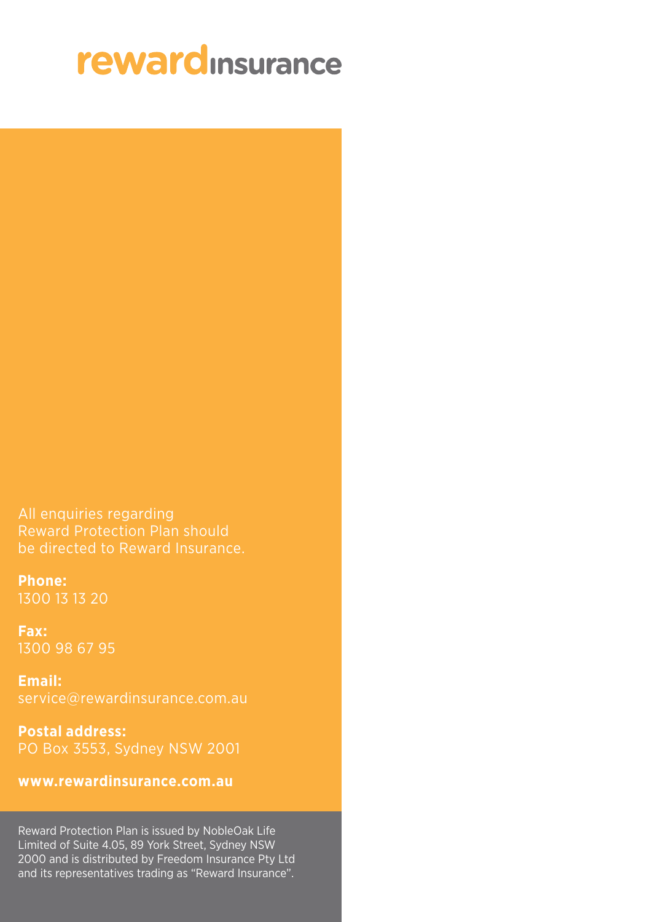# rewardinsurance

All enquiries regarding Reward Protection Plan should be directed to Reward Insurance.

**Phone:**
1300 13 13 20

**Fax:**
1300 98 67 95

**Email:**
service@rewardinsurance.com.au

**Postal address:**
PO Box 3553, Sydney NSW 2001

**www.rewardinsurance.com.au**

Reward Protection Plan is issued by NobleOak Life Limited of Suite 4.05, 89 York Street, Sydney NSW 2000 and is distributed by Freedom Insurance Pty Ltd and its representatives trading as "Reward Insurance".